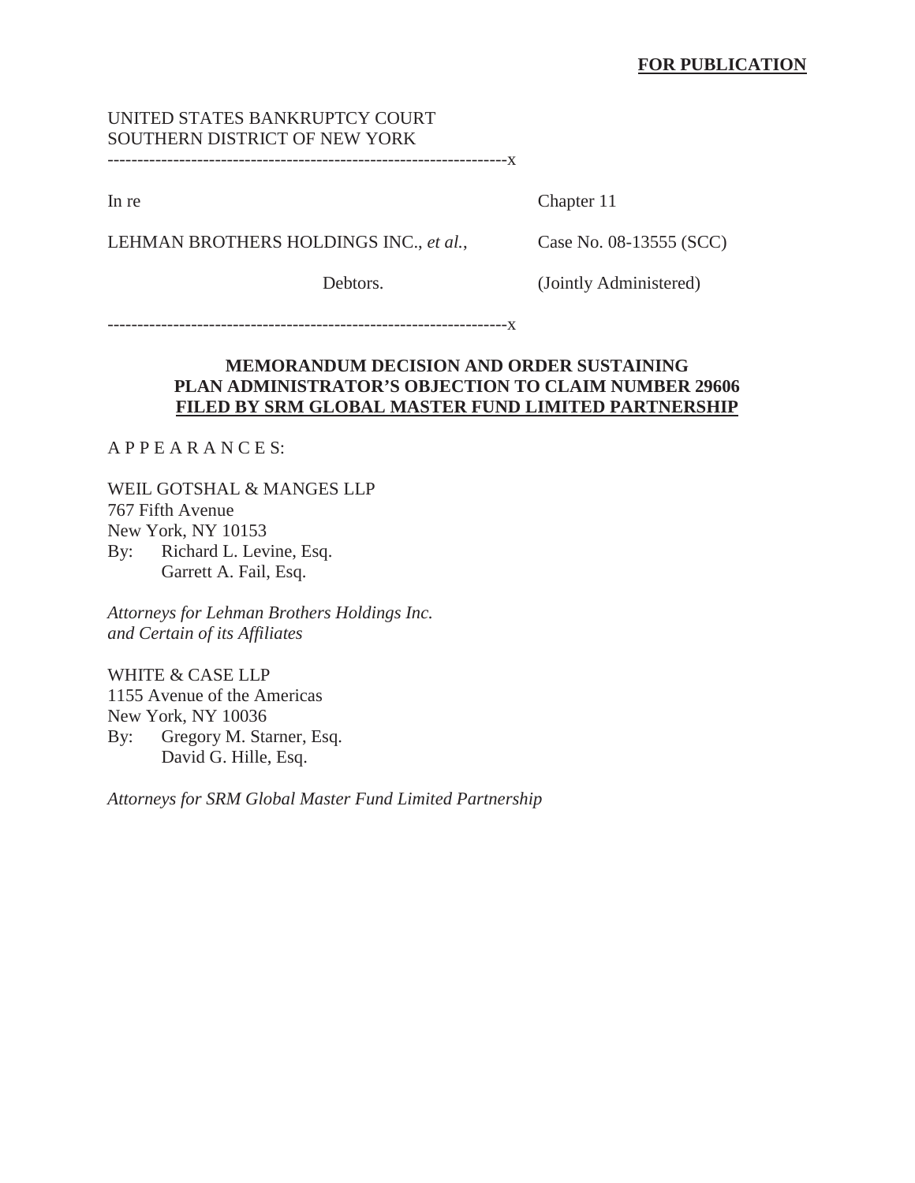**FOR PUBLICATION**

UNITED STATES BANKRUPTCY COURT
SOUTHERN DISTRICT OF NEW YORK

-------------------------------------------------------------------x

| | |
|---|---|
| In re | Chapter 11 |
| LEHMAN BROTHERS HOLDINGS INC., *et al.*, | Case No. 08-13555 (SCC) |
| Debtors. | (Jointly Administered) |

-------------------------------------------------------------------x

**MEMORANDUM DECISION AND ORDER SUSTAINING PLAN ADMINISTRATOR'S OBJECTION TO CLAIM NUMBER 29606 FILED BY SRM GLOBAL MASTER FUND LIMITED PARTNERSHIP**

A P P E A R A N C E S:

WEIL GOTSHAL & MANGES LLP
767 Fifth Avenue
New York, NY 10153
By: Richard L. Levine, Esq.
Garrett A. Fail, Esq.

*Attorneys for Lehman Brothers Holdings Inc. and Certain of its Affiliates*

WHITE & CASE LLP
1155 Avenue of the Americas
New York, NY 10036
By: Gregory M. Starner, Esq.
David G. Hille, Esq.

*Attorneys for SRM Global Master Fund Limited Partnership*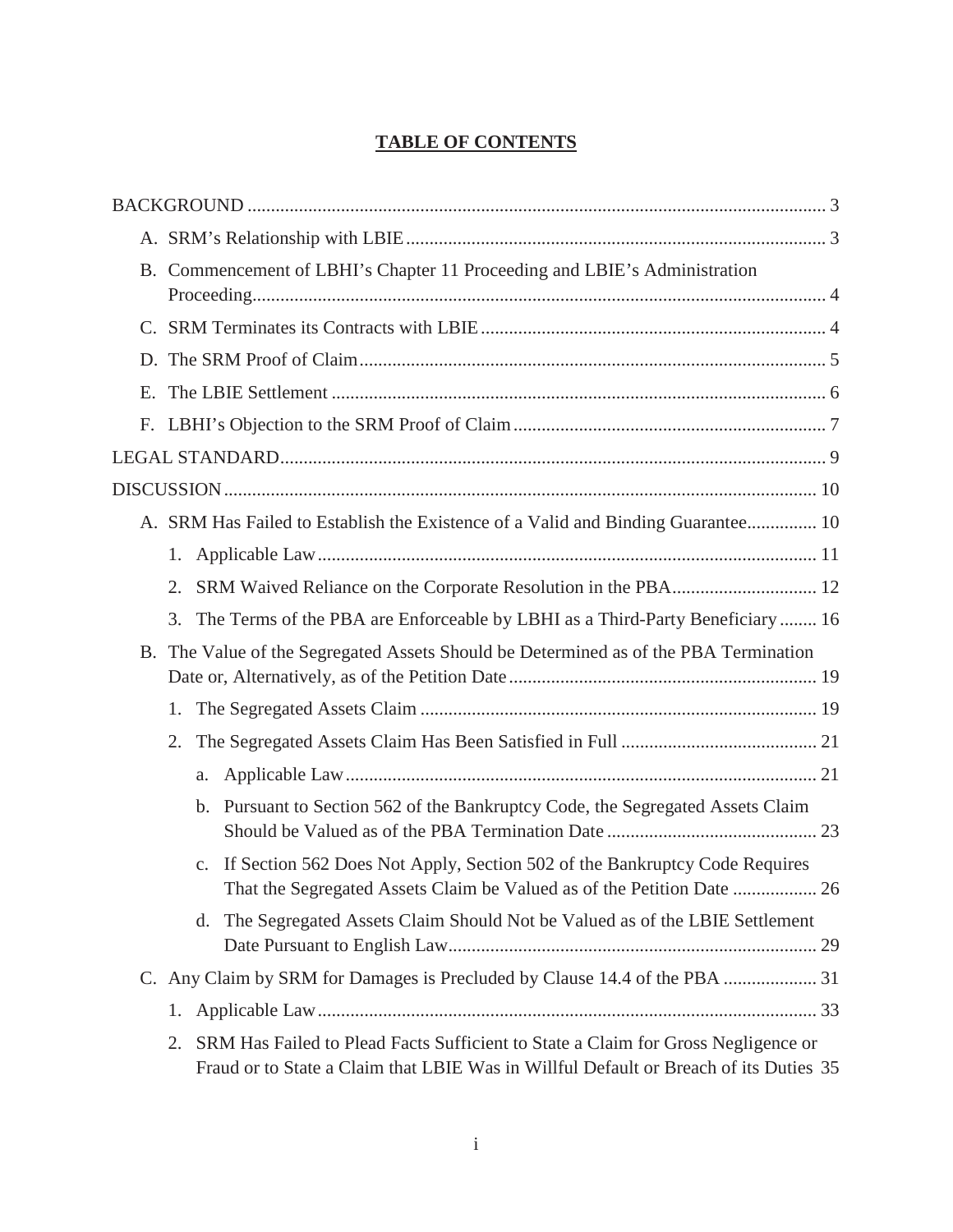**TABLE OF CONTENTS**

BACKGROUND ... 3

- A. SRM's Relationship with LBIE ... 3
- B. Commencement of LBHI's Chapter 11 Proceeding and LBIE's Administration Proceeding ... 4
- C. SRM Terminates its Contracts with LBIE ... 4
- D. The SRM Proof of Claim ... 5
- E. The LBIE Settlement ... 6
- F. LBHI's Objection to the SRM Proof of Claim ... 7

LEGAL STANDARD ... 9

DISCUSSION ... 10

- A. SRM Has Failed to Establish the Existence of a Valid and Binding Guarantee ... 10
  1. Applicable Law ... 11
  2. SRM Waived Reliance on the Corporate Resolution in the PBA ... 12
  3. The Terms of the PBA are Enforceable by LBHI as a Third-Party Beneficiary ... 16
- B. The Value of the Segregated Assets Should be Determined as of the PBA Termination Date or, Alternatively, as of the Petition Date ... 19
  1. The Segregated Assets Claim ... 19
  2. The Segregated Assets Claim Has Been Satisfied in Full ... 21
     - a. Applicable Law ... 21
     - b. Pursuant to Section 562 of the Bankruptcy Code, the Segregated Assets Claim Should be Valued as of the PBA Termination Date ... 23
     - c. If Section 562 Does Not Apply, Section 502 of the Bankruptcy Code Requires That the Segregated Assets Claim be Valued as of the Petition Date ... 26
     - d. The Segregated Assets Claim Should Not be Valued as of the LBIE Settlement Date Pursuant to English Law ... 29
- C. Any Claim by SRM for Damages is Precluded by Clause 14.4 of the PBA ... 31
  1. Applicable Law ... 33
  2. SRM Has Failed to Plead Facts Sufficient to State a Claim for Gross Negligence or Fraud or to State a Claim that LBIE Was in Willful Default or Breach of its Duties 35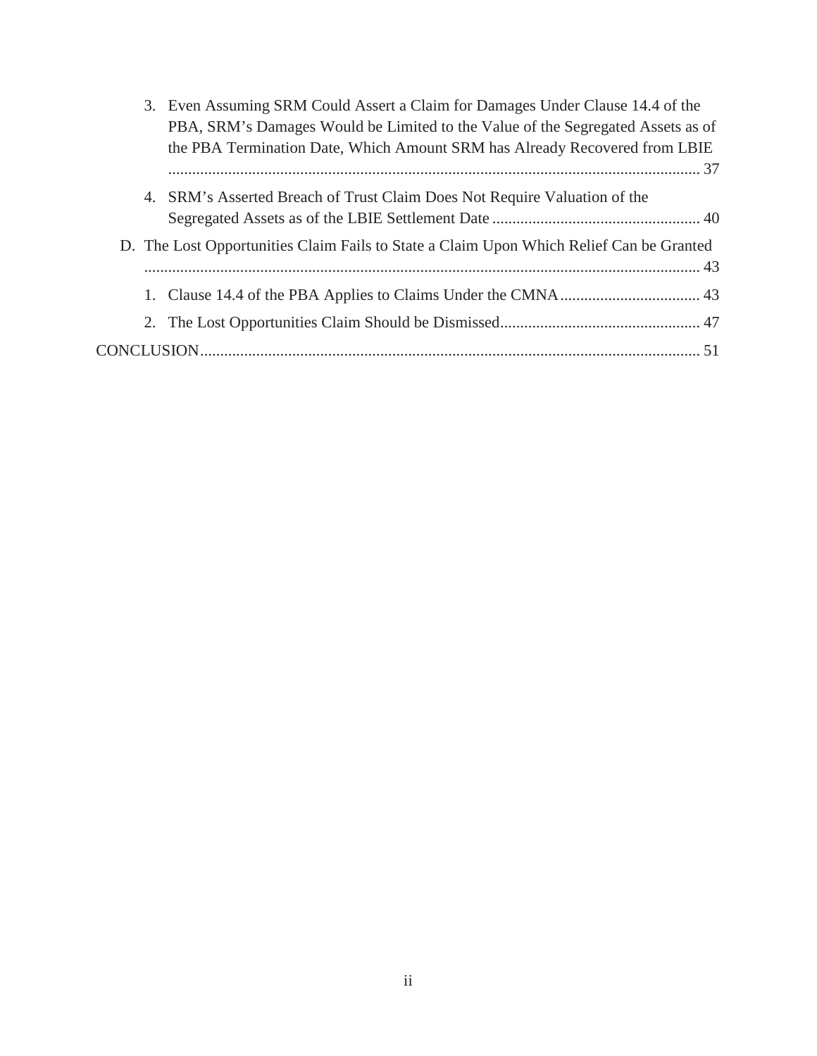3. Even Assuming SRM Could Assert a Claim for Damages Under Clause 14.4 of the PBA, SRM's Damages Would be Limited to the Value of the Segregated Assets as of the PBA Termination Date, Which Amount SRM has Already Recovered from LBIE ..................................................................................................................... 37

4. SRM's Asserted Breach of Trust Claim Does Not Require Valuation of the Segregated Assets as of the LBIE Settlement Date .................................................... 40

D. The Lost Opportunities Claim Fails to State a Claim Upon Which Relief Can be Granted .......................................................................................................................... 43

1. Clause 14.4 of the PBA Applies to Claims Under the CMNA ................................... 43

2. The Lost Opportunities Claim Should be Dismissed.................................................. 47

CONCLUSION............................................................................................................................ 51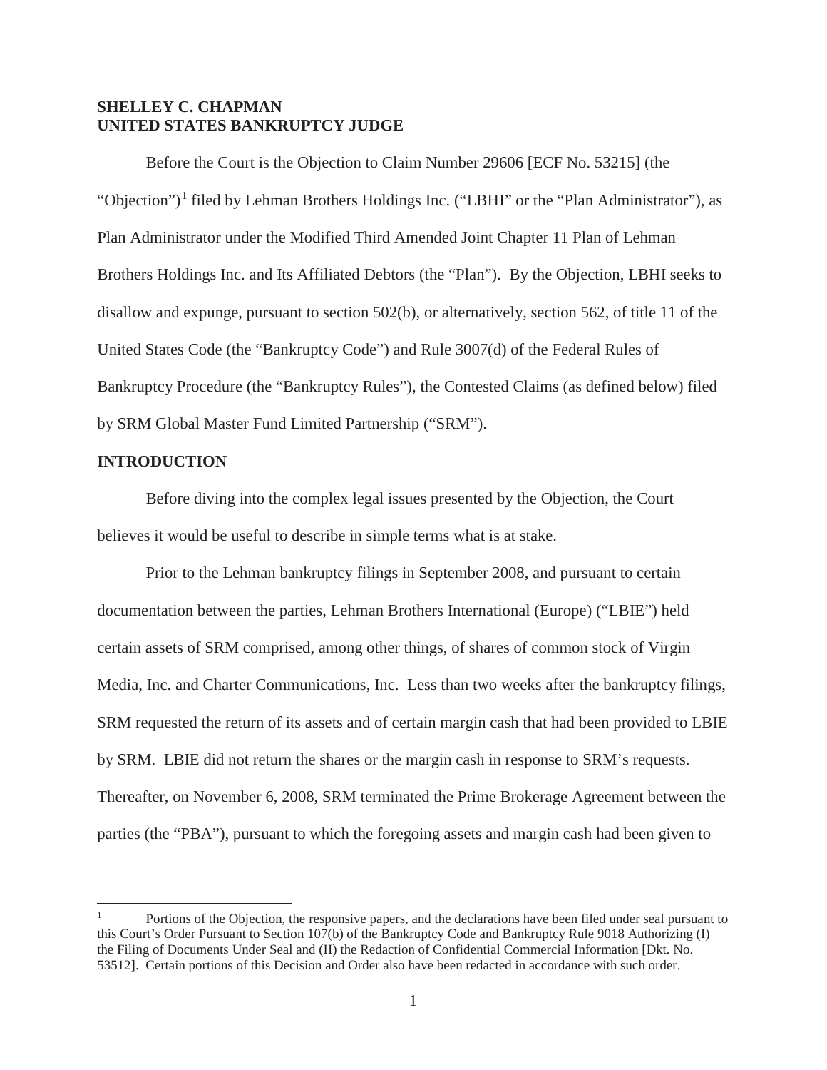**SHELLEY C. CHAPMAN**
**UNITED STATES BANKRUPTCY JUDGE**

Before the Court is the Objection to Claim Number 29606 [ECF No. 53215] (the "Objection")[1] filed by Lehman Brothers Holdings Inc. ("LBHI" or the "Plan Administrator"), as Plan Administrator under the Modified Third Amended Joint Chapter 11 Plan of Lehman Brothers Holdings Inc. and Its Affiliated Debtors (the "Plan"). By the Objection, LBHI seeks to disallow and expunge, pursuant to section 502(b), or alternatively, section 562, of title 11 of the United States Code (the "Bankruptcy Code") and Rule 3007(d) of the Federal Rules of Bankruptcy Procedure (the "Bankruptcy Rules"), the Contested Claims (as defined below) filed by SRM Global Master Fund Limited Partnership ("SRM").

## INTRODUCTION

Before diving into the complex legal issues presented by the Objection, the Court believes it would be useful to describe in simple terms what is at stake.

Prior to the Lehman bankruptcy filings in September 2008, and pursuant to certain documentation between the parties, Lehman Brothers International (Europe) ("LBIE") held certain assets of SRM comprised, among other things, of shares of common stock of Virgin Media, Inc. and Charter Communications, Inc. Less than two weeks after the bankruptcy filings, SRM requested the return of its assets and of certain margin cash that had been provided to LBIE by SRM. LBIE did not return the shares or the margin cash in response to SRM's requests. Thereafter, on November 6, 2008, SRM terminated the Prime Brokerage Agreement between the parties (the "PBA"), pursuant to which the foregoing assets and margin cash had been given to

---

[1] Portions of the Objection, the responsive papers, and the declarations have been filed under seal pursuant to this Court's Order Pursuant to Section 107(b) of the Bankruptcy Code and Bankruptcy Rule 9018 Authorizing (I) the Filing of Documents Under Seal and (II) the Redaction of Confidential Commercial Information [Dkt. No. 53512]. Certain portions of this Decision and Order also have been redacted in accordance with such order.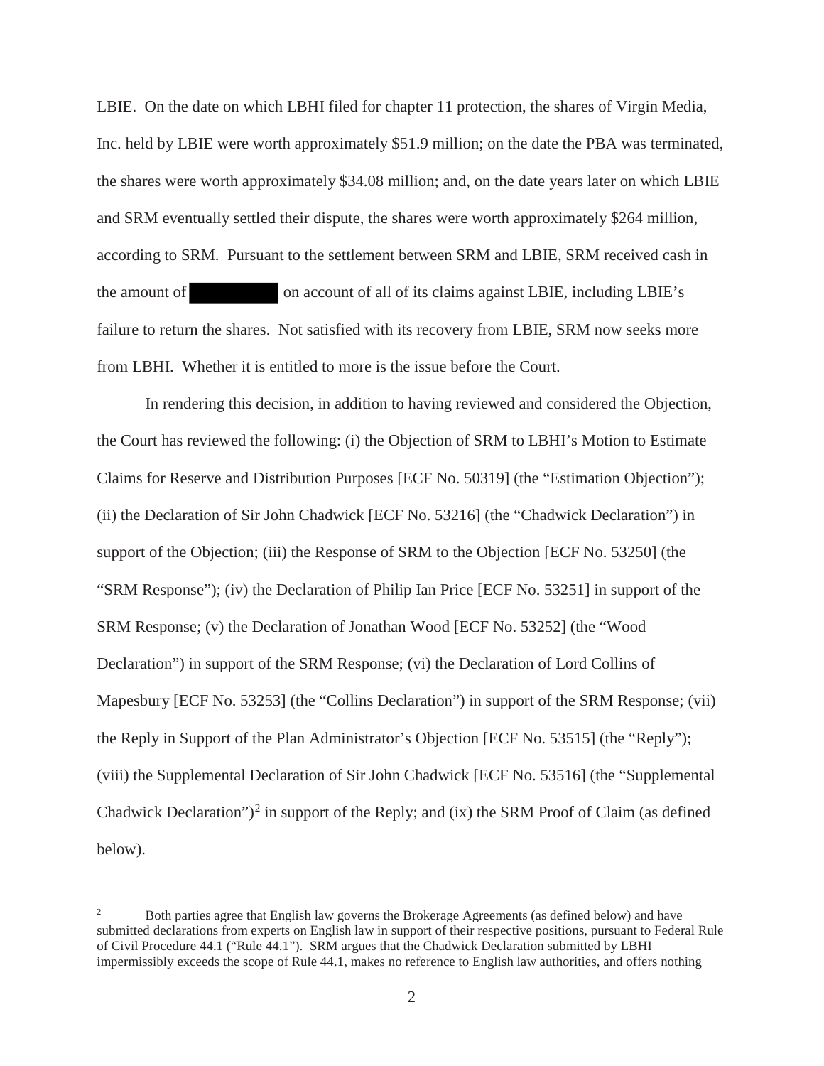LBIE. On the date on which LBHI filed for chapter 11 protection, the shares of Virgin Media, Inc. held by LBIE were worth approximately $51.9 million; on the date the PBA was terminated, the shares were worth approximately $34.08 million; and, on the date years later on which LBIE and SRM eventually settled their dispute, the shares were worth approximately $264 million, according to SRM. Pursuant to the settlement between SRM and LBIE, SRM received cash in the amount of [REDACTED] on account of all of its claims against LBIE, including LBIE's failure to return the shares. Not satisfied with its recovery from LBIE, SRM now seeks more from LBHI. Whether it is entitled to more is the issue before the Court.

In rendering this decision, in addition to having reviewed and considered the Objection, the Court has reviewed the following: (i) the Objection of SRM to LBHI's Motion to Estimate Claims for Reserve and Distribution Purposes [ECF No. 50319] (the "Estimation Objection"); (ii) the Declaration of Sir John Chadwick [ECF No. 53216] (the "Chadwick Declaration") in support of the Objection; (iii) the Response of SRM to the Objection [ECF No. 53250] (the "SRM Response"); (iv) the Declaration of Philip Ian Price [ECF No. 53251] in support of the SRM Response; (v) the Declaration of Jonathan Wood [ECF No. 53252] (the "Wood Declaration") in support of the SRM Response; (vi) the Declaration of Lord Collins of Mapesbury [ECF No. 53253] (the "Collins Declaration") in support of the SRM Response; (vii) the Reply in Support of the Plan Administrator's Objection [ECF No. 53515] (the "Reply"); (viii) the Supplemental Declaration of Sir John Chadwick [ECF No. 53516] (the "Supplemental Chadwick Declaration")[2] in support of the Reply; and (ix) the SRM Proof of Claim (as defined below).

---

[2] Both parties agree that English law governs the Brokerage Agreements (as defined below) and have submitted declarations from experts on English law in support of their respective positions, pursuant to Federal Rule of Civil Procedure 44.1 ("Rule 44.1"). SRM argues that the Chadwick Declaration submitted by LBHI impermissibly exceeds the scope of Rule 44.1, makes no reference to English law authorities, and offers nothing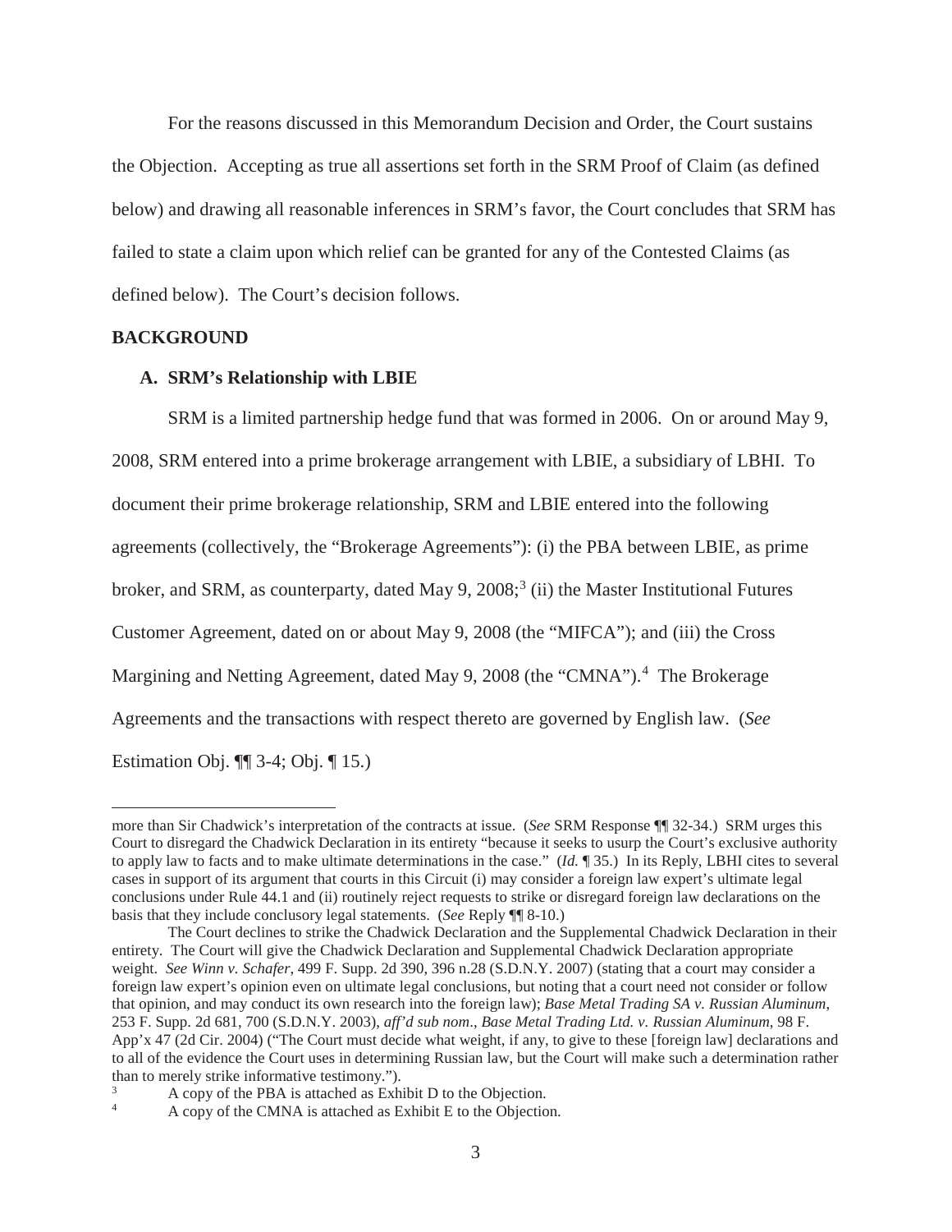For the reasons discussed in this Memorandum Decision and Order, the Court sustains the Objection. Accepting as true all assertions set forth in the SRM Proof of Claim (as defined below) and drawing all reasonable inferences in SRM's favor, the Court concludes that SRM has failed to state a claim upon which relief can be granted for any of the Contested Claims (as defined below). The Court's decision follows.

## BACKGROUND

### A. SRM's Relationship with LBIE

SRM is a limited partnership hedge fund that was formed in 2006. On or around May 9, 2008, SRM entered into a prime brokerage arrangement with LBIE, a subsidiary of LBHI. To document their prime brokerage relationship, SRM and LBIE entered into the following agreements (collectively, the "Brokerage Agreements"): (i) the PBA between LBIE, as prime broker, and SRM, as counterparty, dated May 9, 2008;[3] (ii) the Master Institutional Futures Customer Agreement, dated on or about May 9, 2008 (the "MIFCA"); and (iii) the Cross Margining and Netting Agreement, dated May 9, 2008 (the "CMNA").[4] The Brokerage Agreements and the transactions with respect thereto are governed by English law. (*See* Estimation Obj. ¶¶ 3-4; Obj. ¶ 15.)

---

more than Sir Chadwick's interpretation of the contracts at issue. (*See* SRM Response ¶¶ 32-34.) SRM urges this Court to disregard the Chadwick Declaration in its entirety "because it seeks to usurp the Court's exclusive authority to apply law to facts and to make ultimate determinations in the case." (*Id.* ¶ 35.) In its Reply, LBHI cites to several cases in support of its argument that courts in this Circuit (i) may consider a foreign law expert's ultimate legal conclusions under Rule 44.1 and (ii) routinely reject requests to strike or disregard foreign law declarations on the basis that they include conclusory legal statements. (*See* Reply ¶¶ 8-10.)

The Court declines to strike the Chadwick Declaration and the Supplemental Chadwick Declaration in their entirety. The Court will give the Chadwick Declaration and Supplemental Chadwick Declaration appropriate weight. *See Winn v. Schafer*, 499 F. Supp. 2d 390, 396 n.28 (S.D.N.Y. 2007) (stating that a court may consider a foreign law expert's opinion even on ultimate legal conclusions, but noting that a court need not consider or follow that opinion, and may conduct its own research into the foreign law); *Base Metal Trading SA v. Russian Aluminum*, 253 F. Supp. 2d 681, 700 (S.D.N.Y. 2003), *aff'd sub nom*., *Base Metal Trading Ltd. v. Russian Aluminum*, 98 F. App'x 47 (2d Cir. 2004) ("The Court must decide what weight, if any, to give to these [foreign law] declarations and to all of the evidence the Court uses in determining Russian law, but the Court will make such a determination rather than to merely strike informative testimony.").

[3] A copy of the PBA is attached as Exhibit D to the Objection.

[4] A copy of the CMNA is attached as Exhibit E to the Objection.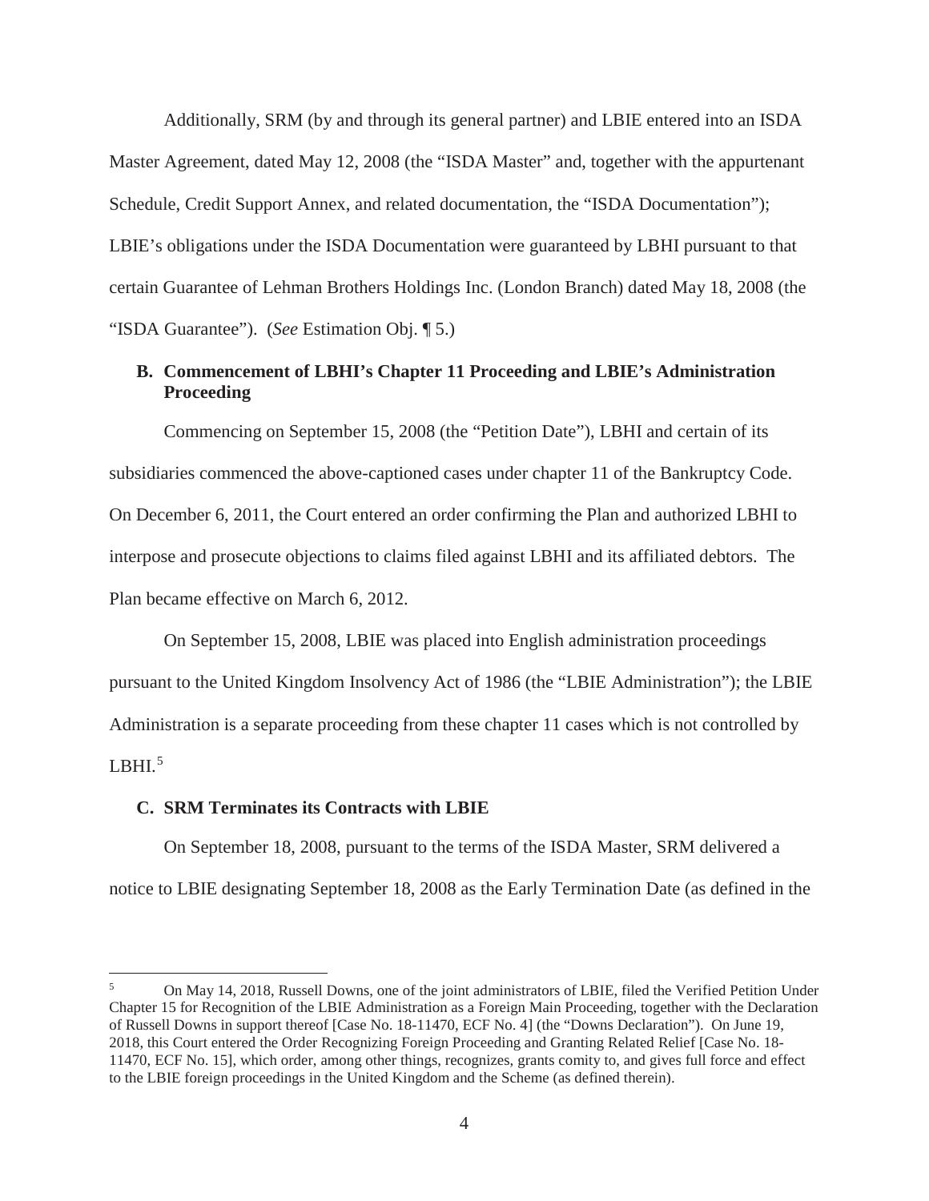Additionally, SRM (by and through its general partner) and LBIE entered into an ISDA Master Agreement, dated May 12, 2008 (the "ISDA Master" and, together with the appurtenant Schedule, Credit Support Annex, and related documentation, the "ISDA Documentation"); LBIE's obligations under the ISDA Documentation were guaranteed by LBHI pursuant to that certain Guarantee of Lehman Brothers Holdings Inc. (London Branch) dated May 18, 2008 (the "ISDA Guarantee"). (*See* Estimation Obj. ¶ 5.)

### B. Commencement of LBHI's Chapter 11 Proceeding and LBIE's Administration Proceeding

Commencing on September 15, 2008 (the "Petition Date"), LBHI and certain of its subsidiaries commenced the above-captioned cases under chapter 11 of the Bankruptcy Code. On December 6, 2011, the Court entered an order confirming the Plan and authorized LBHI to interpose and prosecute objections to claims filed against LBHI and its affiliated debtors. The Plan became effective on March 6, 2012.

On September 15, 2008, LBIE was placed into English administration proceedings pursuant to the United Kingdom Insolvency Act of 1986 (the "LBIE Administration"); the LBIE Administration is a separate proceeding from these chapter 11 cases which is not controlled by LBHI.[5]

### C. SRM Terminates its Contracts with LBIE

On September 18, 2008, pursuant to the terms of the ISDA Master, SRM delivered a notice to LBIE designating September 18, 2008 as the Early Termination Date (as defined in the

[5] On May 14, 2018, Russell Downs, one of the joint administrators of LBIE, filed the Verified Petition Under Chapter 15 for Recognition of the LBIE Administration as a Foreign Main Proceeding, together with the Declaration of Russell Downs in support thereof [Case No. 18-11470, ECF No. 4] (the "Downs Declaration"). On June 19, 2018, this Court entered the Order Recognizing Foreign Proceeding and Granting Related Relief [Case No. 18-11470, ECF No. 15], which order, among other things, recognizes, grants comity to, and gives full force and effect to the LBIE foreign proceedings in the United Kingdom and the Scheme (as defined therein).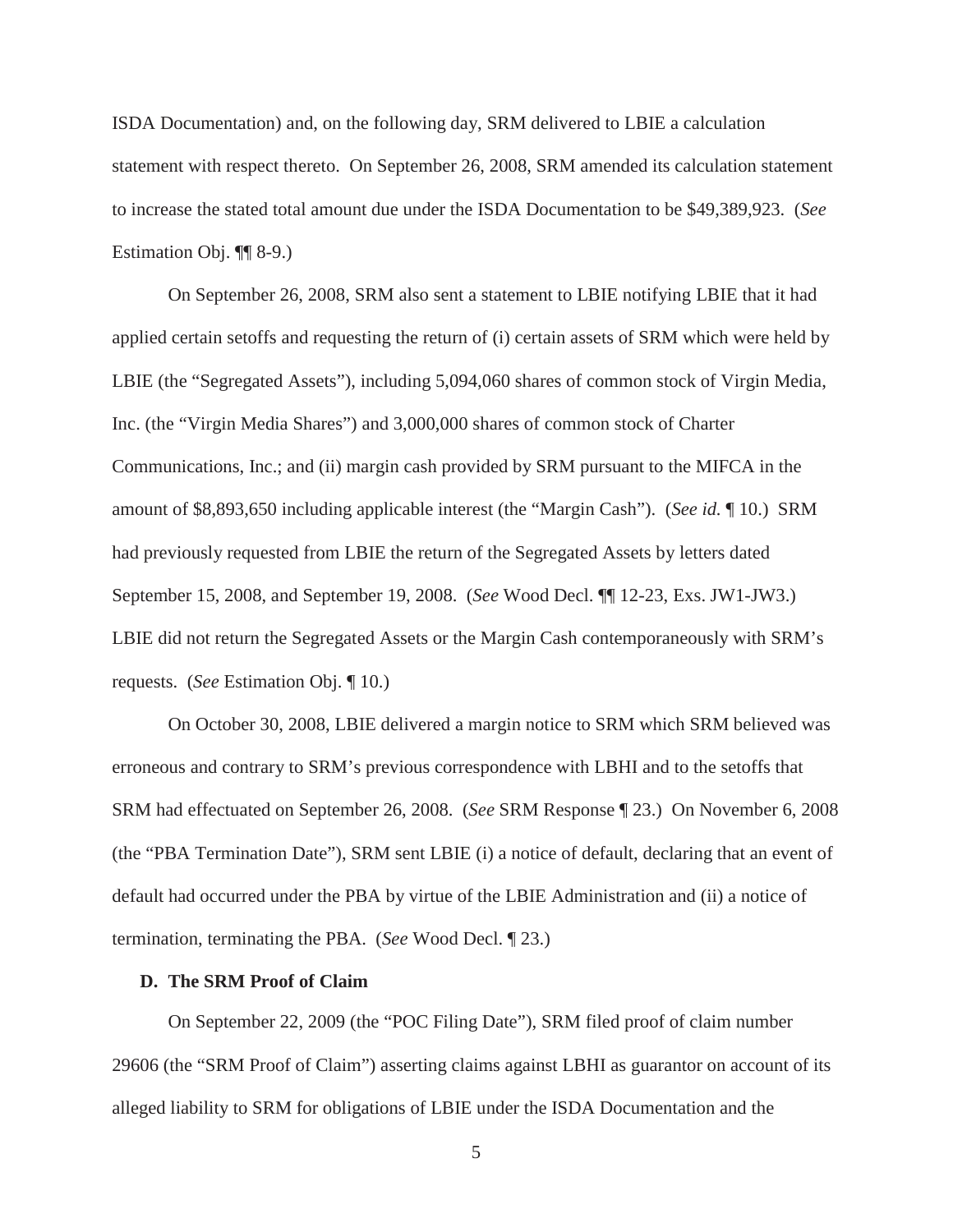ISDA Documentation) and, on the following day, SRM delivered to LBIE a calculation statement with respect thereto. On September 26, 2008, SRM amended its calculation statement to increase the stated total amount due under the ISDA Documentation to be $49,389,923. (*See* Estimation Obj. ¶¶ 8-9.)

On September 26, 2008, SRM also sent a statement to LBIE notifying LBIE that it had applied certain setoffs and requesting the return of (i) certain assets of SRM which were held by LBIE (the "Segregated Assets"), including 5,094,060 shares of common stock of Virgin Media, Inc. (the "Virgin Media Shares") and 3,000,000 shares of common stock of Charter Communications, Inc.; and (ii) margin cash provided by SRM pursuant to the MIFCA in the amount of $8,893,650 including applicable interest (the "Margin Cash"). (*See id.* ¶ 10.) SRM had previously requested from LBIE the return of the Segregated Assets by letters dated September 15, 2008, and September 19, 2008. (*See* Wood Decl. ¶¶ 12-23, Exs. JW1-JW3.) LBIE did not return the Segregated Assets or the Margin Cash contemporaneously with SRM's requests. (*See* Estimation Obj. ¶ 10.)

On October 30, 2008, LBIE delivered a margin notice to SRM which SRM believed was erroneous and contrary to SRM's previous correspondence with LBHI and to the setoffs that SRM had effectuated on September 26, 2008. (*See* SRM Response ¶ 23.) On November 6, 2008 (the "PBA Termination Date"), SRM sent LBIE (i) a notice of default, declaring that an event of default had occurred under the PBA by virtue of the LBIE Administration and (ii) a notice of termination, terminating the PBA. (*See* Wood Decl. ¶ 23.)

### D. The SRM Proof of Claim

On September 22, 2009 (the "POC Filing Date"), SRM filed proof of claim number 29606 (the "SRM Proof of Claim") asserting claims against LBHI as guarantor on account of its alleged liability to SRM for obligations of LBIE under the ISDA Documentation and the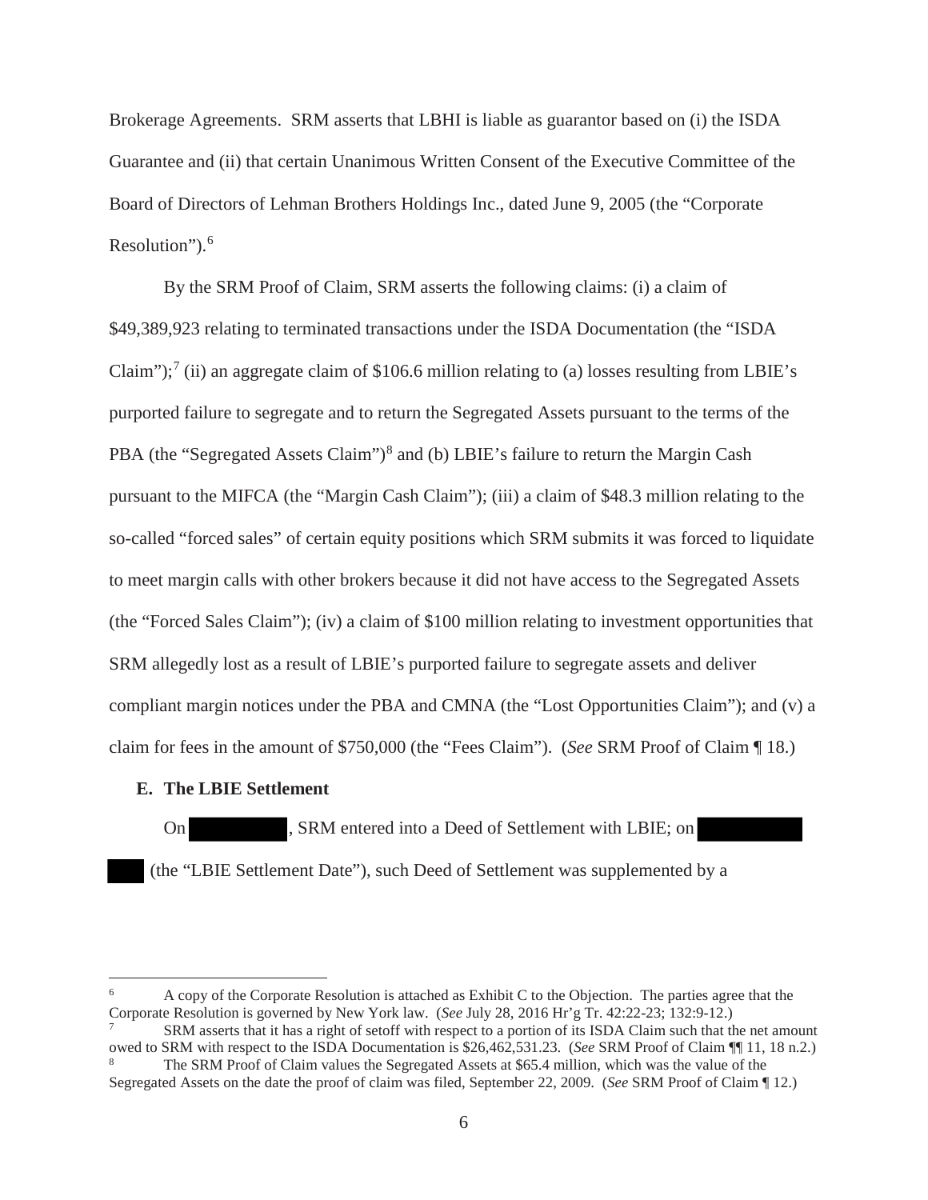Brokerage Agreements. SRM asserts that LBHI is liable as guarantor based on (i) the ISDA Guarantee and (ii) that certain Unanimous Written Consent of the Executive Committee of the Board of Directors of Lehman Brothers Holdings Inc., dated June 9, 2005 (the "Corporate Resolution").[6]

By the SRM Proof of Claim, SRM asserts the following claims: (i) a claim of $49,389,923 relating to terminated transactions under the ISDA Documentation (the "ISDA Claim");[7] (ii) an aggregate claim of $106.6 million relating to (a) losses resulting from LBIE's purported failure to segregate and to return the Segregated Assets pursuant to the terms of the PBA (the "Segregated Assets Claim")[8] and (b) LBIE's failure to return the Margin Cash pursuant to the MIFCA (the "Margin Cash Claim"); (iii) a claim of $48.3 million relating to the so-called "forced sales" of certain equity positions which SRM submits it was forced to liquidate to meet margin calls with other brokers because it did not have access to the Segregated Assets (the "Forced Sales Claim"); (iv) a claim of $100 million relating to investment opportunities that SRM allegedly lost as a result of LBIE's purported failure to segregate assets and deliver compliant margin notices under the PBA and CMNA (the "Lost Opportunities Claim"); and (v) a claim for fees in the amount of $750,000 (the "Fees Claim"). (*See* SRM Proof of Claim ¶ 18.)

**E. The LBIE Settlement**

On ██████, SRM entered into a Deed of Settlement with LBIE; on ██████ ██ (the "LBIE Settlement Date"), such Deed of Settlement was supplemented by a

---

[6] A copy of the Corporate Resolution is attached as Exhibit C to the Objection. The parties agree that the Corporate Resolution is governed by New York law. (*See* July 28, 2016 Hr'g Tr. 42:22-23; 132:9-12.)

[7] SRM asserts that it has a right of setoff with respect to a portion of its ISDA Claim such that the net amount owed to SRM with respect to the ISDA Documentation is $26,462,531.23. (*See* SRM Proof of Claim ¶¶ 11, 18 n.2.)

[8] The SRM Proof of Claim values the Segregated Assets at $65.4 million, which was the value of the Segregated Assets on the date the proof of claim was filed, September 22, 2009. (*See* SRM Proof of Claim ¶ 12.)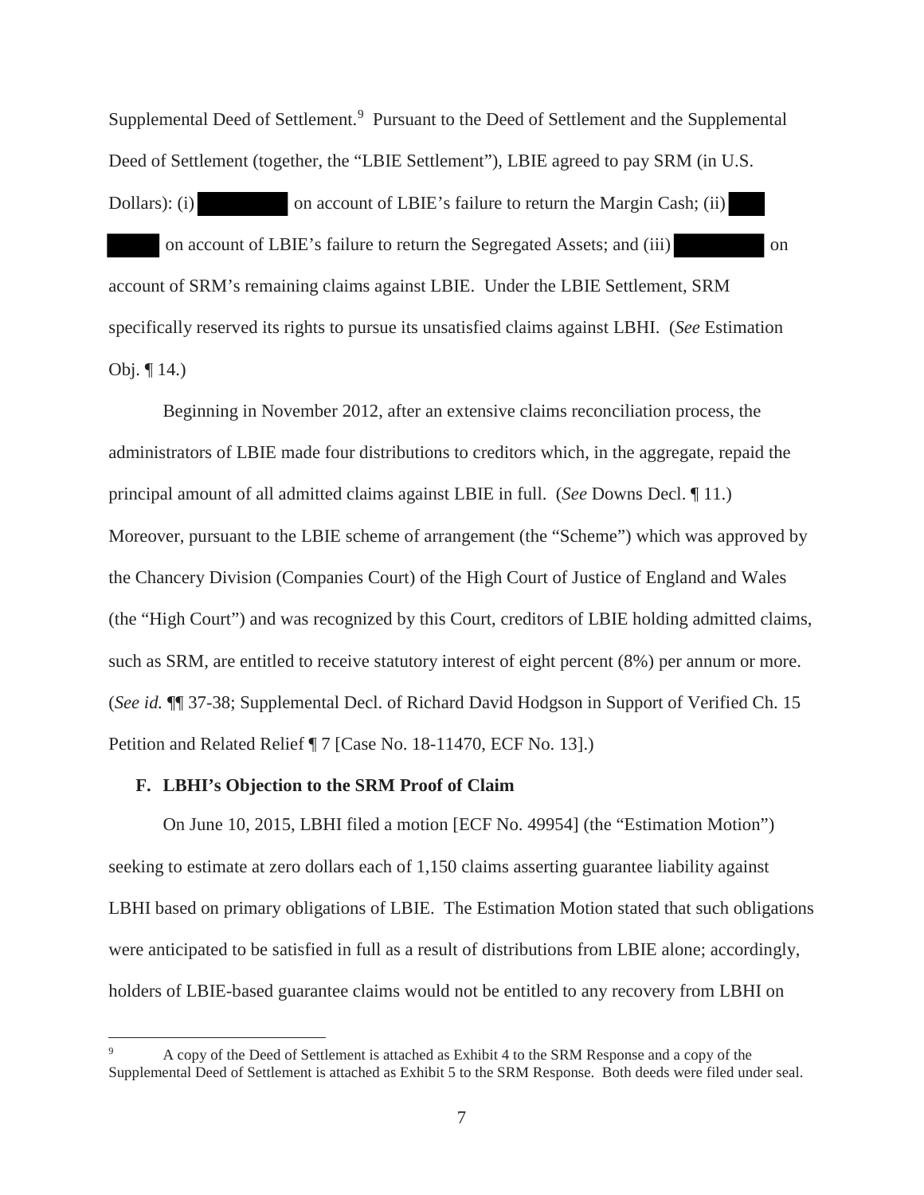Supplemental Deed of Settlement.[9] Pursuant to the Deed of Settlement and the Supplemental Deed of Settlement (together, the "LBIE Settlement"), LBIE agreed to pay SRM (in U.S. Dollars): (i) [REDACTED] on account of LBIE's failure to return the Margin Cash; (ii) [REDACTED] on account of LBIE's failure to return the Segregated Assets; and (iii) [REDACTED] on account of SRM's remaining claims against LBIE. Under the LBIE Settlement, SRM specifically reserved its rights to pursue its unsatisfied claims against LBHI. (*See* Estimation Obj. ¶ 14.)

Beginning in November 2012, after an extensive claims reconciliation process, the administrators of LBIE made four distributions to creditors which, in the aggregate, repaid the principal amount of all admitted claims against LBIE in full. (*See* Downs Decl. ¶ 11.) Moreover, pursuant to the LBIE scheme of arrangement (the "Scheme") which was approved by the Chancery Division (Companies Court) of the High Court of Justice of England and Wales (the "High Court") and was recognized by this Court, creditors of LBIE holding admitted claims, such as SRM, are entitled to receive statutory interest of eight percent (8%) per annum or more. (*See id.* ¶¶ 37-38; Supplemental Decl. of Richard David Hodgson in Support of Verified Ch. 15 Petition and Related Relief ¶ 7 [Case No. 18-11470, ECF No. 13].)

### F. LBHI's Objection to the SRM Proof of Claim

On June 10, 2015, LBHI filed a motion [ECF No. 49954] (the "Estimation Motion") seeking to estimate at zero dollars each of 1,150 claims asserting guarantee liability against LBHI based on primary obligations of LBIE. The Estimation Motion stated that such obligations were anticipated to be satisfied in full as a result of distributions from LBIE alone; accordingly, holders of LBIE-based guarantee claims would not be entitled to any recovery from LBHI on

[9] A copy of the Deed of Settlement is attached as Exhibit 4 to the SRM Response and a copy of the Supplemental Deed of Settlement is attached as Exhibit 5 to the SRM Response. Both deeds were filed under seal.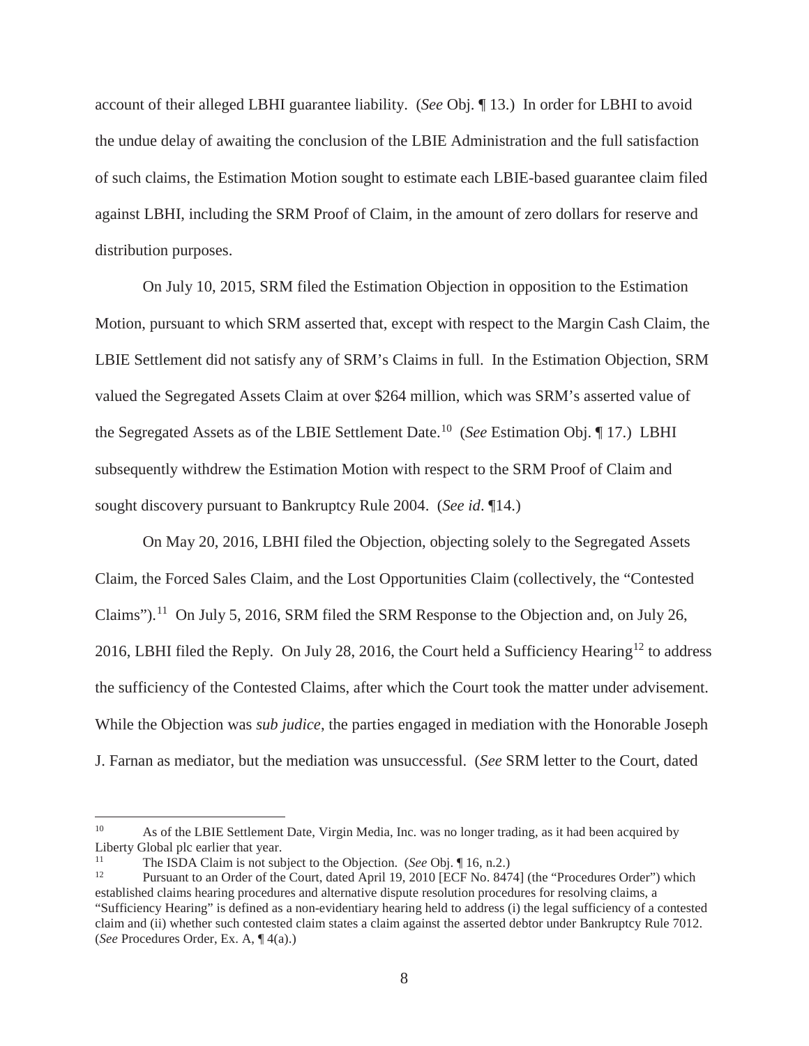account of their alleged LBHI guarantee liability. (*See* Obj. ¶ 13.) In order for LBHI to avoid the undue delay of awaiting the conclusion of the LBIE Administration and the full satisfaction of such claims, the Estimation Motion sought to estimate each LBIE-based guarantee claim filed against LBHI, including the SRM Proof of Claim, in the amount of zero dollars for reserve and distribution purposes.

On July 10, 2015, SRM filed the Estimation Objection in opposition to the Estimation Motion, pursuant to which SRM asserted that, except with respect to the Margin Cash Claim, the LBIE Settlement did not satisfy any of SRM's Claims in full. In the Estimation Objection, SRM valued the Segregated Assets Claim at over $264 million, which was SRM's asserted value of the Segregated Assets as of the LBIE Settlement Date.[10] (*See* Estimation Obj. ¶ 17.) LBHI subsequently withdrew the Estimation Motion with respect to the SRM Proof of Claim and sought discovery pursuant to Bankruptcy Rule 2004. (*See id*. ¶14.)

On May 20, 2016, LBHI filed the Objection, objecting solely to the Segregated Assets Claim, the Forced Sales Claim, and the Lost Opportunities Claim (collectively, the "Contested Claims").[11] On July 5, 2016, SRM filed the SRM Response to the Objection and, on July 26, 2016, LBHI filed the Reply. On July 28, 2016, the Court held a Sufficiency Hearing[12] to address the sufficiency of the Contested Claims, after which the Court took the matter under advisement. While the Objection was *sub judice*, the parties engaged in mediation with the Honorable Joseph J. Farnan as mediator, but the mediation was unsuccessful. (*See* SRM letter to the Court, dated

---

[10] As of the LBIE Settlement Date, Virgin Media, Inc. was no longer trading, as it had been acquired by Liberty Global plc earlier that year.

[11] The ISDA Claim is not subject to the Objection. (*See* Obj. ¶ 16, n.2.)

[12] Pursuant to an Order of the Court, dated April 19, 2010 [ECF No. 8474] (the "Procedures Order") which established claims hearing procedures and alternative dispute resolution procedures for resolving claims, a "Sufficiency Hearing" is defined as a non-evidentiary hearing held to address (i) the legal sufficiency of a contested claim and (ii) whether such contested claim states a claim against the asserted debtor under Bankruptcy Rule 7012. (*See* Procedures Order, Ex. A, ¶ 4(a).)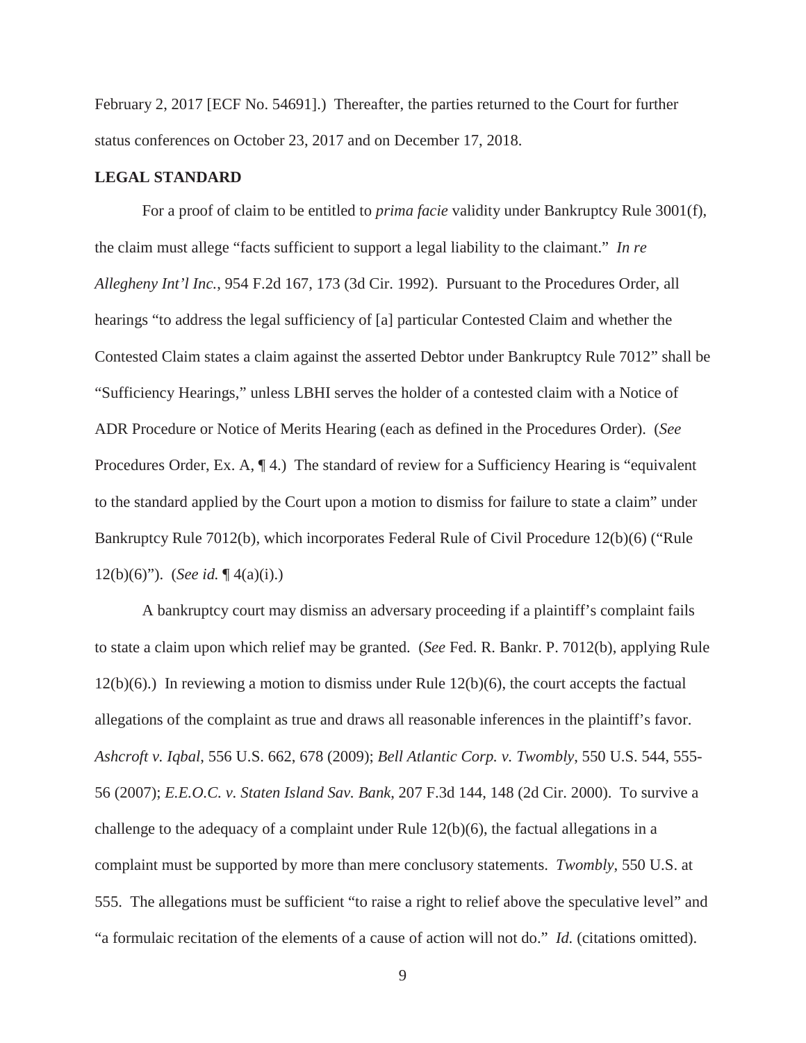February 2, 2017 [ECF No. 54691].) Thereafter, the parties returned to the Court for further status conferences on October 23, 2017 and on December 17, 2018.

**LEGAL STANDARD**

For a proof of claim to be entitled to *prima facie* validity under Bankruptcy Rule 3001(f), the claim must allege "facts sufficient to support a legal liability to the claimant." *In re Allegheny Int'l Inc.*, 954 F.2d 167, 173 (3d Cir. 1992). Pursuant to the Procedures Order, all hearings "to address the legal sufficiency of [a] particular Contested Claim and whether the Contested Claim states a claim against the asserted Debtor under Bankruptcy Rule 7012" shall be "Sufficiency Hearings," unless LBHI serves the holder of a contested claim with a Notice of ADR Procedure or Notice of Merits Hearing (each as defined in the Procedures Order). (*See* Procedures Order, Ex. A, ¶ 4.) The standard of review for a Sufficiency Hearing is "equivalent to the standard applied by the Court upon a motion to dismiss for failure to state a claim" under Bankruptcy Rule 7012(b), which incorporates Federal Rule of Civil Procedure 12(b)(6) ("Rule 12(b)(6)"). (*See id.* ¶ 4(a)(i).)

A bankruptcy court may dismiss an adversary proceeding if a plaintiff's complaint fails to state a claim upon which relief may be granted. (*See* Fed. R. Bankr. P. 7012(b), applying Rule 12(b)(6).) In reviewing a motion to dismiss under Rule 12(b)(6), the court accepts the factual allegations of the complaint as true and draws all reasonable inferences in the plaintiff's favor. *Ashcroft v. Iqbal*, 556 U.S. 662, 678 (2009); *Bell Atlantic Corp. v. Twombly*, 550 U.S. 544, 555-56 (2007); *E.E.O.C. v. Staten Island Sav. Bank*, 207 F.3d 144, 148 (2d Cir. 2000). To survive a challenge to the adequacy of a complaint under Rule 12(b)(6), the factual allegations in a complaint must be supported by more than mere conclusory statements. *Twombly*, 550 U.S. at 555. The allegations must be sufficient "to raise a right to relief above the speculative level" and "a formulaic recitation of the elements of a cause of action will not do." *Id.* (citations omitted).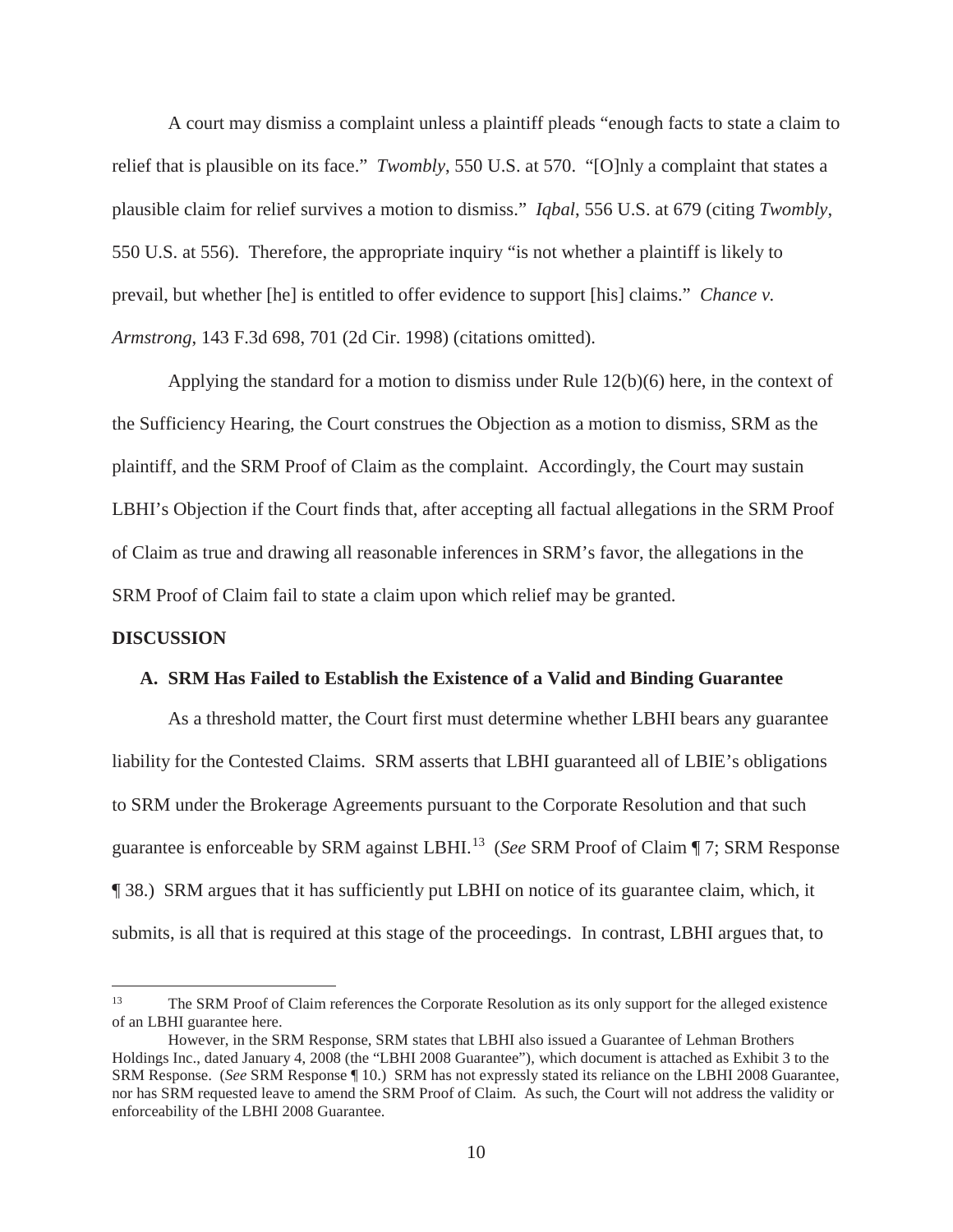A court may dismiss a complaint unless a plaintiff pleads "enough facts to state a claim to relief that is plausible on its face." *Twombly*, 550 U.S. at 570. "[O]nly a complaint that states a plausible claim for relief survives a motion to dismiss." *Iqbal*, 556 U.S. at 679 (citing *Twombly*, 550 U.S. at 556). Therefore, the appropriate inquiry "is not whether a plaintiff is likely to prevail, but whether [he] is entitled to offer evidence to support [his] claims." *Chance v. Armstrong*, 143 F.3d 698, 701 (2d Cir. 1998) (citations omitted).

Applying the standard for a motion to dismiss under Rule 12(b)(6) here, in the context of the Sufficiency Hearing, the Court construes the Objection as a motion to dismiss, SRM as the plaintiff, and the SRM Proof of Claim as the complaint. Accordingly, the Court may sustain LBHI's Objection if the Court finds that, after accepting all factual allegations in the SRM Proof of Claim as true and drawing all reasonable inferences in SRM's favor, the allegations in the SRM Proof of Claim fail to state a claim upon which relief may be granted.

**DISCUSSION**

**A. SRM Has Failed to Establish the Existence of a Valid and Binding Guarantee**

As a threshold matter, the Court first must determine whether LBHI bears any guarantee liability for the Contested Claims. SRM asserts that LBHI guaranteed all of LBIE's obligations to SRM under the Brokerage Agreements pursuant to the Corporate Resolution and that such guarantee is enforceable by SRM against LBHI.[13] (*See* SRM Proof of Claim ¶ 7; SRM Response ¶ 38.) SRM argues that it has sufficiently put LBHI on notice of its guarantee claim, which, it submits, is all that is required at this stage of the proceedings. In contrast, LBHI argues that, to

[13] The SRM Proof of Claim references the Corporate Resolution as its only support for the alleged existence of an LBHI guarantee here.

However, in the SRM Response, SRM states that LBHI also issued a Guarantee of Lehman Brothers Holdings Inc., dated January 4, 2008 (the "LBHI 2008 Guarantee"), which document is attached as Exhibit 3 to the SRM Response. (*See* SRM Response ¶ 10.) SRM has not expressly stated its reliance on the LBHI 2008 Guarantee, nor has SRM requested leave to amend the SRM Proof of Claim. As such, the Court will not address the validity or enforceability of the LBHI 2008 Guarantee.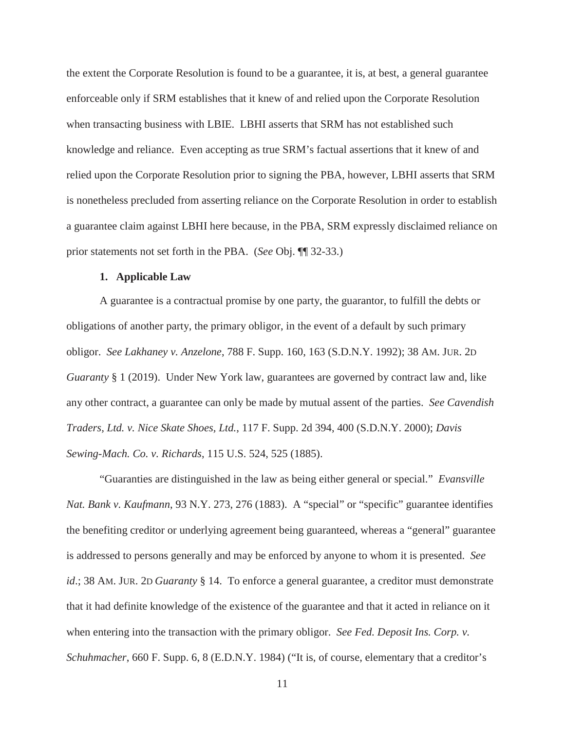the extent the Corporate Resolution is found to be a guarantee, it is, at best, a general guarantee enforceable only if SRM establishes that it knew of and relied upon the Corporate Resolution when transacting business with LBIE. LBHI asserts that SRM has not established such knowledge and reliance. Even accepting as true SRM's factual assertions that it knew of and relied upon the Corporate Resolution prior to signing the PBA, however, LBHI asserts that SRM is nonetheless precluded from asserting reliance on the Corporate Resolution in order to establish a guarantee claim against LBHI here because, in the PBA, SRM expressly disclaimed reliance on prior statements not set forth in the PBA. (*See* Obj. ¶¶ 32-33.)

**1. Applicable Law**

A guarantee is a contractual promise by one party, the guarantor, to fulfill the debts or obligations of another party, the primary obligor, in the event of a default by such primary obligor. *See Lakhaney v. Anzelone*, 788 F. Supp. 160, 163 (S.D.N.Y. 1992); 38 AM. JUR. 2D *Guaranty* § 1 (2019). Under New York law, guarantees are governed by contract law and, like any other contract, a guarantee can only be made by mutual assent of the parties. *See Cavendish Traders, Ltd. v. Nice Skate Shoes, Ltd.*, 117 F. Supp. 2d 394, 400 (S.D.N.Y. 2000); *Davis Sewing-Mach. Co. v. Richards*, 115 U.S. 524, 525 (1885).

"Guaranties are distinguished in the law as being either general or special." *Evansville Nat. Bank v. Kaufmann*, 93 N.Y. 273, 276 (1883). A "special" or "specific" guarantee identifies the benefiting creditor or underlying agreement being guaranteed, whereas a "general" guarantee is addressed to persons generally and may be enforced by anyone to whom it is presented. *See id*.; 38 AM. JUR. 2D *Guaranty* § 14. To enforce a general guarantee, a creditor must demonstrate that it had definite knowledge of the existence of the guarantee and that it acted in reliance on it when entering into the transaction with the primary obligor. *See Fed. Deposit Ins. Corp. v. Schuhmacher*, 660 F. Supp. 6, 8 (E.D.N.Y. 1984) ("It is, of course, elementary that a creditor's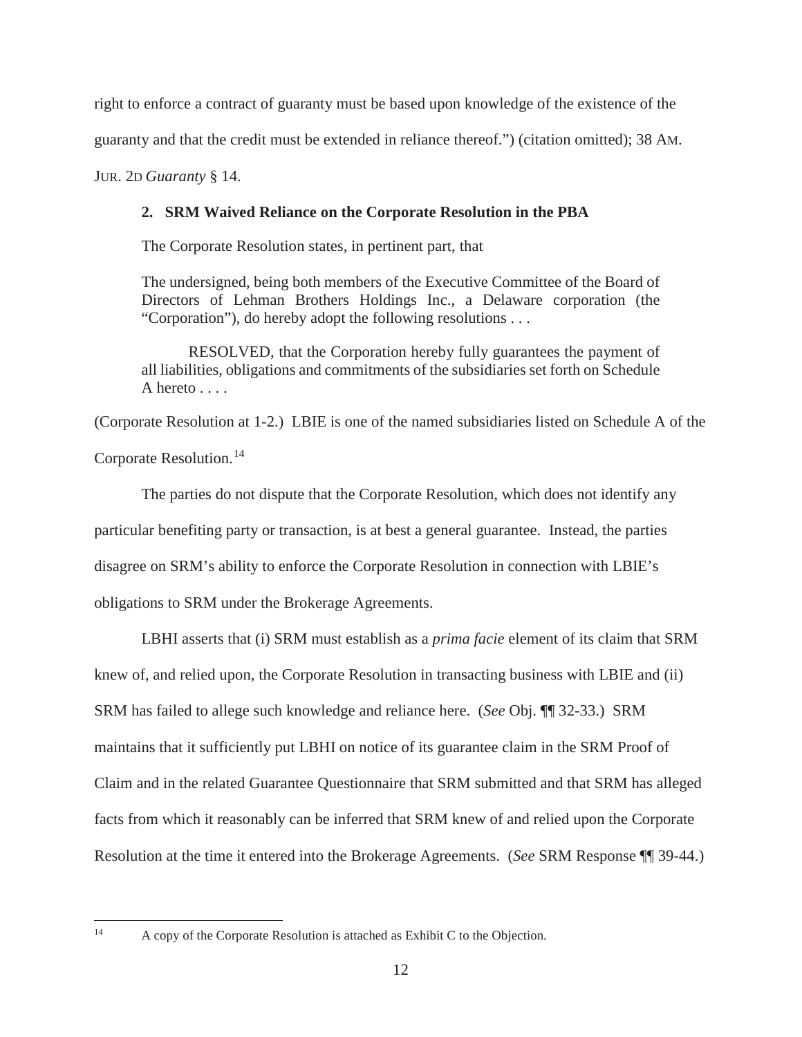right to enforce a contract of guaranty must be based upon knowledge of the existence of the guaranty and that the credit must be extended in reliance thereof.") (citation omitted); 38 AM. JUR. 2D *Guaranty* § 14.

### 2. SRM Waived Reliance on the Corporate Resolution in the PBA

The Corporate Resolution states, in pertinent part, that

> The undersigned, being both members of the Executive Committee of the Board of Directors of Lehman Brothers Holdings Inc., a Delaware corporation (the "Corporation"), do hereby adopt the following resolutions . . .
>
> RESOLVED, that the Corporation hereby fully guarantees the payment of all liabilities, obligations and commitments of the subsidiaries set forth on Schedule A hereto . . . .

(Corporate Resolution at 1-2.) LBIE is one of the named subsidiaries listed on Schedule A of the Corporate Resolution.[14]

The parties do not dispute that the Corporate Resolution, which does not identify any particular benefiting party or transaction, is at best a general guarantee. Instead, the parties disagree on SRM's ability to enforce the Corporate Resolution in connection with LBIE's obligations to SRM under the Brokerage Agreements.

LBHI asserts that (i) SRM must establish as a *prima facie* element of its claim that SRM knew of, and relied upon, the Corporate Resolution in transacting business with LBIE and (ii) SRM has failed to allege such knowledge and reliance here. (*See* Obj. ¶¶ 32-33.) SRM maintains that it sufficiently put LBHI on notice of its guarantee claim in the SRM Proof of Claim and in the related Guarantee Questionnaire that SRM submitted and that SRM has alleged facts from which it reasonably can be inferred that SRM knew of and relied upon the Corporate Resolution at the time it entered into the Brokerage Agreements. (*See* SRM Response ¶¶ 39-44.)

---

[14] A copy of the Corporate Resolution is attached as Exhibit C to the Objection.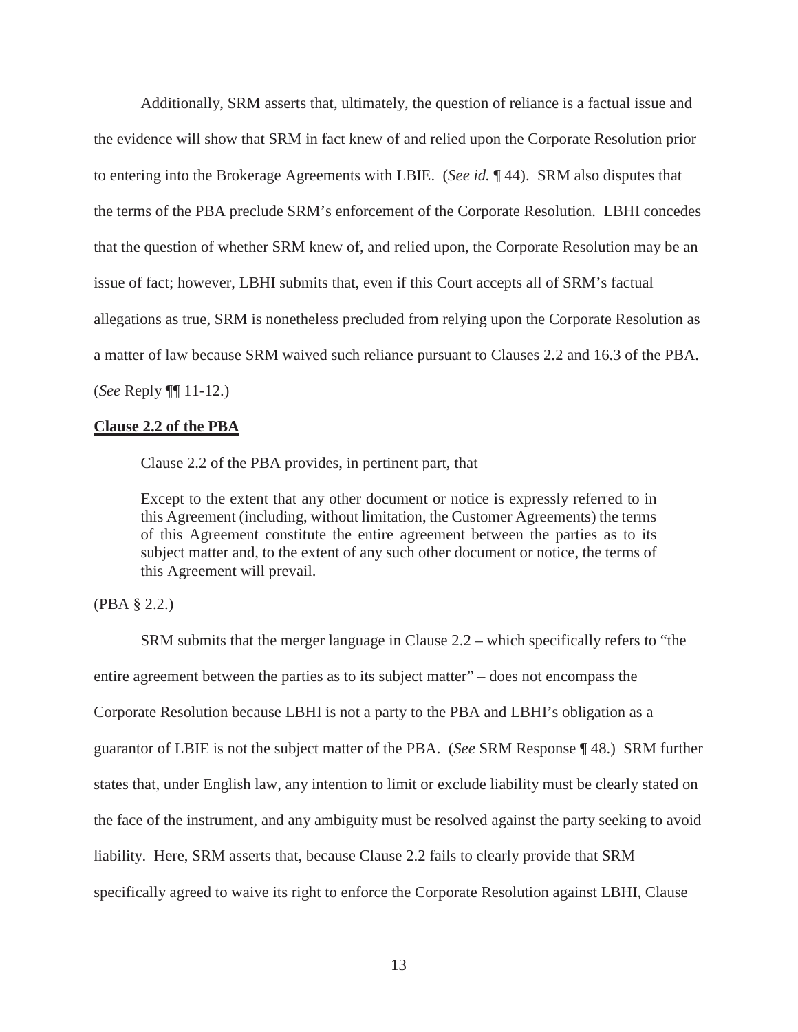Additionally, SRM asserts that, ultimately, the question of reliance is a factual issue and the evidence will show that SRM in fact knew of and relied upon the Corporate Resolution prior to entering into the Brokerage Agreements with LBIE. (*See id.* ¶ 44). SRM also disputes that the terms of the PBA preclude SRM's enforcement of the Corporate Resolution. LBHI concedes that the question of whether SRM knew of, and relied upon, the Corporate Resolution may be an issue of fact; however, LBHI submits that, even if this Court accepts all of SRM's factual allegations as true, SRM is nonetheless precluded from relying upon the Corporate Resolution as a matter of law because SRM waived such reliance pursuant to Clauses 2.2 and 16.3 of the PBA. (*See* Reply ¶¶ 11-12.)

**Clause 2.2 of the PBA**

Clause 2.2 of the PBA provides, in pertinent part, that

> Except to the extent that any other document or notice is expressly referred to in this Agreement (including, without limitation, the Customer Agreements) the terms of this Agreement constitute the entire agreement between the parties as to its subject matter and, to the extent of any such other document or notice, the terms of this Agreement will prevail.

(PBA § 2.2.)

SRM submits that the merger language in Clause 2.2 – which specifically refers to "the entire agreement between the parties as to its subject matter" – does not encompass the Corporate Resolution because LBHI is not a party to the PBA and LBHI's obligation as a guarantor of LBIE is not the subject matter of the PBA. (*See* SRM Response ¶ 48.) SRM further states that, under English law, any intention to limit or exclude liability must be clearly stated on the face of the instrument, and any ambiguity must be resolved against the party seeking to avoid liability. Here, SRM asserts that, because Clause 2.2 fails to clearly provide that SRM specifically agreed to waive its right to enforce the Corporate Resolution against LBHI, Clause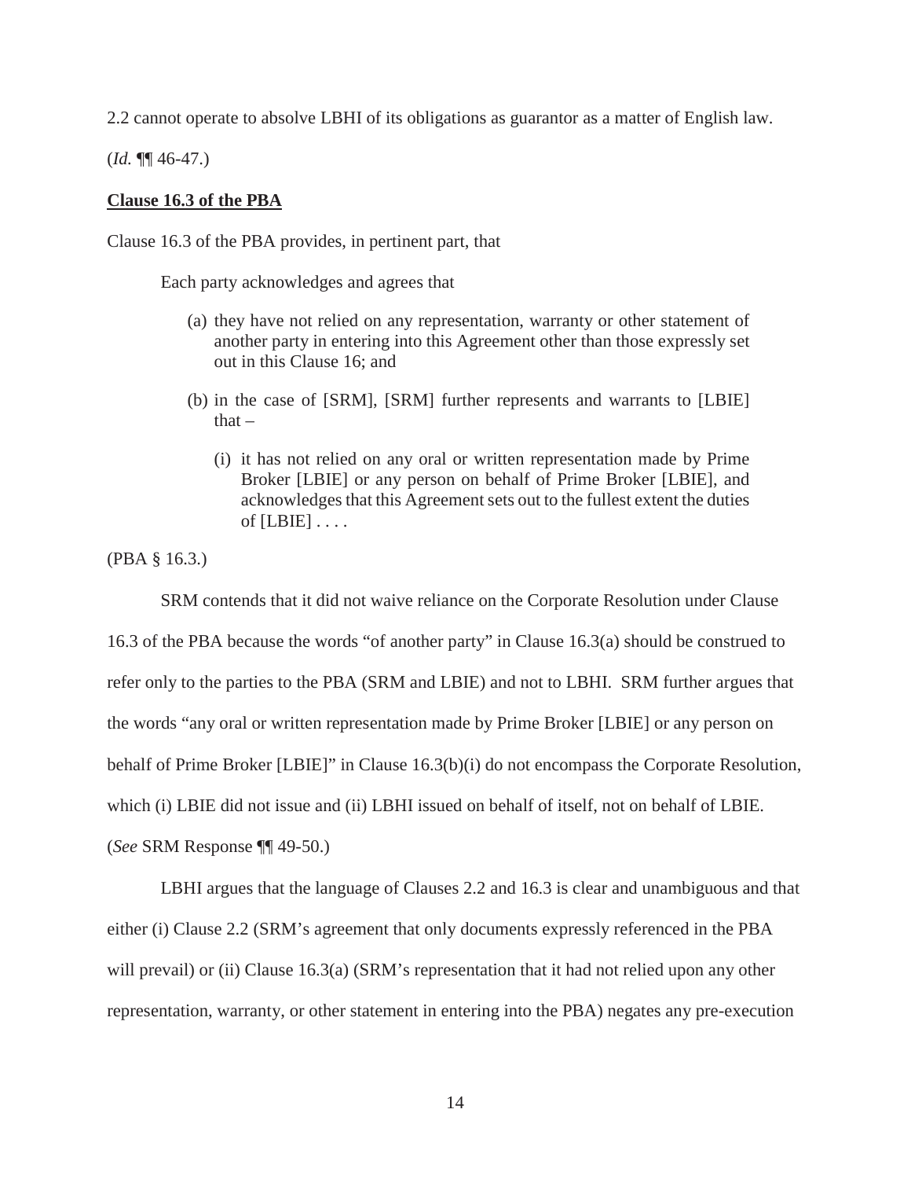2.2 cannot operate to absolve LBHI of its obligations as guarantor as a matter of English law.

(*Id.* ¶¶ 46-47.)

**Clause 16.3 of the PBA**

Clause 16.3 of the PBA provides, in pertinent part, that

> Each party acknowledges and agrees that
>
> (a) they have not relied on any representation, warranty or other statement of another party in entering into this Agreement other than those expressly set out in this Clause 16; and
>
> (b) in the case of [SRM], [SRM] further represents and warrants to [LBIE] that –
>
> (i) it has not relied on any oral or written representation made by Prime Broker [LBIE] or any person on behalf of Prime Broker [LBIE], and acknowledges that this Agreement sets out to the fullest extent the duties of [LBIE] . . . .

(PBA § 16.3.)

SRM contends that it did not waive reliance on the Corporate Resolution under Clause 16.3 of the PBA because the words "of another party" in Clause 16.3(a) should be construed to refer only to the parties to the PBA (SRM and LBIE) and not to LBHI. SRM further argues that the words "any oral or written representation made by Prime Broker [LBIE] or any person on behalf of Prime Broker [LBIE]" in Clause 16.3(b)(i) do not encompass the Corporate Resolution, which (i) LBIE did not issue and (ii) LBHI issued on behalf of itself, not on behalf of LBIE. (*See* SRM Response ¶¶ 49-50.)

LBHI argues that the language of Clauses 2.2 and 16.3 is clear and unambiguous and that either (i) Clause 2.2 (SRM's agreement that only documents expressly referenced in the PBA will prevail) or (ii) Clause 16.3(a) (SRM's representation that it had not relied upon any other representation, warranty, or other statement in entering into the PBA) negates any pre-execution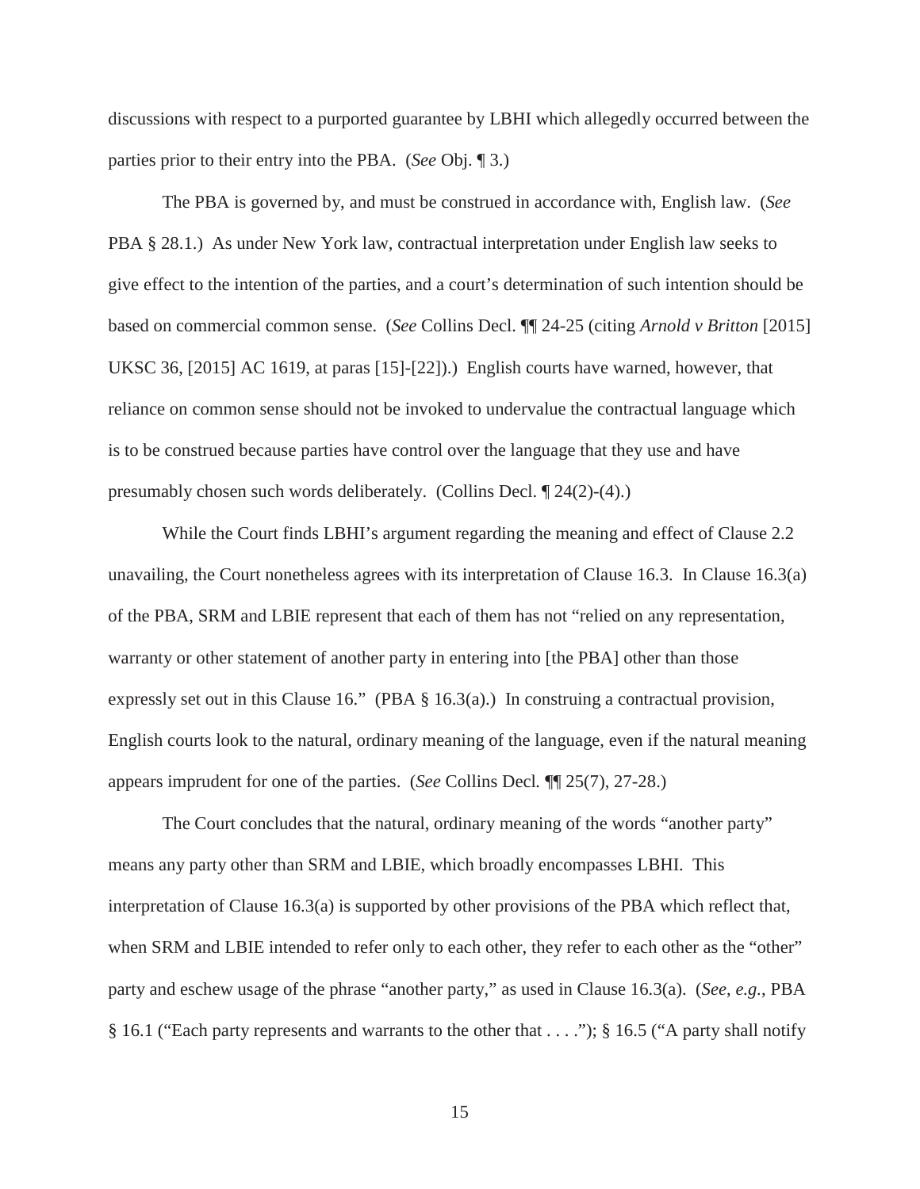discussions with respect to a purported guarantee by LBHI which allegedly occurred between the parties prior to their entry into the PBA. (*See* Obj. ¶ 3.)

The PBA is governed by, and must be construed in accordance with, English law. (*See* PBA § 28.1.) As under New York law, contractual interpretation under English law seeks to give effect to the intention of the parties, and a court's determination of such intention should be based on commercial common sense. (*See* Collins Decl. ¶¶ 24-25 (citing *Arnold v Britton* [2015] UKSC 36, [2015] AC 1619, at paras [15]-[22]).) English courts have warned, however, that reliance on common sense should not be invoked to undervalue the contractual language which is to be construed because parties have control over the language that they use and have presumably chosen such words deliberately. (Collins Decl. ¶ 24(2)-(4).)

While the Court finds LBHI's argument regarding the meaning and effect of Clause 2.2 unavailing, the Court nonetheless agrees with its interpretation of Clause 16.3. In Clause 16.3(a) of the PBA, SRM and LBIE represent that each of them has not "relied on any representation, warranty or other statement of another party in entering into [the PBA] other than those expressly set out in this Clause 16." (PBA § 16.3(a).) In construing a contractual provision, English courts look to the natural, ordinary meaning of the language, even if the natural meaning appears imprudent for one of the parties. (*See* Collins Decl*.* ¶¶ 25(7), 27-28.)

The Court concludes that the natural, ordinary meaning of the words "another party" means any party other than SRM and LBIE, which broadly encompasses LBHI. This interpretation of Clause 16.3(a) is supported by other provisions of the PBA which reflect that, when SRM and LBIE intended to refer only to each other, they refer to each other as the "other" party and eschew usage of the phrase "another party," as used in Clause 16.3(a). (*See*, *e.g.*, PBA § 16.1 ("Each party represents and warrants to the other that . . . ."); § 16.5 ("A party shall notify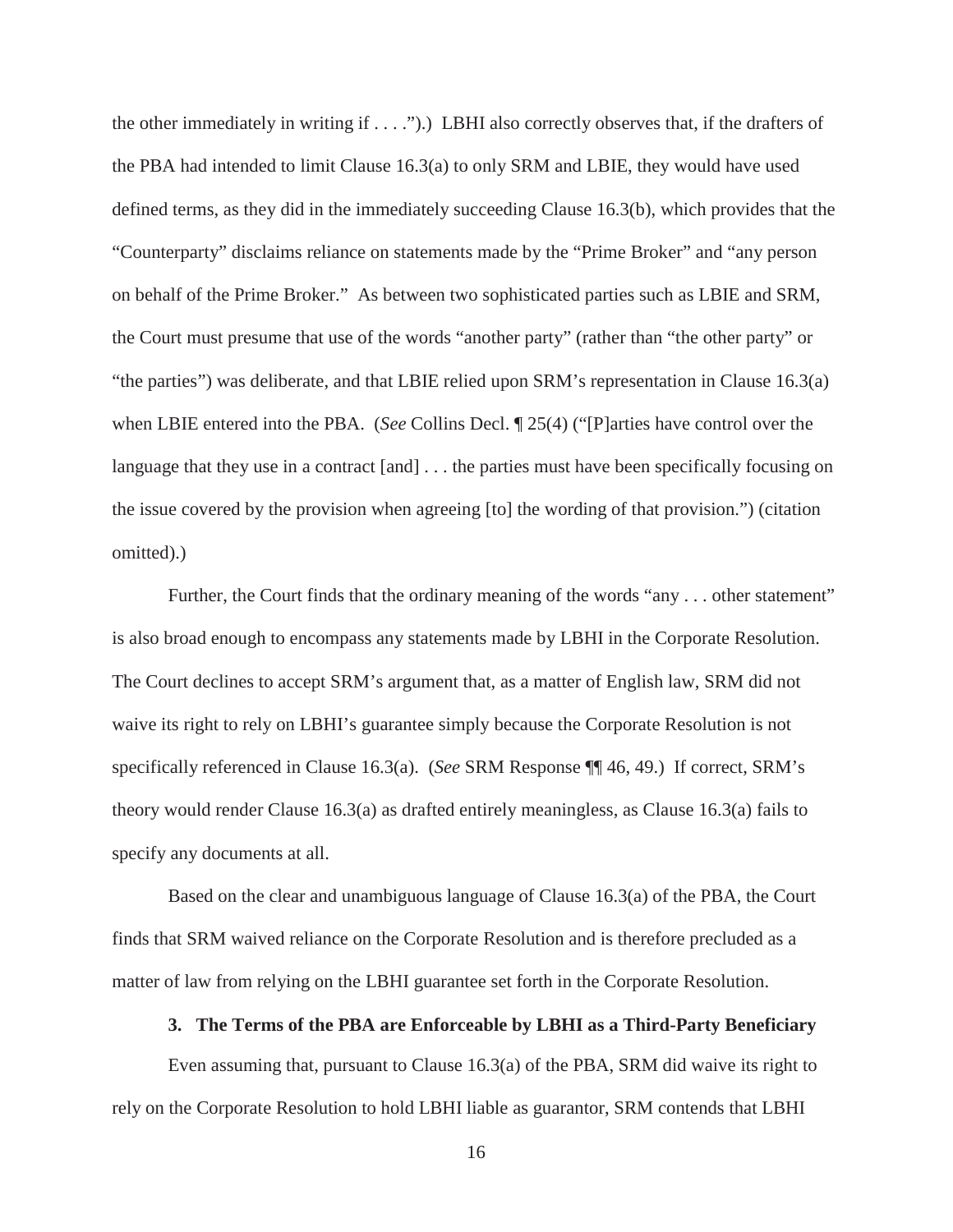the other immediately in writing if . . . .").) LBHI also correctly observes that, if the drafters of the PBA had intended to limit Clause 16.3(a) to only SRM and LBIE, they would have used defined terms, as they did in the immediately succeeding Clause 16.3(b), which provides that the "Counterparty" disclaims reliance on statements made by the "Prime Broker" and "any person on behalf of the Prime Broker." As between two sophisticated parties such as LBIE and SRM, the Court must presume that use of the words "another party" (rather than "the other party" or "the parties") was deliberate, and that LBIE relied upon SRM's representation in Clause 16.3(a) when LBIE entered into the PBA. (*See* Collins Decl. ¶ 25(4) ("[P]arties have control over the language that they use in a contract [and] . . . the parties must have been specifically focusing on the issue covered by the provision when agreeing [to] the wording of that provision.") (citation omitted).)

Further, the Court finds that the ordinary meaning of the words "any . . . other statement" is also broad enough to encompass any statements made by LBHI in the Corporate Resolution. The Court declines to accept SRM's argument that, as a matter of English law, SRM did not waive its right to rely on LBHI's guarantee simply because the Corporate Resolution is not specifically referenced in Clause 16.3(a). (*See* SRM Response ¶¶ 46, 49.) If correct, SRM's theory would render Clause 16.3(a) as drafted entirely meaningless, as Clause 16.3(a) fails to specify any documents at all.

Based on the clear and unambiguous language of Clause 16.3(a) of the PBA, the Court finds that SRM waived reliance on the Corporate Resolution and is therefore precluded as a matter of law from relying on the LBHI guarantee set forth in the Corporate Resolution.

### 3. The Terms of the PBA are Enforceable by LBHI as a Third-Party Beneficiary

Even assuming that, pursuant to Clause 16.3(a) of the PBA, SRM did waive its right to rely on the Corporate Resolution to hold LBHI liable as guarantor, SRM contends that LBHI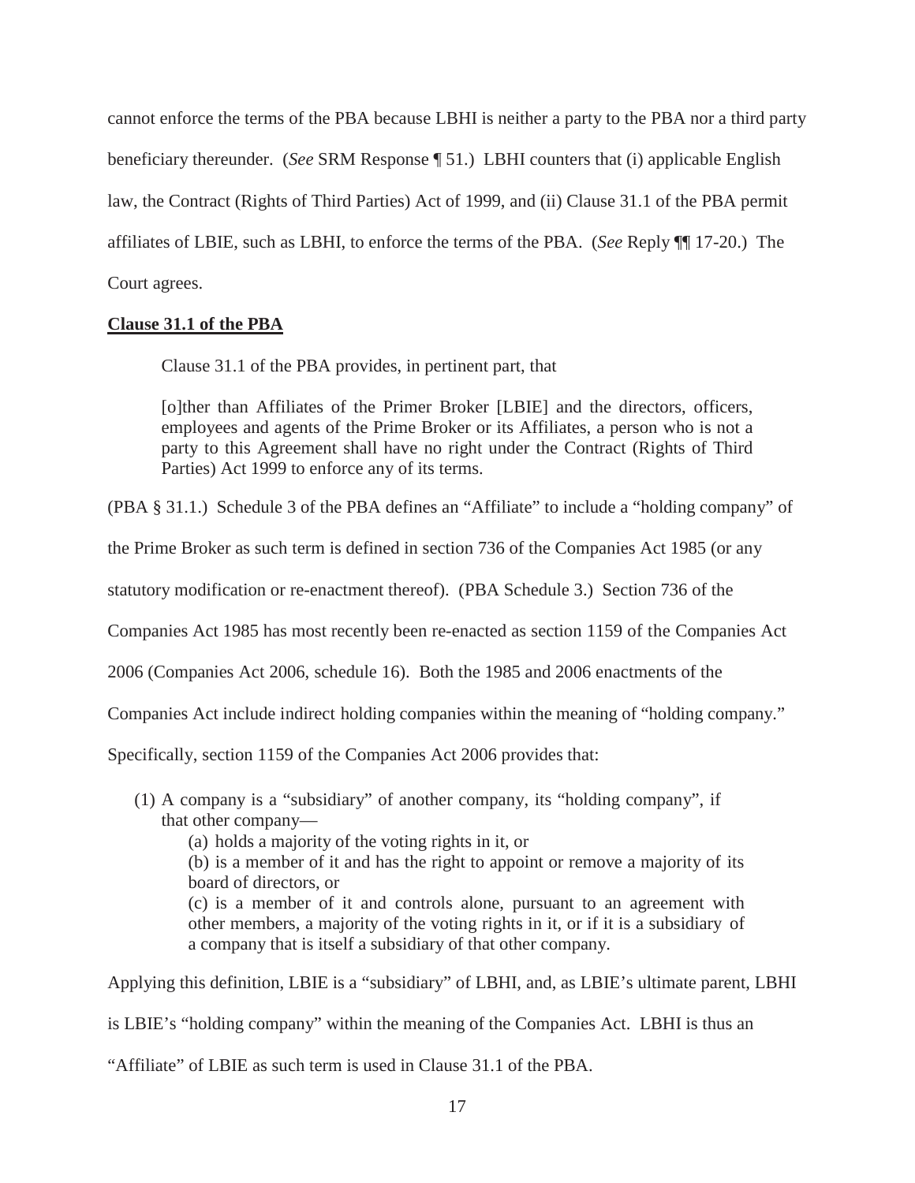cannot enforce the terms of the PBA because LBHI is neither a party to the PBA nor a third party beneficiary thereunder. (*See* SRM Response ¶ 51.) LBHI counters that (i) applicable English law, the Contract (Rights of Third Parties) Act of 1999, and (ii) Clause 31.1 of the PBA permit affiliates of LBIE, such as LBHI, to enforce the terms of the PBA. (*See* Reply ¶¶ 17-20.) The Court agrees.

**<u>Clause 31.1 of the PBA</u>**

Clause 31.1 of the PBA provides, in pertinent part, that

> [o]ther than Affiliates of the Primer Broker [LBIE] and the directors, officers, employees and agents of the Prime Broker or its Affiliates, a person who is not a party to this Agreement shall have no right under the Contract (Rights of Third Parties) Act 1999 to enforce any of its terms.

(PBA § 31.1.) Schedule 3 of the PBA defines an "Affiliate" to include a "holding company" of the Prime Broker as such term is defined in section 736 of the Companies Act 1985 (or any statutory modification or re-enactment thereof). (PBA Schedule 3.) Section 736 of the Companies Act 1985 has most recently been re-enacted as section 1159 of the Companies Act 2006 (Companies Act 2006, schedule 16). Both the 1985 and 2006 enactments of the Companies Act include indirect holding companies within the meaning of "holding company." Specifically, section 1159 of the Companies Act 2006 provides that:

> (1) A company is a "subsidiary" of another company, its "holding company", if that other company—
>
> (a) holds a majority of the voting rights in it, or
>
> (b) is a member of it and has the right to appoint or remove a majority of its board of directors, or
>
> (c) is a member of it and controls alone, pursuant to an agreement with other members, a majority of the voting rights in it, or if it is a subsidiary of a company that is itself a subsidiary of that other company.

Applying this definition, LBIE is a "subsidiary" of LBHI, and, as LBIE's ultimate parent, LBHI is LBIE's "holding company" within the meaning of the Companies Act. LBHI is thus an "Affiliate" of LBIE as such term is used in Clause 31.1 of the PBA.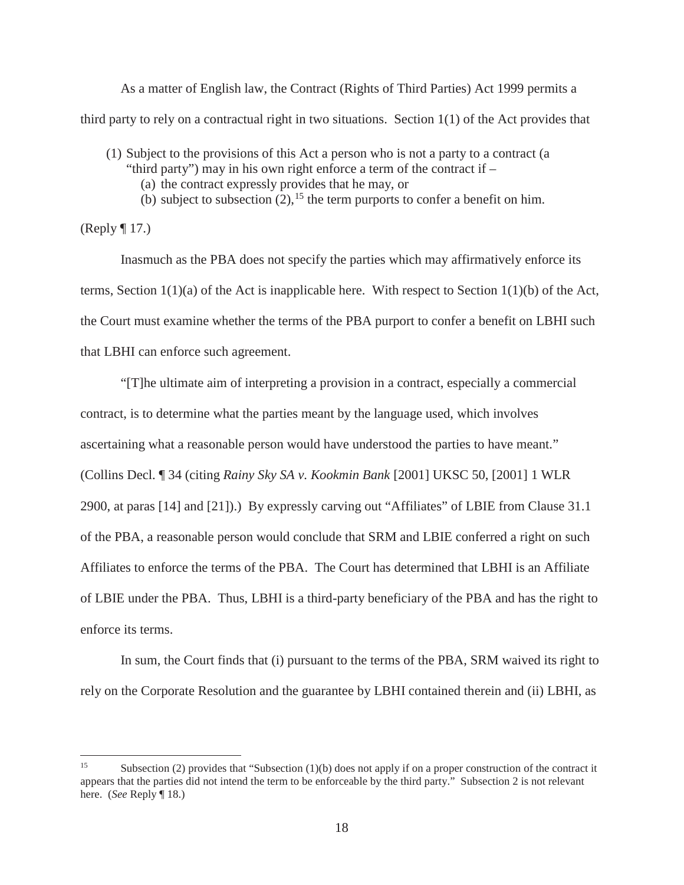As a matter of English law, the Contract (Rights of Third Parties) Act 1999 permits a third party to rely on a contractual right in two situations. Section 1(1) of the Act provides that

> (1) Subject to the provisions of this Act a person who is not a party to a contract (a "third party") may in his own right enforce a term of the contract if –
> (a) the contract expressly provides that he may, or
> (b) subject to subsection (2),[15] the term purports to confer a benefit on him.

(Reply ¶ 17.)

Inasmuch as the PBA does not specify the parties which may affirmatively enforce its terms, Section 1(1)(a) of the Act is inapplicable here. With respect to Section 1(1)(b) of the Act, the Court must examine whether the terms of the PBA purport to confer a benefit on LBHI such that LBHI can enforce such agreement.

"[T]he ultimate aim of interpreting a provision in a contract, especially a commercial contract, is to determine what the parties meant by the language used, which involves ascertaining what a reasonable person would have understood the parties to have meant." (Collins Decl. ¶ 34 (citing *Rainy Sky SA v. Kookmin Bank* [2001] UKSC 50, [2001] 1 WLR 2900, at paras [14] and [21]).) By expressly carving out "Affiliates" of LBIE from Clause 31.1 of the PBA, a reasonable person would conclude that SRM and LBIE conferred a right on such Affiliates to enforce the terms of the PBA. The Court has determined that LBHI is an Affiliate of LBIE under the PBA. Thus, LBHI is a third-party beneficiary of the PBA and has the right to enforce its terms.

In sum, the Court finds that (i) pursuant to the terms of the PBA, SRM waived its right to rely on the Corporate Resolution and the guarantee by LBHI contained therein and (ii) LBHI, as

---

[15] Subsection (2) provides that "Subsection (1)(b) does not apply if on a proper construction of the contract it appears that the parties did not intend the term to be enforceable by the third party." Subsection 2 is not relevant here. (*See* Reply ¶ 18.)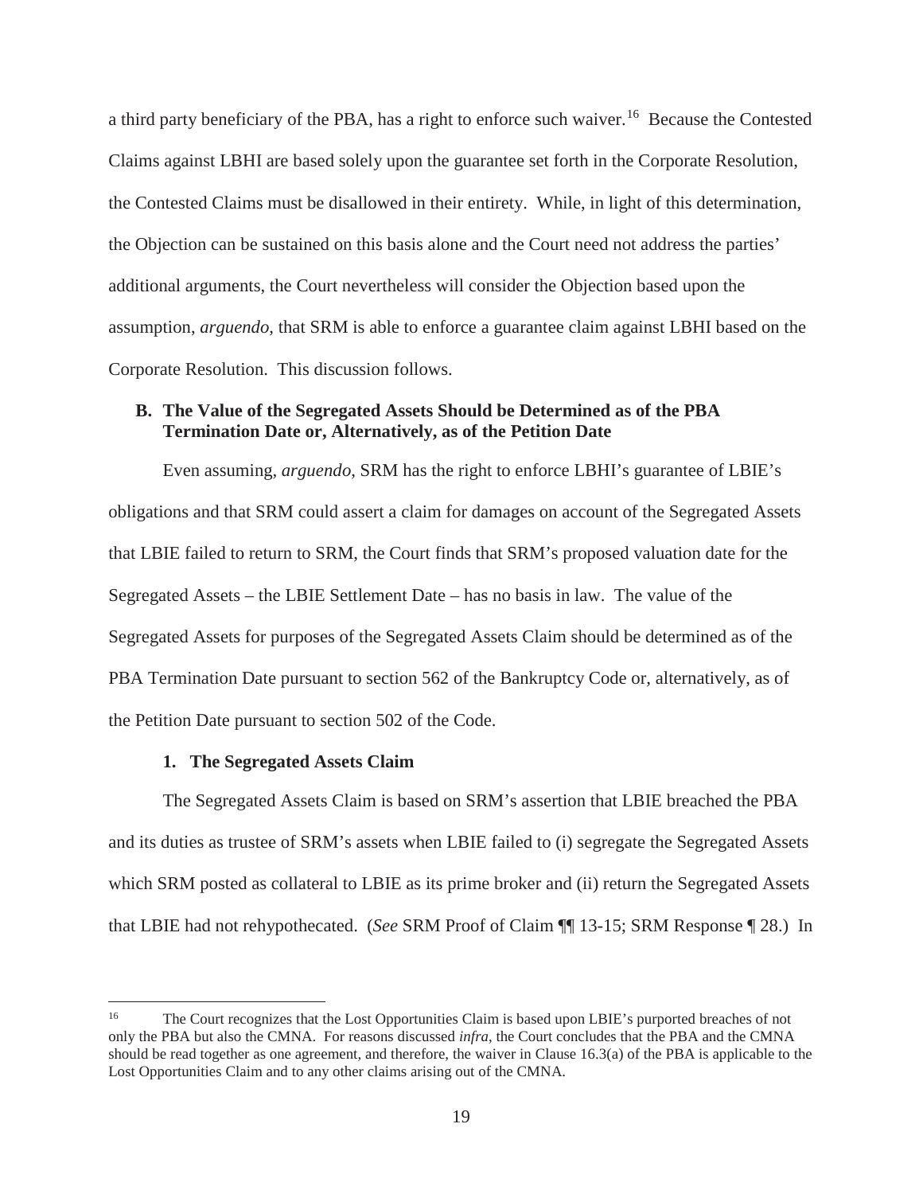a third party beneficiary of the PBA, has a right to enforce such waiver.[16] Because the Contested Claims against LBHI are based solely upon the guarantee set forth in the Corporate Resolution, the Contested Claims must be disallowed in their entirety. While, in light of this determination, the Objection can be sustained on this basis alone and the Court need not address the parties' additional arguments, the Court nevertheless will consider the Objection based upon the assumption, *arguendo*, that SRM is able to enforce a guarantee claim against LBHI based on the Corporate Resolution. This discussion follows.

### B. The Value of the Segregated Assets Should be Determined as of the PBA Termination Date or, Alternatively, as of the Petition Date

Even assuming, *arguendo*, SRM has the right to enforce LBHI's guarantee of LBIE's obligations and that SRM could assert a claim for damages on account of the Segregated Assets that LBIE failed to return to SRM, the Court finds that SRM's proposed valuation date for the Segregated Assets – the LBIE Settlement Date – has no basis in law. The value of the Segregated Assets for purposes of the Segregated Assets Claim should be determined as of the PBA Termination Date pursuant to section 562 of the Bankruptcy Code or, alternatively, as of the Petition Date pursuant to section 502 of the Code.

#### 1. The Segregated Assets Claim

The Segregated Assets Claim is based on SRM's assertion that LBIE breached the PBA and its duties as trustee of SRM's assets when LBIE failed to (i) segregate the Segregated Assets which SRM posted as collateral to LBIE as its prime broker and (ii) return the Segregated Assets that LBIE had not rehypothecated. (*See* SRM Proof of Claim ¶¶ 13-15; SRM Response ¶ 28.) In

---

[16] The Court recognizes that the Lost Opportunities Claim is based upon LBIE's purported breaches of not only the PBA but also the CMNA. For reasons discussed *infra*, the Court concludes that the PBA and the CMNA should be read together as one agreement, and therefore, the waiver in Clause 16.3(a) of the PBA is applicable to the Lost Opportunities Claim and to any other claims arising out of the CMNA.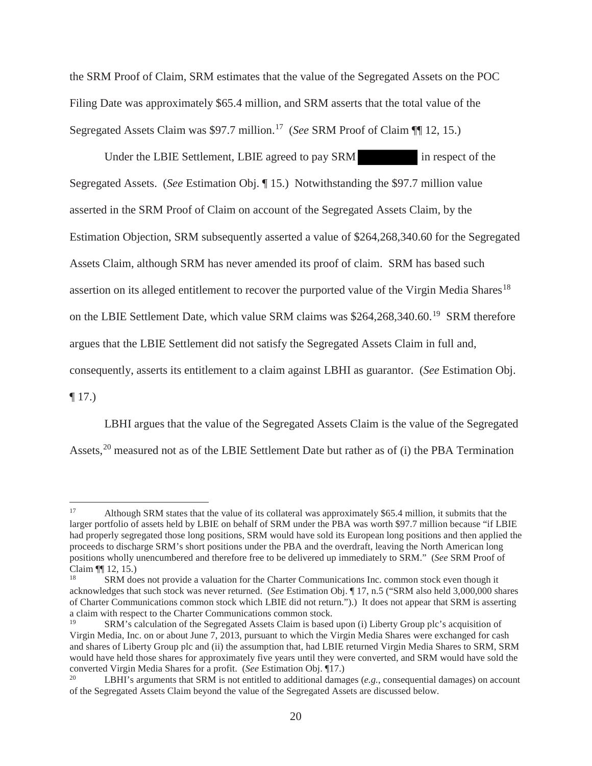the SRM Proof of Claim, SRM estimates that the value of the Segregated Assets on the POC Filing Date was approximately $65.4 million, and SRM asserts that the total value of the Segregated Assets Claim was $97.7 million.[17] (*See* SRM Proof of Claim ¶¶ 12, 15.)

Under the LBIE Settlement, LBIE agreed to pay SRM ██████ in respect of the Segregated Assets. (*See* Estimation Obj. ¶ 15.) Notwithstanding the $97.7 million value asserted in the SRM Proof of Claim on account of the Segregated Assets Claim, by the Estimation Objection, SRM subsequently asserted a value of $264,268,340.60 for the Segregated Assets Claim, although SRM has never amended its proof of claim. SRM has based such assertion on its alleged entitlement to recover the purported value of the Virgin Media Shares[18] on the LBIE Settlement Date, which value SRM claims was $264,268,340.60.[19] SRM therefore argues that the LBIE Settlement did not satisfy the Segregated Assets Claim in full and, consequently, asserts its entitlement to a claim against LBHI as guarantor. (*See* Estimation Obj. ¶ 17.)

LBHI argues that the value of the Segregated Assets Claim is the value of the Segregated Assets,[20] measured not as of the LBIE Settlement Date but rather as of (i) the PBA Termination

---

[17] Although SRM states that the value of its collateral was approximately $65.4 million, it submits that the larger portfolio of assets held by LBIE on behalf of SRM under the PBA was worth $97.7 million because "if LBIE had properly segregated those long positions, SRM would have sold its European long positions and then applied the proceeds to discharge SRM's short positions under the PBA and the overdraft, leaving the North American long positions wholly unencumbered and therefore free to be delivered up immediately to SRM." (*See* SRM Proof of Claim ¶¶ 12, 15.)

[18] SRM does not provide a valuation for the Charter Communications Inc. common stock even though it acknowledges that such stock was never returned. (*See* Estimation Obj. ¶ 17, n.5 ("SRM also held 3,000,000 shares of Charter Communications common stock which LBIE did not return.").) It does not appear that SRM is asserting a claim with respect to the Charter Communications common stock.

[19] SRM's calculation of the Segregated Assets Claim is based upon (i) Liberty Group plc's acquisition of Virgin Media, Inc. on or about June 7, 2013, pursuant to which the Virgin Media Shares were exchanged for cash and shares of Liberty Group plc and (ii) the assumption that, had LBIE returned Virgin Media Shares to SRM, SRM would have held those shares for approximately five years until they were converted, and SRM would have sold the converted Virgin Media Shares for a profit. (*See* Estimation Obj. ¶17.)

[20] LBHI's arguments that SRM is not entitled to additional damages (*e.g.*, consequential damages) on account of the Segregated Assets Claim beyond the value of the Segregated Assets are discussed below.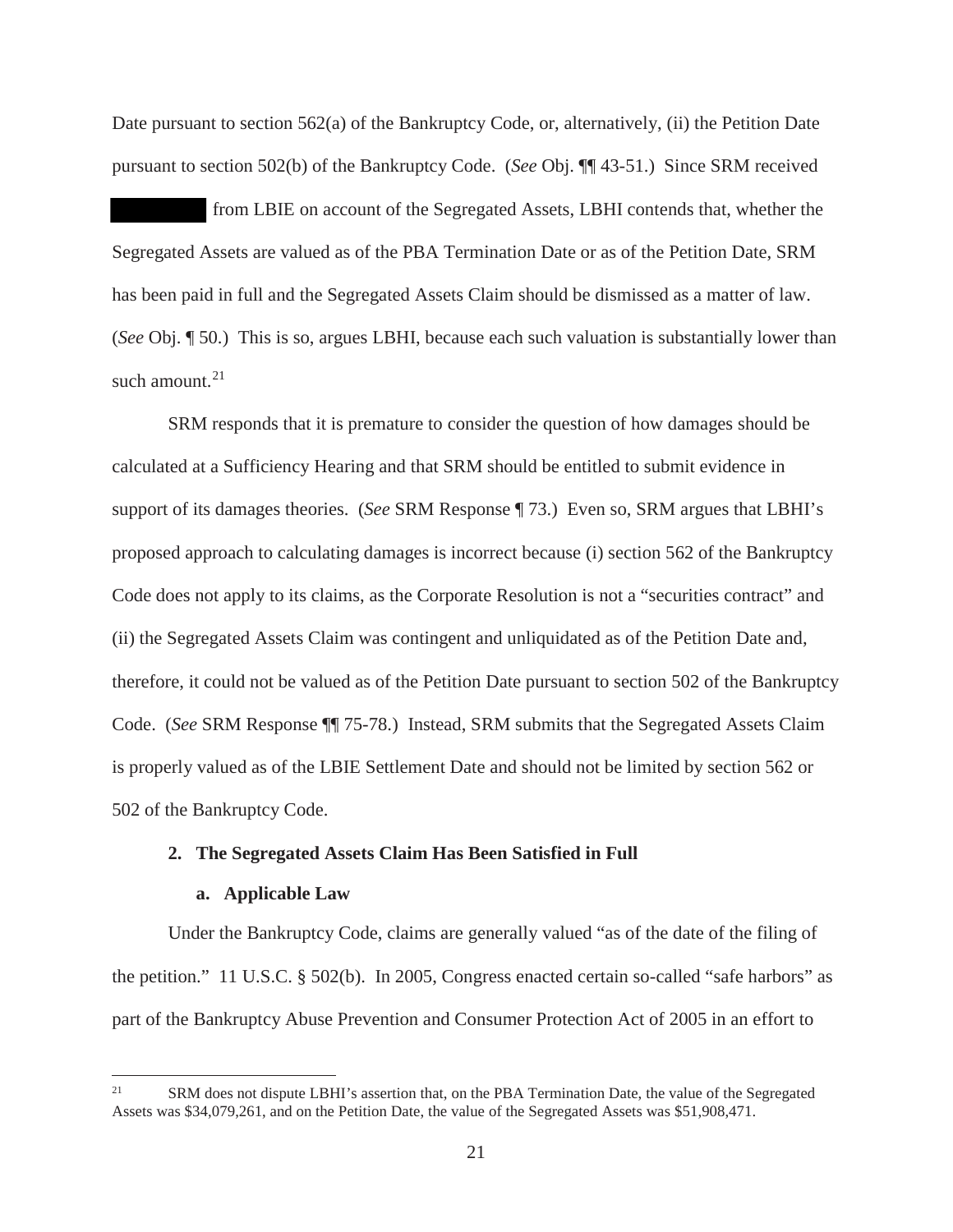Date pursuant to section 562(a) of the Bankruptcy Code, or, alternatively, (ii) the Petition Date pursuant to section 502(b) of the Bankruptcy Code. (*See* Obj. ¶¶ 43-51.) Since SRM received [REDACTED] from LBIE on account of the Segregated Assets, LBHI contends that, whether the Segregated Assets are valued as of the PBA Termination Date or as of the Petition Date, SRM has been paid in full and the Segregated Assets Claim should be dismissed as a matter of law. (*See* Obj. ¶ 50.) This is so, argues LBHI, because each such valuation is substantially lower than such amount.[21]

SRM responds that it is premature to consider the question of how damages should be calculated at a Sufficiency Hearing and that SRM should be entitled to submit evidence in support of its damages theories. (*See* SRM Response ¶ 73.) Even so, SRM argues that LBHI's proposed approach to calculating damages is incorrect because (i) section 562 of the Bankruptcy Code does not apply to its claims, as the Corporate Resolution is not a "securities contract" and (ii) the Segregated Assets Claim was contingent and unliquidated as of the Petition Date and, therefore, it could not be valued as of the Petition Date pursuant to section 502 of the Bankruptcy Code. (*See* SRM Response ¶¶ 75-78.) Instead, SRM submits that the Segregated Assets Claim is properly valued as of the LBIE Settlement Date and should not be limited by section 562 or 502 of the Bankruptcy Code.

### 2. The Segregated Assets Claim Has Been Satisfied in Full

#### a. Applicable Law

Under the Bankruptcy Code, claims are generally valued "as of the date of the filing of the petition." 11 U.S.C. § 502(b). In 2005, Congress enacted certain so-called "safe harbors" as part of the Bankruptcy Abuse Prevention and Consumer Protection Act of 2005 in an effort to

---

[21] SRM does not dispute LBHI's assertion that, on the PBA Termination Date, the value of the Segregated Assets was $34,079,261, and on the Petition Date, the value of the Segregated Assets was $51,908,471.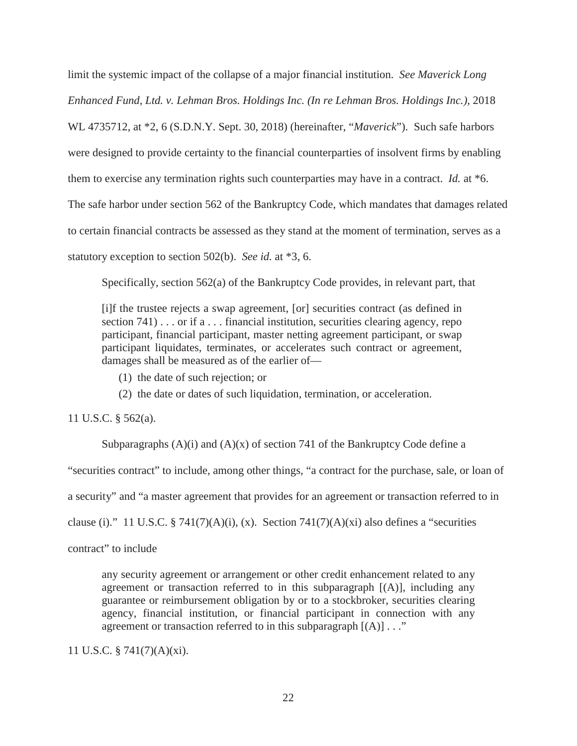limit the systemic impact of the collapse of a major financial institution. *See Maverick Long Enhanced Fund, Ltd. v. Lehman Bros. Holdings Inc. (In re Lehman Bros. Holdings Inc.)*, 2018 WL 4735712, at *2, 6 (S.D.N.Y. Sept. 30, 2018) (hereinafter, "*Maverick*"). Such safe harbors were designed to provide certainty to the financial counterparties of insolvent firms by enabling them to exercise any termination rights such counterparties may have in a contract. *Id.* at *6. The safe harbor under section 562 of the Bankruptcy Code, which mandates that damages related to certain financial contracts be assessed as they stand at the moment of termination, serves as a statutory exception to section 502(b). *See id.* at *3, 6.

Specifically, section 562(a) of the Bankruptcy Code provides, in relevant part, that

> [i]f the trustee rejects a swap agreement, [or] securities contract (as defined in section 741) . . . or if a . . . financial institution, securities clearing agency, repo participant, financial participant, master netting agreement participant, or swap participant liquidates, terminates, or accelerates such contract or agreement, damages shall be measured as of the earlier of—
>
> (1) the date of such rejection; or
>
> (2) the date or dates of such liquidation, termination, or acceleration.

11 U.S.C. § 562(a).

Subparagraphs (A)(i) and (A)(x) of section 741 of the Bankruptcy Code define a "securities contract" to include, among other things, "a contract for the purchase, sale, or loan of a security" and "a master agreement that provides for an agreement or transaction referred to in clause (i)." 11 U.S.C. § 741(7)(A)(i), (x). Section 741(7)(A)(xi) also defines a "securities contract" to include

> any security agreement or arrangement or other credit enhancement related to any agreement or transaction referred to in this subparagraph [(A)], including any guarantee or reimbursement obligation by or to a stockbroker, securities clearing agency, financial institution, or financial participant in connection with any agreement or transaction referred to in this subparagraph [(A)] . . ."

11 U.S.C. § 741(7)(A)(xi).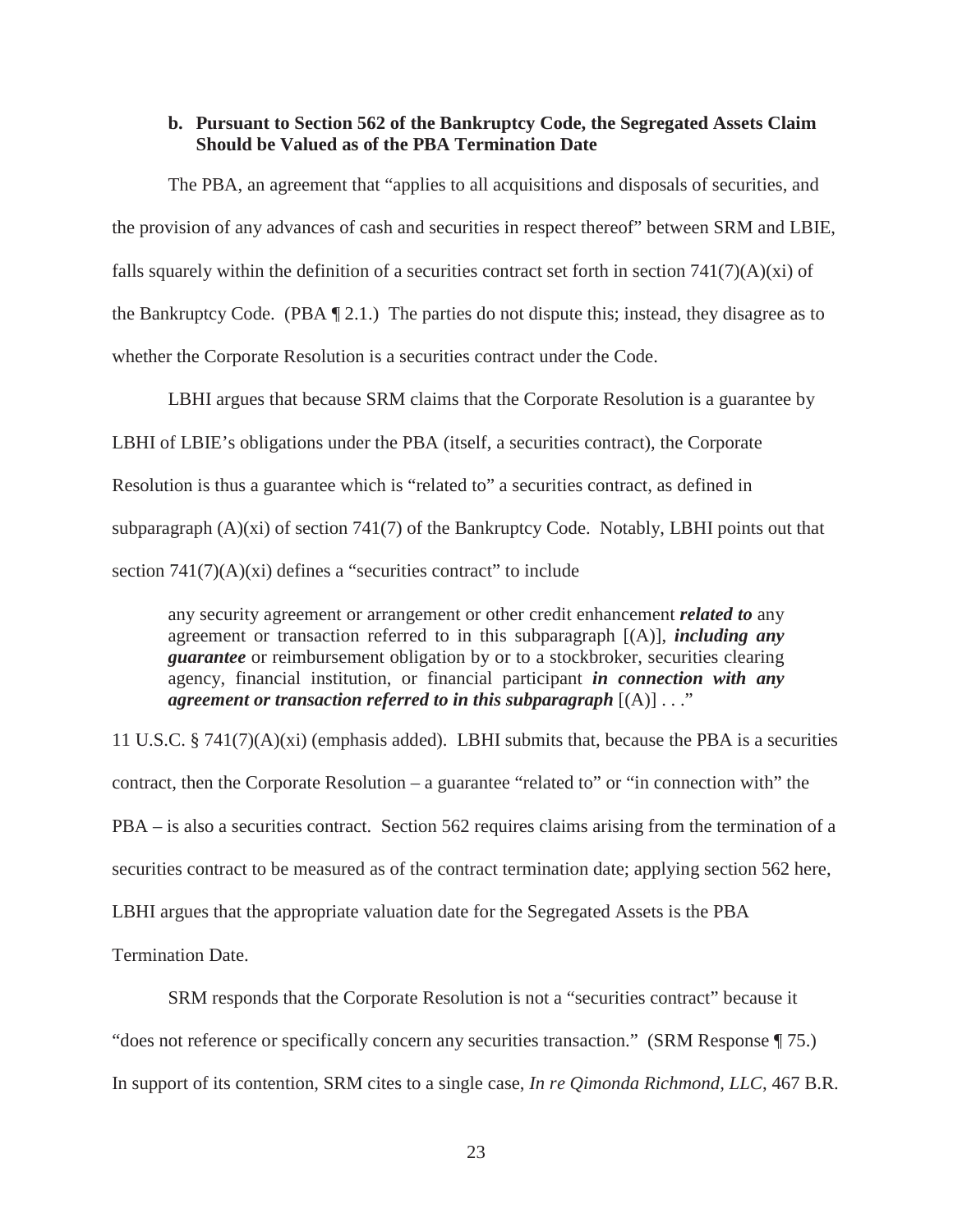### b. Pursuant to Section 562 of the Bankruptcy Code, the Segregated Assets Claim Should be Valued as of the PBA Termination Date

The PBA, an agreement that "applies to all acquisitions and disposals of securities, and the provision of any advances of cash and securities in respect thereof" between SRM and LBIE, falls squarely within the definition of a securities contract set forth in section 741(7)(A)(xi) of the Bankruptcy Code. (PBA ¶ 2.1.) The parties do not dispute this; instead, they disagree as to whether the Corporate Resolution is a securities contract under the Code.

LBHI argues that because SRM claims that the Corporate Resolution is a guarantee by LBHI of LBIE's obligations under the PBA (itself, a securities contract), the Corporate Resolution is thus a guarantee which is "related to" a securities contract, as defined in subparagraph (A)(xi) of section 741(7) of the Bankruptcy Code. Notably, LBHI points out that section 741(7)(A)(xi) defines a "securities contract" to include

> any security agreement or arrangement or other credit enhancement ***related to*** any agreement or transaction referred to in this subparagraph [(A)], ***including any guarantee*** or reimbursement obligation by or to a stockbroker, securities clearing agency, financial institution, or financial participant ***in connection with any agreement or transaction referred to in this subparagraph*** [(A)] . . ."

11 U.S.C. § 741(7)(A)(xi) (emphasis added). LBHI submits that, because the PBA is a securities contract, then the Corporate Resolution – a guarantee "related to" or "in connection with" the PBA – is also a securities contract. Section 562 requires claims arising from the termination of a securities contract to be measured as of the contract termination date; applying section 562 here, LBHI argues that the appropriate valuation date for the Segregated Assets is the PBA Termination Date.

SRM responds that the Corporate Resolution is not a "securities contract" because it "does not reference or specifically concern any securities transaction." (SRM Response ¶ 75.) In support of its contention, SRM cites to a single case, *In re Qimonda Richmond, LLC*, 467 B.R.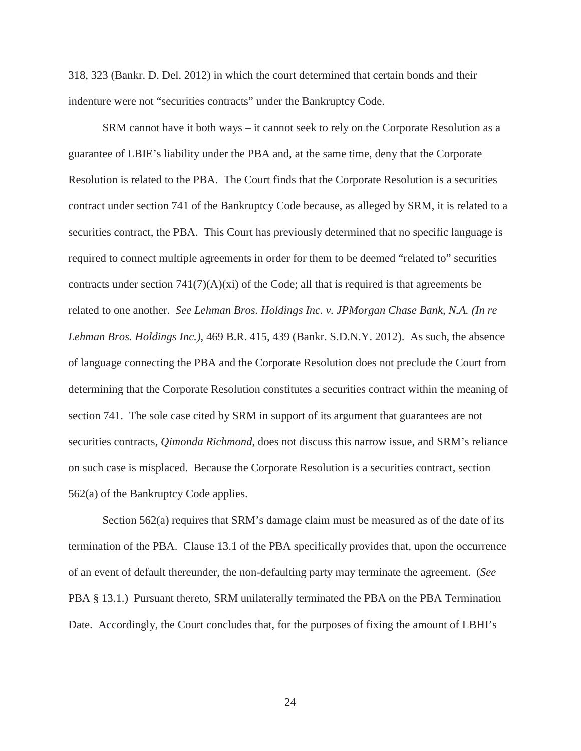318, 323 (Bankr. D. Del. 2012) in which the court determined that certain bonds and their indenture were not "securities contracts" under the Bankruptcy Code.

SRM cannot have it both ways – it cannot seek to rely on the Corporate Resolution as a guarantee of LBIE's liability under the PBA and, at the same time, deny that the Corporate Resolution is related to the PBA. The Court finds that the Corporate Resolution is a securities contract under section 741 of the Bankruptcy Code because, as alleged by SRM, it is related to a securities contract, the PBA. This Court has previously determined that no specific language is required to connect multiple agreements in order for them to be deemed "related to" securities contracts under section 741(7)(A)(xi) of the Code; all that is required is that agreements be related to one another. *See Lehman Bros. Holdings Inc. v. JPMorgan Chase Bank, N.A. (In re Lehman Bros. Holdings Inc.)*, 469 B.R. 415, 439 (Bankr. S.D.N.Y. 2012). As such, the absence of language connecting the PBA and the Corporate Resolution does not preclude the Court from determining that the Corporate Resolution constitutes a securities contract within the meaning of section 741. The sole case cited by SRM in support of its argument that guarantees are not securities contracts, *Qimonda Richmond*, does not discuss this narrow issue, and SRM's reliance on such case is misplaced. Because the Corporate Resolution is a securities contract, section 562(a) of the Bankruptcy Code applies.

Section 562(a) requires that SRM's damage claim must be measured as of the date of its termination of the PBA. Clause 13.1 of the PBA specifically provides that, upon the occurrence of an event of default thereunder, the non-defaulting party may terminate the agreement. (*See* PBA § 13.1.) Pursuant thereto, SRM unilaterally terminated the PBA on the PBA Termination Date. Accordingly, the Court concludes that, for the purposes of fixing the amount of LBHI's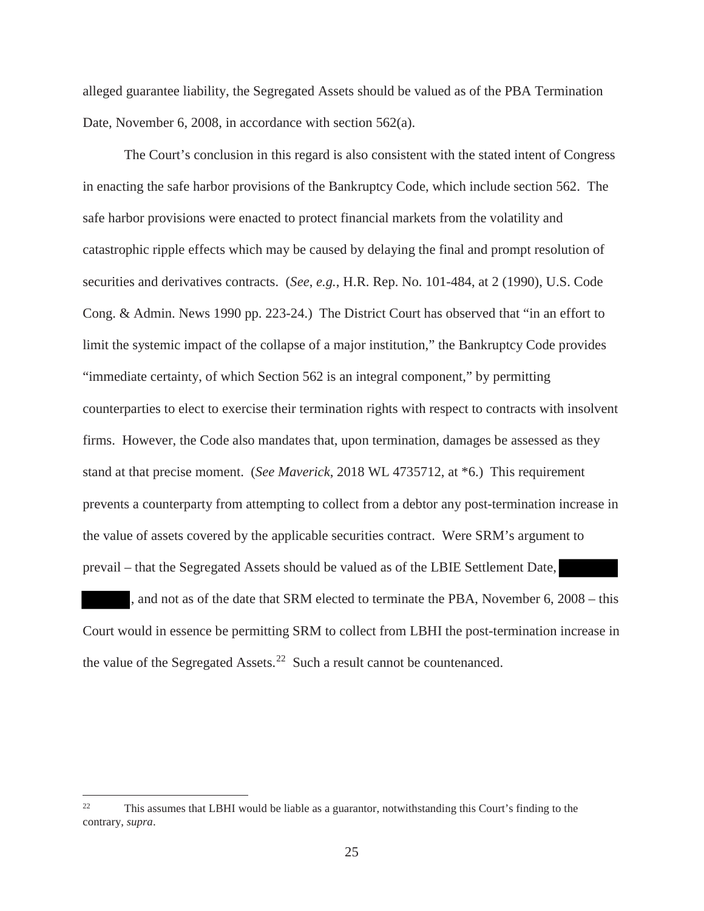alleged guarantee liability, the Segregated Assets should be valued as of the PBA Termination Date, November 6, 2008, in accordance with section 562(a).

The Court's conclusion in this regard is also consistent with the stated intent of Congress in enacting the safe harbor provisions of the Bankruptcy Code, which include section 562. The safe harbor provisions were enacted to protect financial markets from the volatility and catastrophic ripple effects which may be caused by delaying the final and prompt resolution of securities and derivatives contracts. (*See*, *e.g.*, H.R. Rep. No. 101-484, at 2 (1990), U.S. Code Cong. & Admin. News 1990 pp. 223-24.) The District Court has observed that "in an effort to limit the systemic impact of the collapse of a major institution," the Bankruptcy Code provides "immediate certainty, of which Section 562 is an integral component," by permitting counterparties to elect to exercise their termination rights with respect to contracts with insolvent firms. However, the Code also mandates that, upon termination, damages be assessed as they stand at that precise moment. (*See Maverick*, 2018 WL 4735712, at *6.) This requirement prevents a counterparty from attempting to collect from a debtor any post-termination increase in the value of assets covered by the applicable securities contract. Were SRM's argument to prevail – that the Segregated Assets should be valued as of the LBIE Settlement Date, [REDACTED] [REDACTED], and not as of the date that SRM elected to terminate the PBA, November 6, 2008 – this Court would in essence be permitting SRM to collect from LBHI the post-termination increase in the value of the Segregated Assets.[22] Such a result cannot be countenanced.

---

[22] This assumes that LBHI would be liable as a guarantor, notwithstanding this Court's finding to the contrary, *supra*.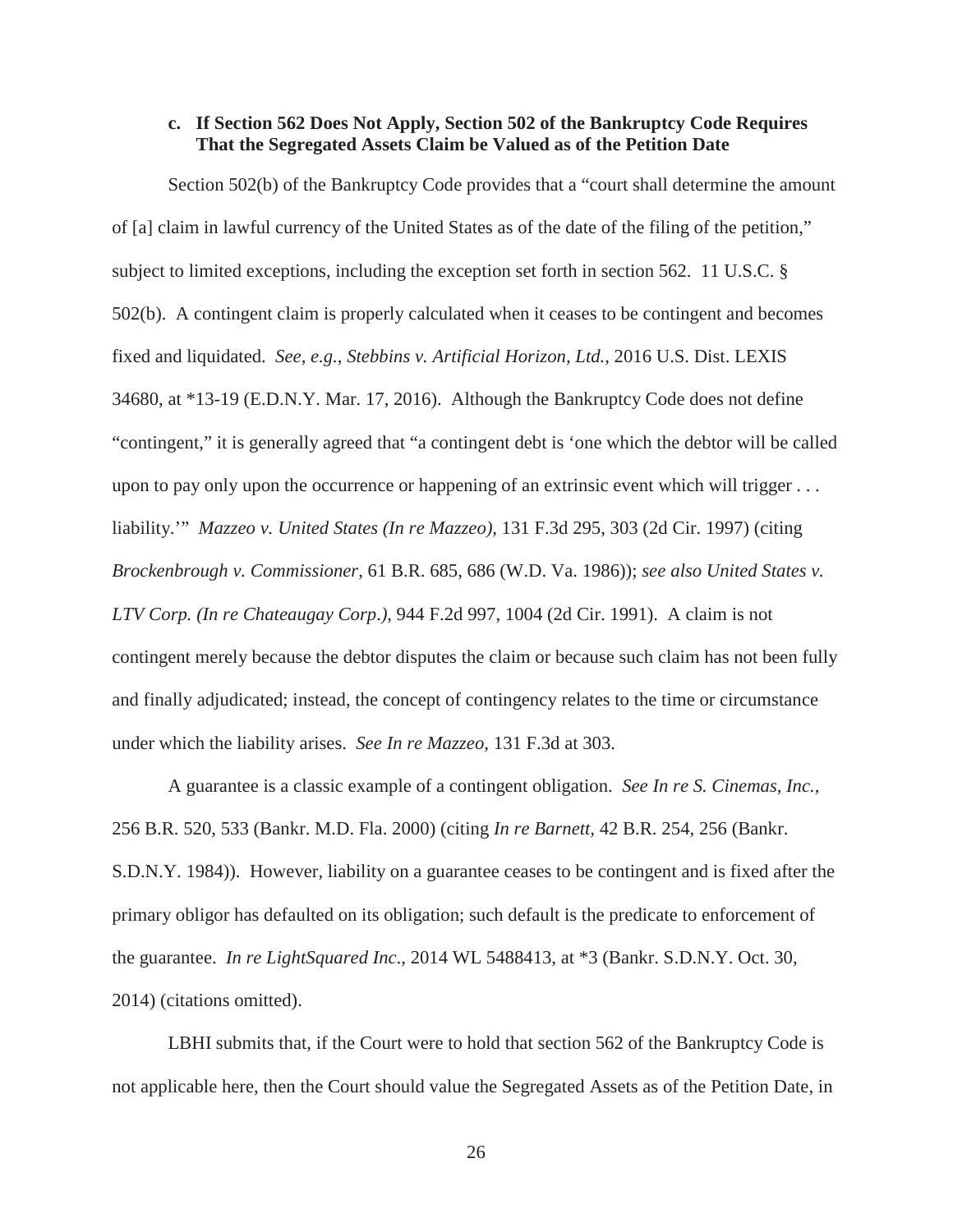### c. If Section 562 Does Not Apply, Section 502 of the Bankruptcy Code Requires That the Segregated Assets Claim be Valued as of the Petition Date

Section 502(b) of the Bankruptcy Code provides that a "court shall determine the amount of [a] claim in lawful currency of the United States as of the date of the filing of the petition," subject to limited exceptions, including the exception set forth in section 562. 11 U.S.C. § 502(b). A contingent claim is properly calculated when it ceases to be contingent and becomes fixed and liquidated. *See*, *e.g.*, *Stebbins v. Artificial Horizon, Ltd.*, 2016 U.S. Dist. LEXIS 34680, at *13-19 (E.D.N.Y. Mar. 17, 2016). Although the Bankruptcy Code does not define "contingent," it is generally agreed that "a contingent debt is 'one which the debtor will be called upon to pay only upon the occurrence or happening of an extrinsic event which will trigger . . . liability.'" *Mazzeo v. United States (In re Mazzeo)*, 131 F.3d 295, 303 (2d Cir. 1997) (citing *Brockenbrough v. Commissioner*, 61 B.R. 685, 686 (W.D. Va. 1986)); *see also United States v. LTV Corp. (In re Chateaugay Corp.)*, 944 F.2d 997, 1004 (2d Cir. 1991). A claim is not contingent merely because the debtor disputes the claim or because such claim has not been fully and finally adjudicated; instead, the concept of contingency relates to the time or circumstance under which the liability arises. *See In re Mazzeo*, 131 F.3d at 303.

A guarantee is a classic example of a contingent obligation. *See In re S. Cinemas, Inc.*, 256 B.R. 520, 533 (Bankr. M.D. Fla. 2000) (citing *In re Barnett,* 42 B.R. 254, 256 (Bankr. S.D.N.Y. 1984)). However, liability on a guarantee ceases to be contingent and is fixed after the primary obligor has defaulted on its obligation; such default is the predicate to enforcement of the guarantee. *In re LightSquared Inc.*, 2014 WL 5488413, at *3 (Bankr. S.D.N.Y. Oct. 30, 2014) (citations omitted).

LBHI submits that, if the Court were to hold that section 562 of the Bankruptcy Code is not applicable here, then the Court should value the Segregated Assets as of the Petition Date, in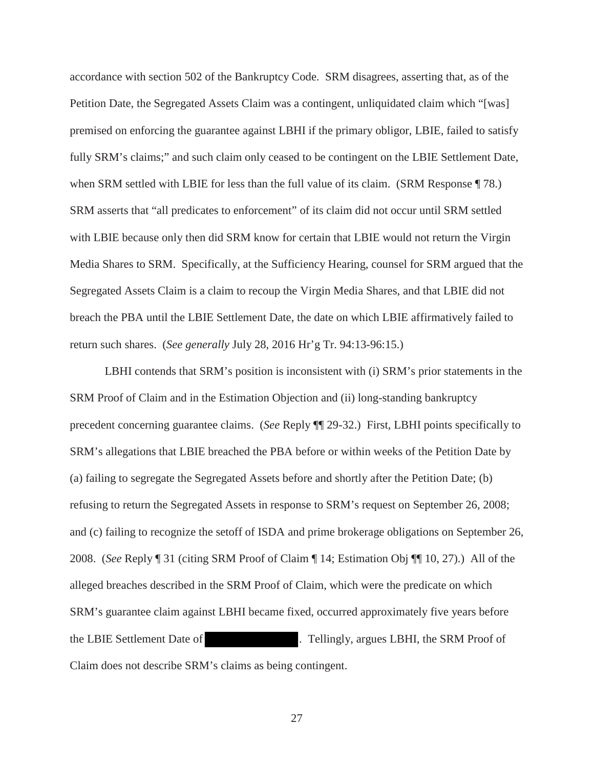accordance with section 502 of the Bankruptcy Code. SRM disagrees, asserting that, as of the Petition Date, the Segregated Assets Claim was a contingent, unliquidated claim which "[was] premised on enforcing the guarantee against LBHI if the primary obligor, LBIE, failed to satisfy fully SRM's claims;" and such claim only ceased to be contingent on the LBIE Settlement Date, when SRM settled with LBIE for less than the full value of its claim. (SRM Response ¶ 78.) SRM asserts that "all predicates to enforcement" of its claim did not occur until SRM settled with LBIE because only then did SRM know for certain that LBIE would not return the Virgin Media Shares to SRM. Specifically, at the Sufficiency Hearing, counsel for SRM argued that the Segregated Assets Claim is a claim to recoup the Virgin Media Shares, and that LBIE did not breach the PBA until the LBIE Settlement Date, the date on which LBIE affirmatively failed to return such shares. (*See generally* July 28, 2016 Hr'g Tr. 94:13-96:15.)

LBHI contends that SRM's position is inconsistent with (i) SRM's prior statements in the SRM Proof of Claim and in the Estimation Objection and (ii) long-standing bankruptcy precedent concerning guarantee claims. (*See* Reply ¶¶ 29-32.) First, LBHI points specifically to SRM's allegations that LBIE breached the PBA before or within weeks of the Petition Date by (a) failing to segregate the Segregated Assets before and shortly after the Petition Date; (b) refusing to return the Segregated Assets in response to SRM's request on September 26, 2008; and (c) failing to recognize the setoff of ISDA and prime brokerage obligations on September 26, 2008. (*See* Reply ¶ 31 (citing SRM Proof of Claim ¶ 14; Estimation Obj ¶¶ 10, 27).) All of the alleged breaches described in the SRM Proof of Claim, which were the predicate on which SRM's guarantee claim against LBHI became fixed, occurred approximately five years before the LBIE Settlement Date of [REDACTED]. Tellingly, argues LBHI, the SRM Proof of Claim does not describe SRM's claims as being contingent.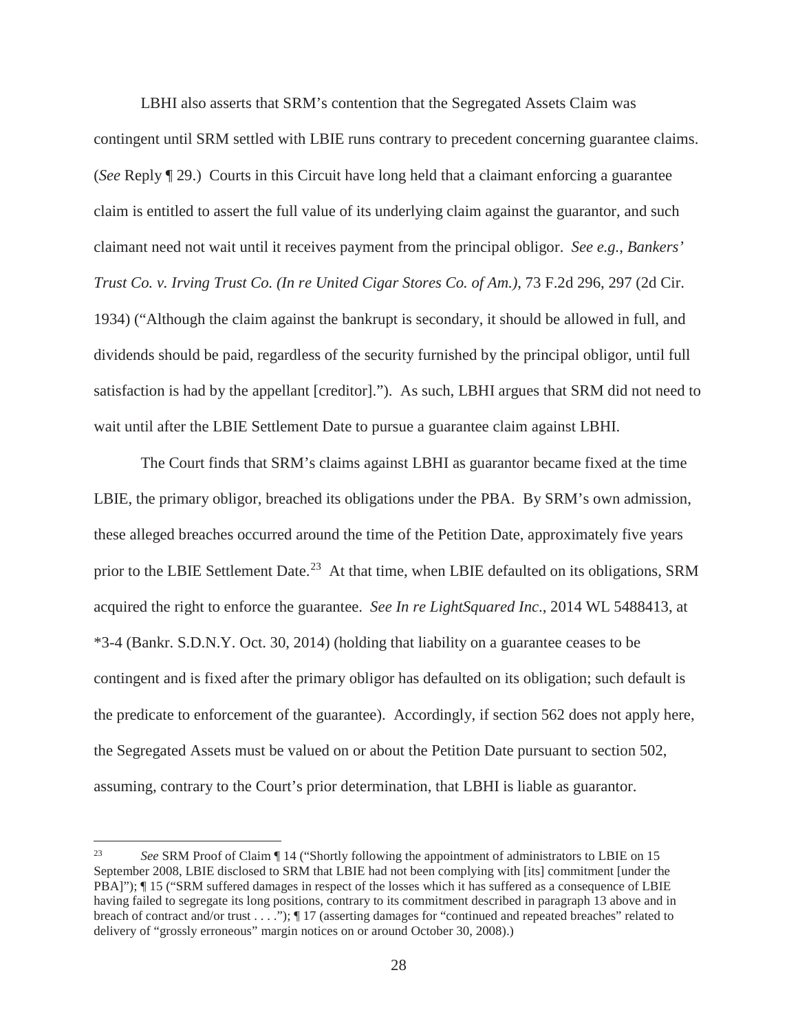LBHI also asserts that SRM's contention that the Segregated Assets Claim was contingent until SRM settled with LBIE runs contrary to precedent concerning guarantee claims. (*See* Reply ¶ 29.) Courts in this Circuit have long held that a claimant enforcing a guarantee claim is entitled to assert the full value of its underlying claim against the guarantor, and such claimant need not wait until it receives payment from the principal obligor. *See e.g.*, *Bankers' Trust Co. v. Irving Trust Co. (In re United Cigar Stores Co. of Am.)*, 73 F.2d 296, 297 (2d Cir. 1934) ("Although the claim against the bankrupt is secondary, it should be allowed in full, and dividends should be paid, regardless of the security furnished by the principal obligor, until full satisfaction is had by the appellant [creditor]."). As such, LBHI argues that SRM did not need to wait until after the LBIE Settlement Date to pursue a guarantee claim against LBHI.

The Court finds that SRM's claims against LBHI as guarantor became fixed at the time LBIE, the primary obligor, breached its obligations under the PBA. By SRM's own admission, these alleged breaches occurred around the time of the Petition Date, approximately five years prior to the LBIE Settlement Date.[23] At that time, when LBIE defaulted on its obligations, SRM acquired the right to enforce the guarantee. *See In re LightSquared Inc*., 2014 WL 5488413, at *3-4 (Bankr. S.D.N.Y. Oct. 30, 2014) (holding that liability on a guarantee ceases to be contingent and is fixed after the primary obligor has defaulted on its obligation; such default is the predicate to enforcement of the guarantee). Accordingly, if section 562 does not apply here, the Segregated Assets must be valued on or about the Petition Date pursuant to section 502, assuming, contrary to the Court's prior determination, that LBHI is liable as guarantor.

---

[23] *See* SRM Proof of Claim ¶ 14 ("Shortly following the appointment of administrators to LBIE on 15 September 2008, LBIE disclosed to SRM that LBIE had not been complying with [its] commitment [under the PBA]"); ¶ 15 ("SRM suffered damages in respect of the losses which it has suffered as a consequence of LBIE having failed to segregate its long positions, contrary to its commitment described in paragraph 13 above and in breach of contract and/or trust . . . ."); ¶ 17 (asserting damages for "continued and repeated breaches" related to delivery of "grossly erroneous" margin notices on or around October 30, 2008).)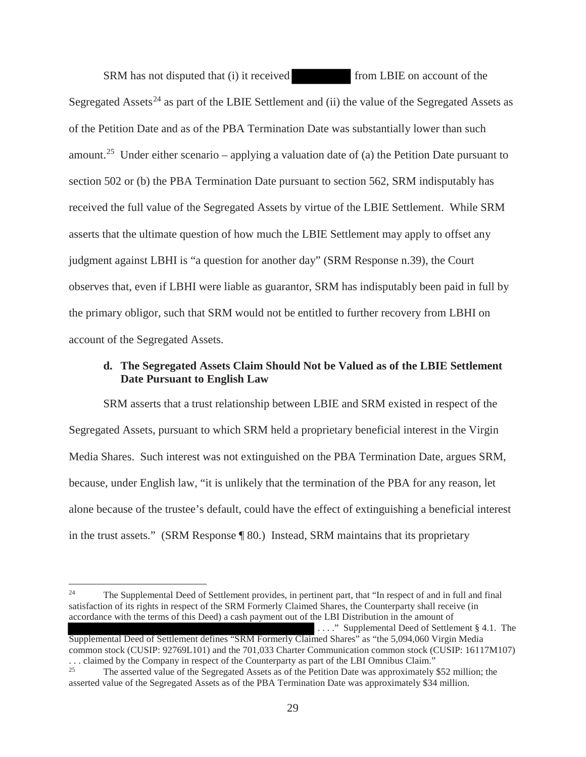SRM has not disputed that (i) it received [REDACTED] from LBIE on account of the Segregated Assets[24] as part of the LBIE Settlement and (ii) the value of the Segregated Assets as of the Petition Date and as of the PBA Termination Date was substantially lower than such amount.[25] Under either scenario – applying a valuation date of (a) the Petition Date pursuant to section 502 or (b) the PBA Termination Date pursuant to section 562, SRM indisputably has received the full value of the Segregated Assets by virtue of the LBIE Settlement. While SRM asserts that the ultimate question of how much the LBIE Settlement may apply to offset any judgment against LBHI is "a question for another day" (SRM Response n.39), the Court observes that, even if LBHI were liable as guarantor, SRM has indisputably been paid in full by the primary obligor, such that SRM would not be entitled to further recovery from LBHI on account of the Segregated Assets.

#### d. The Segregated Assets Claim Should Not be Valued as of the LBIE Settlement Date Pursuant to English Law

SRM asserts that a trust relationship between LBIE and SRM existed in respect of the Segregated Assets, pursuant to which SRM held a proprietary beneficial interest in the Virgin Media Shares. Such interest was not extinguished on the PBA Termination Date, argues SRM, because, under English law, "it is unlikely that the termination of the PBA for any reason, let alone because of the trustee's default, could have the effect of extinguishing a beneficial interest in the trust assets." (SRM Response ¶ 80.) Instead, SRM maintains that its proprietary

---

[24] The Supplemental Deed of Settlement provides, in pertinent part, that "In respect of and in full and final satisfaction of its rights in respect of the SRM Formerly Claimed Shares, the Counterparty shall receive (in accordance with the terms of this Deed) a cash payment out of the LBI Distribution in the amount of [REDACTED] . . . ." Supplemental Deed of Settlement § 4.1. The Supplemental Deed of Settlement defines "SRM Formerly Claimed Shares" as "the 5,094,060 Virgin Media common stock (CUSIP: 92769L101) and the 701,033 Charter Communication common stock (CUSIP: 16117M107) . . . claimed by the Company in respect of the Counterparty as part of the LBI Omnibus Claim."

[25] The asserted value of the Segregated Assets as of the Petition Date was approximately $52 million; the asserted value of the Segregated Assets as of the PBA Termination Date was approximately $34 million.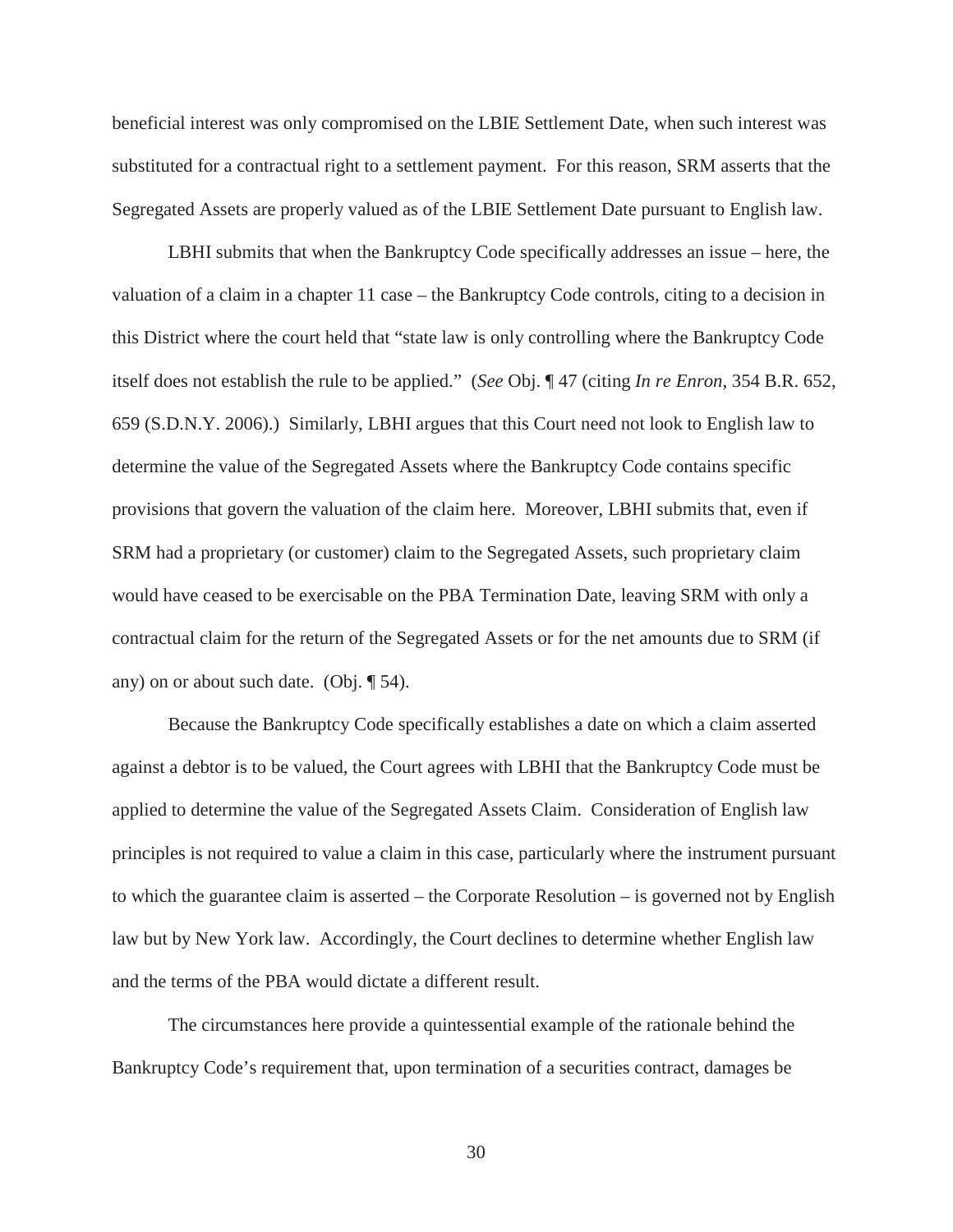beneficial interest was only compromised on the LBIE Settlement Date, when such interest was substituted for a contractual right to a settlement payment. For this reason, SRM asserts that the Segregated Assets are properly valued as of the LBIE Settlement Date pursuant to English law.

LBHI submits that when the Bankruptcy Code specifically addresses an issue – here, the valuation of a claim in a chapter 11 case – the Bankruptcy Code controls, citing to a decision in this District where the court held that "state law is only controlling where the Bankruptcy Code itself does not establish the rule to be applied." (*See* Obj. ¶ 47 (citing *In re Enron*, 354 B.R. 652, 659 (S.D.N.Y. 2006).) Similarly, LBHI argues that this Court need not look to English law to determine the value of the Segregated Assets where the Bankruptcy Code contains specific provisions that govern the valuation of the claim here. Moreover, LBHI submits that, even if SRM had a proprietary (or customer) claim to the Segregated Assets, such proprietary claim would have ceased to be exercisable on the PBA Termination Date, leaving SRM with only a contractual claim for the return of the Segregated Assets or for the net amounts due to SRM (if any) on or about such date. (Obj. ¶ 54).

Because the Bankruptcy Code specifically establishes a date on which a claim asserted against a debtor is to be valued, the Court agrees with LBHI that the Bankruptcy Code must be applied to determine the value of the Segregated Assets Claim. Consideration of English law principles is not required to value a claim in this case, particularly where the instrument pursuant to which the guarantee claim is asserted – the Corporate Resolution – is governed not by English law but by New York law. Accordingly, the Court declines to determine whether English law and the terms of the PBA would dictate a different result.

The circumstances here provide a quintessential example of the rationale behind the Bankruptcy Code's requirement that, upon termination of a securities contract, damages be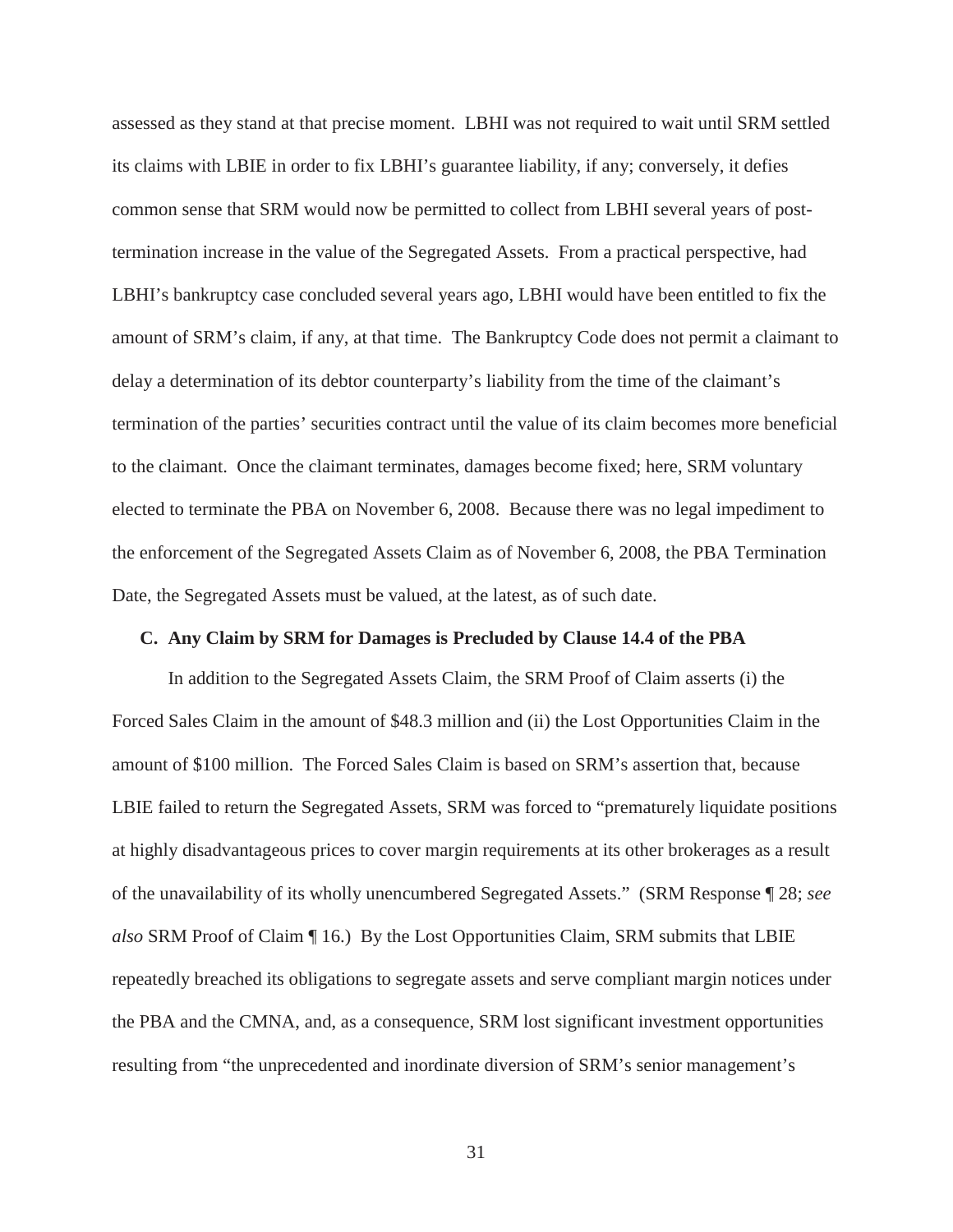assessed as they stand at that precise moment. LBHI was not required to wait until SRM settled its claims with LBIE in order to fix LBHI's guarantee liability, if any; conversely, it defies common sense that SRM would now be permitted to collect from LBHI several years of post-termination increase in the value of the Segregated Assets. From a practical perspective, had LBHI's bankruptcy case concluded several years ago, LBHI would have been entitled to fix the amount of SRM's claim, if any, at that time. The Bankruptcy Code does not permit a claimant to delay a determination of its debtor counterparty's liability from the time of the claimant's termination of the parties' securities contract until the value of its claim becomes more beneficial to the claimant. Once the claimant terminates, damages become fixed; here, SRM voluntary elected to terminate the PBA on November 6, 2008. Because there was no legal impediment to the enforcement of the Segregated Assets Claim as of November 6, 2008, the PBA Termination Date, the Segregated Assets must be valued, at the latest, as of such date.

### C. Any Claim by SRM for Damages is Precluded by Clause 14.4 of the PBA

In addition to the Segregated Assets Claim, the SRM Proof of Claim asserts (i) the Forced Sales Claim in the amount of $48.3 million and (ii) the Lost Opportunities Claim in the amount of $100 million. The Forced Sales Claim is based on SRM's assertion that, because LBIE failed to return the Segregated Assets, SRM was forced to "prematurely liquidate positions at highly disadvantageous prices to cover margin requirements at its other brokerages as a result of the unavailability of its wholly unencumbered Segregated Assets." (SRM Response ¶ 28; *see also* SRM Proof of Claim ¶ 16.) By the Lost Opportunities Claim, SRM submits that LBIE repeatedly breached its obligations to segregate assets and serve compliant margin notices under the PBA and the CMNA, and, as a consequence, SRM lost significant investment opportunities resulting from "the unprecedented and inordinate diversion of SRM's senior management's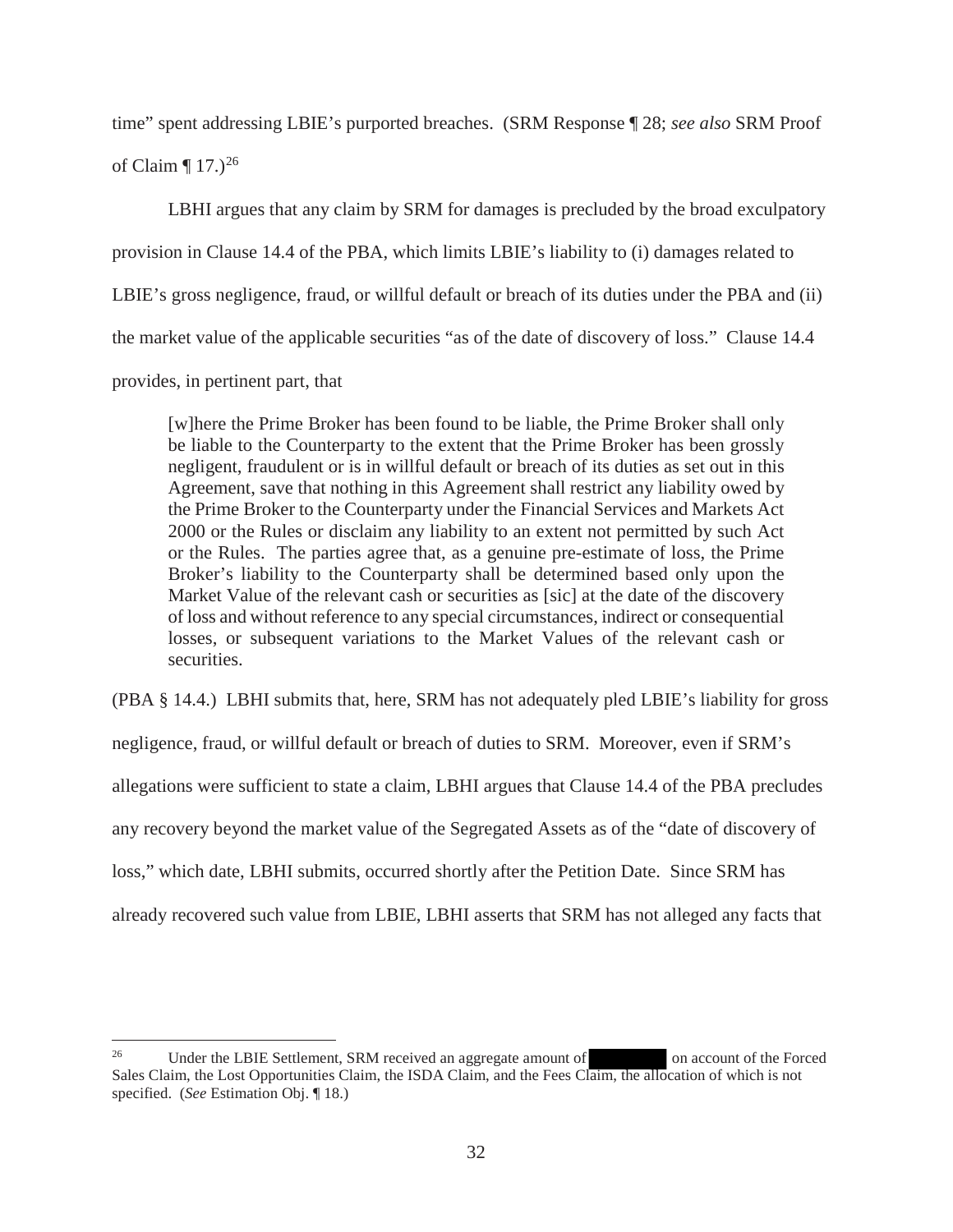time" spent addressing LBIE's purported breaches. (SRM Response ¶ 28; *see also* SRM Proof of Claim ¶ 17.)[26]

LBHI argues that any claim by SRM for damages is precluded by the broad exculpatory provision in Clause 14.4 of the PBA, which limits LBIE's liability to (i) damages related to LBIE's gross negligence, fraud, or willful default or breach of its duties under the PBA and (ii) the market value of the applicable securities "as of the date of discovery of loss." Clause 14.4 provides, in pertinent part, that

> [w]here the Prime Broker has been found to be liable, the Prime Broker shall only be liable to the Counterparty to the extent that the Prime Broker has been grossly negligent, fraudulent or is in willful default or breach of its duties as set out in this Agreement, save that nothing in this Agreement shall restrict any liability owed by the Prime Broker to the Counterparty under the Financial Services and Markets Act 2000 or the Rules or disclaim any liability to an extent not permitted by such Act or the Rules. The parties agree that, as a genuine pre-estimate of loss, the Prime Broker's liability to the Counterparty shall be determined based only upon the Market Value of the relevant cash or securities as [sic] at the date of the discovery of loss and without reference to any special circumstances, indirect or consequential losses, or subsequent variations to the Market Values of the relevant cash or securities.

(PBA § 14.4.) LBHI submits that, here, SRM has not adequately pled LBIE's liability for gross negligence, fraud, or willful default or breach of duties to SRM. Moreover, even if SRM's allegations were sufficient to state a claim, LBHI argues that Clause 14.4 of the PBA precludes any recovery beyond the market value of the Segregated Assets as of the "date of discovery of loss," which date, LBHI submits, occurred shortly after the Petition Date. Since SRM has already recovered such value from LBIE, LBHI asserts that SRM has not alleged any facts that

---

[26] Under the LBIE Settlement, SRM received an aggregate amount of [REDACTED] on account of the Forced Sales Claim, the Lost Opportunities Claim, the ISDA Claim, and the Fees Claim, the allocation of which is not specified. (*See* Estimation Obj. ¶ 18.)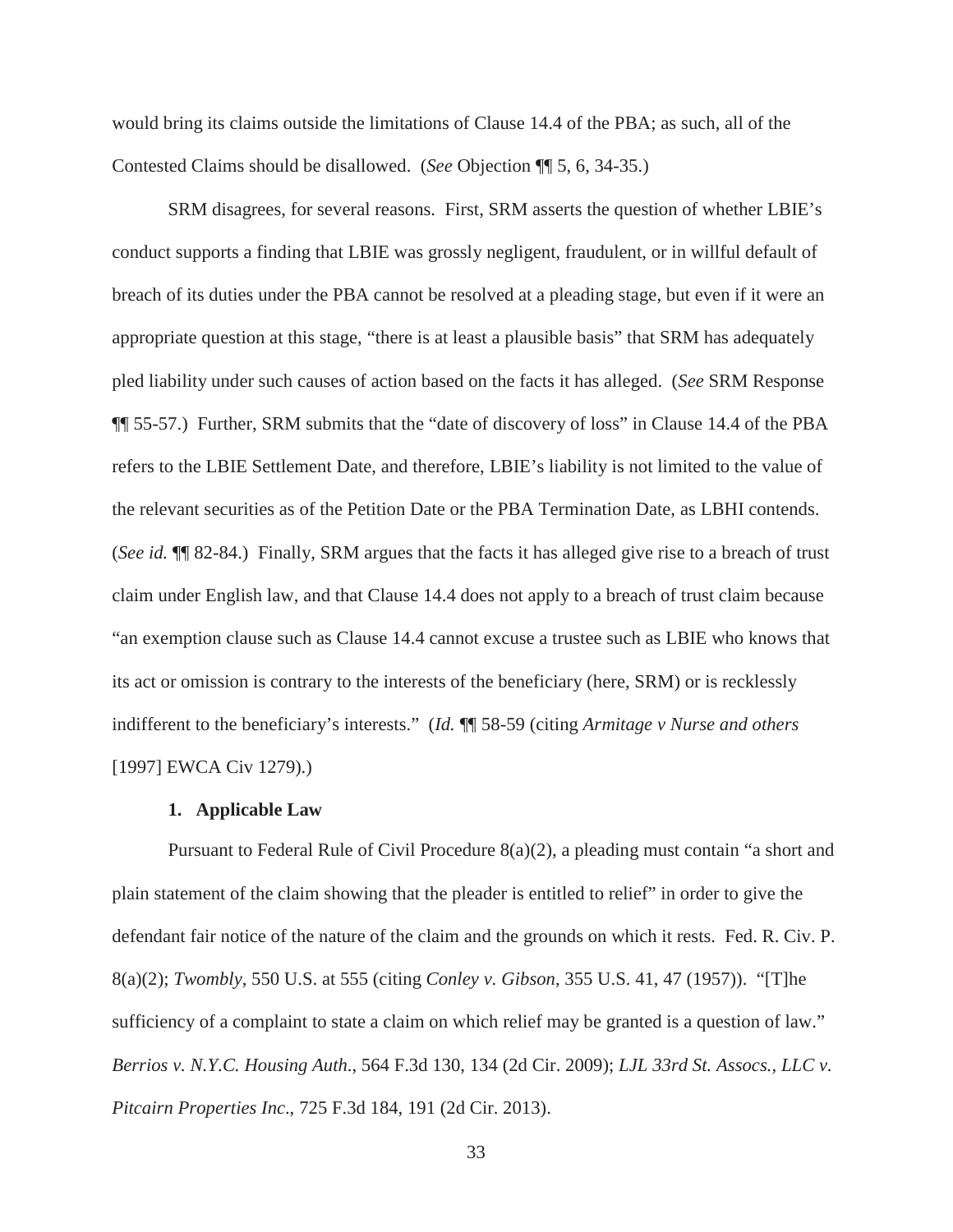would bring its claims outside the limitations of Clause 14.4 of the PBA; as such, all of the Contested Claims should be disallowed. (*See* Objection ¶¶ 5, 6, 34-35.)

SRM disagrees, for several reasons. First, SRM asserts the question of whether LBIE's conduct supports a finding that LBIE was grossly negligent, fraudulent, or in willful default of breach of its duties under the PBA cannot be resolved at a pleading stage, but even if it were an appropriate question at this stage, "there is at least a plausible basis" that SRM has adequately pled liability under such causes of action based on the facts it has alleged. (*See* SRM Response ¶¶ 55-57.) Further, SRM submits that the "date of discovery of loss" in Clause 14.4 of the PBA refers to the LBIE Settlement Date, and therefore, LBIE's liability is not limited to the value of the relevant securities as of the Petition Date or the PBA Termination Date, as LBHI contends. (*See id.* ¶¶ 82-84.) Finally, SRM argues that the facts it has alleged give rise to a breach of trust claim under English law, and that Clause 14.4 does not apply to a breach of trust claim because "an exemption clause such as Clause 14.4 cannot excuse a trustee such as LBIE who knows that its act or omission is contrary to the interests of the beneficiary (here, SRM) or is recklessly indifferent to the beneficiary's interests." (*Id.* ¶¶ 58-59 (citing *Armitage v Nurse and others* [1997] EWCA Civ 1279).)

### 1. Applicable Law

Pursuant to Federal Rule of Civil Procedure 8(a)(2), a pleading must contain "a short and plain statement of the claim showing that the pleader is entitled to relief" in order to give the defendant fair notice of the nature of the claim and the grounds on which it rests. Fed. R. Civ. P. 8(a)(2); *Twombly*, 550 U.S. at 555 (citing *Conley v. Gibson*, 355 U.S. 41, 47 (1957)). "[T]he sufficiency of a complaint to state a claim on which relief may be granted is a question of law." *Berrios v. N.Y.C. Housing Auth.*, 564 F.3d 130, 134 (2d Cir. 2009); *LJL 33rd St. Assocs., LLC v. Pitcairn Properties Inc.*, 725 F.3d 184, 191 (2d Cir. 2013).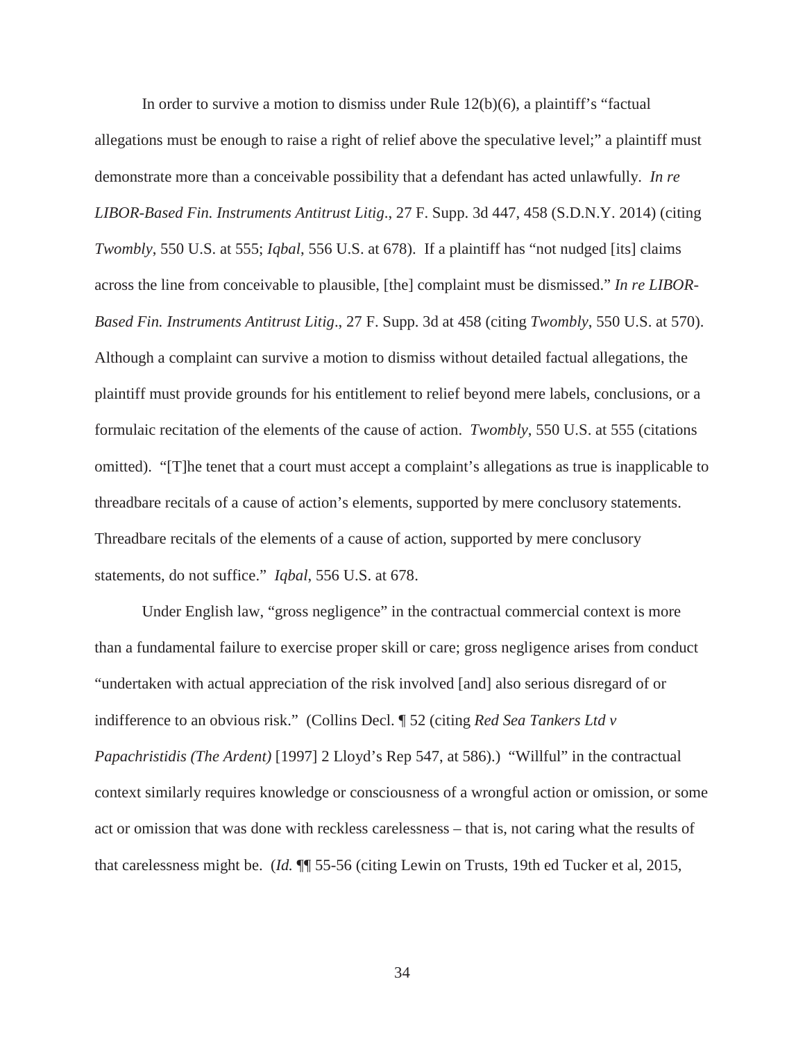In order to survive a motion to dismiss under Rule 12(b)(6), a plaintiff's "factual allegations must be enough to raise a right of relief above the speculative level;" a plaintiff must demonstrate more than a conceivable possibility that a defendant has acted unlawfully. *In re LIBOR-Based Fin. Instruments Antitrust Litig*., 27 F. Supp. 3d 447, 458 (S.D.N.Y. 2014) (citing *Twombly*, 550 U.S. at 555; *Iqbal*, 556 U.S. at 678). If a plaintiff has "not nudged [its] claims across the line from conceivable to plausible, [the] complaint must be dismissed." *In re LIBOR-Based Fin. Instruments Antitrust Litig*., 27 F. Supp. 3d at 458 (citing *Twombly*, 550 U.S. at 570). Although a complaint can survive a motion to dismiss without detailed factual allegations, the plaintiff must provide grounds for his entitlement to relief beyond mere labels, conclusions, or a formulaic recitation of the elements of the cause of action. *Twombly*, 550 U.S. at 555 (citations omitted). "[T]he tenet that a court must accept a complaint's allegations as true is inapplicable to threadbare recitals of a cause of action's elements, supported by mere conclusory statements. Threadbare recitals of the elements of a cause of action, supported by mere conclusory statements, do not suffice." *Iqbal*, 556 U.S. at 678.

Under English law, "gross negligence" in the contractual commercial context is more than a fundamental failure to exercise proper skill or care; gross negligence arises from conduct "undertaken with actual appreciation of the risk involved [and] also serious disregard of or indifference to an obvious risk." (Collins Decl. ¶ 52 (citing *Red Sea Tankers Ltd v Papachristidis (The Ardent)* [1997] 2 Lloyd's Rep 547, at 586).) "Willful" in the contractual context similarly requires knowledge or consciousness of a wrongful action or omission, or some act or omission that was done with reckless carelessness – that is, not caring what the results of that carelessness might be. (*Id.* ¶¶ 55-56 (citing Lewin on Trusts, 19th ed Tucker et al, 2015,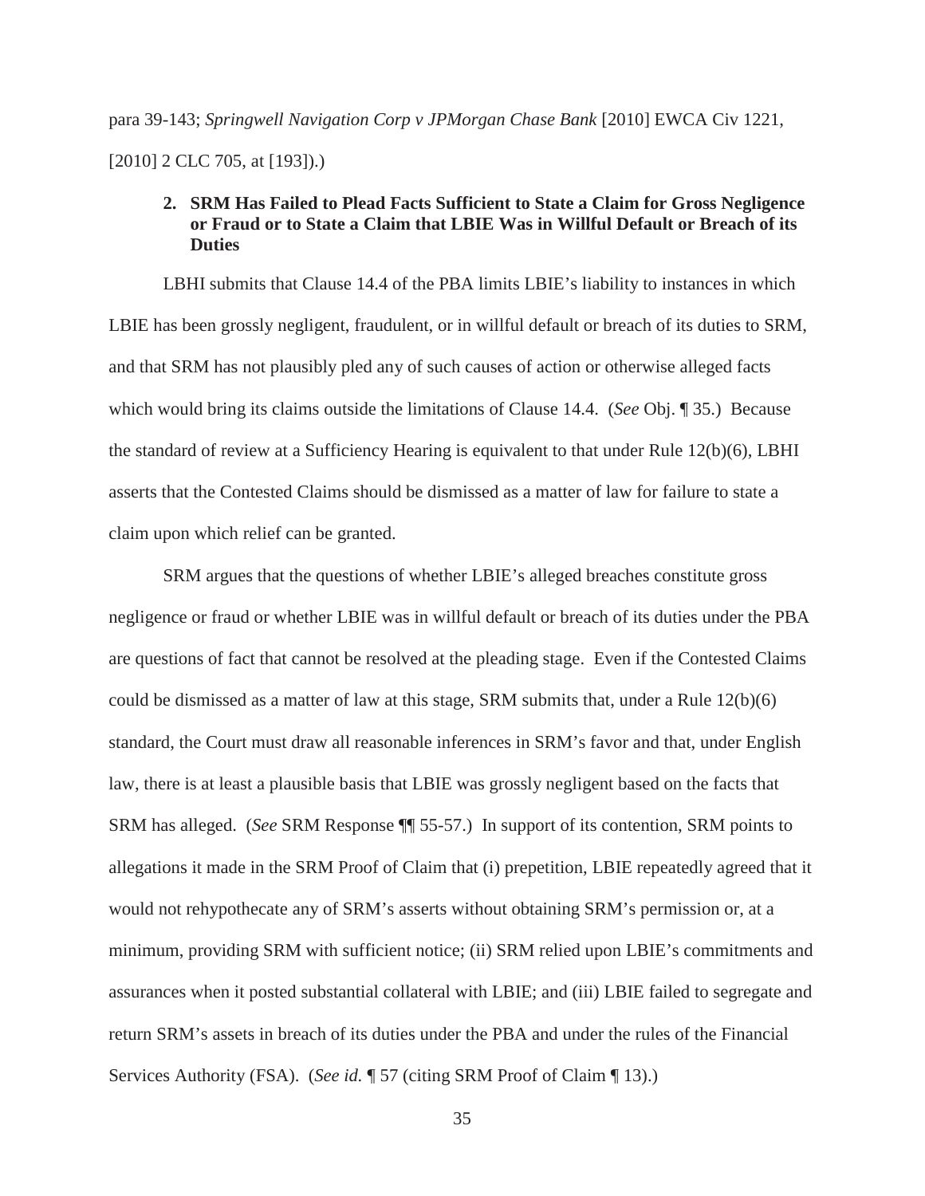para 39-143; *Springwell Navigation Corp v JPMorgan Chase Bank* [2010] EWCA Civ 1221, [2010] 2 CLC 705, at [193]).)

### 2. SRM Has Failed to Plead Facts Sufficient to State a Claim for Gross Negligence or Fraud or to State a Claim that LBIE Was in Willful Default or Breach of its Duties

LBHI submits that Clause 14.4 of the PBA limits LBIE's liability to instances in which LBIE has been grossly negligent, fraudulent, or in willful default or breach of its duties to SRM, and that SRM has not plausibly pled any of such causes of action or otherwise alleged facts which would bring its claims outside the limitations of Clause 14.4. (*See* Obj. ¶ 35.) Because the standard of review at a Sufficiency Hearing is equivalent to that under Rule 12(b)(6), LBHI asserts that the Contested Claims should be dismissed as a matter of law for failure to state a claim upon which relief can be granted.

SRM argues that the questions of whether LBIE's alleged breaches constitute gross negligence or fraud or whether LBIE was in willful default or breach of its duties under the PBA are questions of fact that cannot be resolved at the pleading stage. Even if the Contested Claims could be dismissed as a matter of law at this stage, SRM submits that, under a Rule 12(b)(6) standard, the Court must draw all reasonable inferences in SRM's favor and that, under English law, there is at least a plausible basis that LBIE was grossly negligent based on the facts that SRM has alleged. (*See* SRM Response ¶¶ 55-57.) In support of its contention, SRM points to allegations it made in the SRM Proof of Claim that (i) prepetition, LBIE repeatedly agreed that it would not rehypothecate any of SRM's asserts without obtaining SRM's permission or, at a minimum, providing SRM with sufficient notice; (ii) SRM relied upon LBIE's commitments and assurances when it posted substantial collateral with LBIE; and (iii) LBIE failed to segregate and return SRM's assets in breach of its duties under the PBA and under the rules of the Financial Services Authority (FSA). (*See id.* ¶ 57 (citing SRM Proof of Claim ¶ 13).)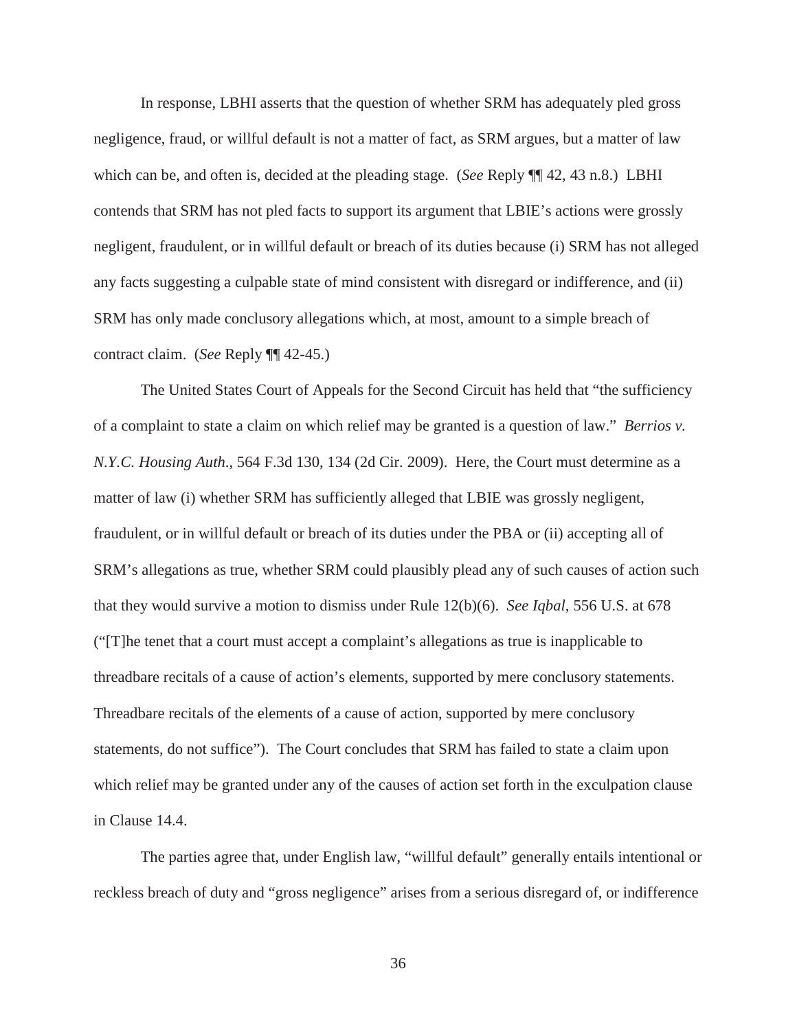In response, LBHI asserts that the question of whether SRM has adequately pled gross negligence, fraud, or willful default is not a matter of fact, as SRM argues, but a matter of law which can be, and often is, decided at the pleading stage. (*See* Reply ¶¶ 42, 43 n.8.) LBHI contends that SRM has not pled facts to support its argument that LBIE's actions were grossly negligent, fraudulent, or in willful default or breach of its duties because (i) SRM has not alleged any facts suggesting a culpable state of mind consistent with disregard or indifference, and (ii) SRM has only made conclusory allegations which, at most, amount to a simple breach of contract claim. (*See* Reply ¶¶ 42-45.)

The United States Court of Appeals for the Second Circuit has held that "the sufficiency of a complaint to state a claim on which relief may be granted is a question of law." *Berrios v. N.Y.C. Housing Auth.*, 564 F.3d 130, 134 (2d Cir. 2009). Here, the Court must determine as a matter of law (i) whether SRM has sufficiently alleged that LBIE was grossly negligent, fraudulent, or in willful default or breach of its duties under the PBA or (ii) accepting all of SRM's allegations as true, whether SRM could plausibly plead any of such causes of action such that they would survive a motion to dismiss under Rule 12(b)(6). *See Iqbal*, 556 U.S. at 678 ("[T]he tenet that a court must accept a complaint's allegations as true is inapplicable to threadbare recitals of a cause of action's elements, supported by mere conclusory statements. Threadbare recitals of the elements of a cause of action, supported by mere conclusory statements, do not suffice"). The Court concludes that SRM has failed to state a claim upon which relief may be granted under any of the causes of action set forth in the exculpation clause in Clause 14.4.

The parties agree that, under English law, "willful default" generally entails intentional or reckless breach of duty and "gross negligence" arises from a serious disregard of, or indifference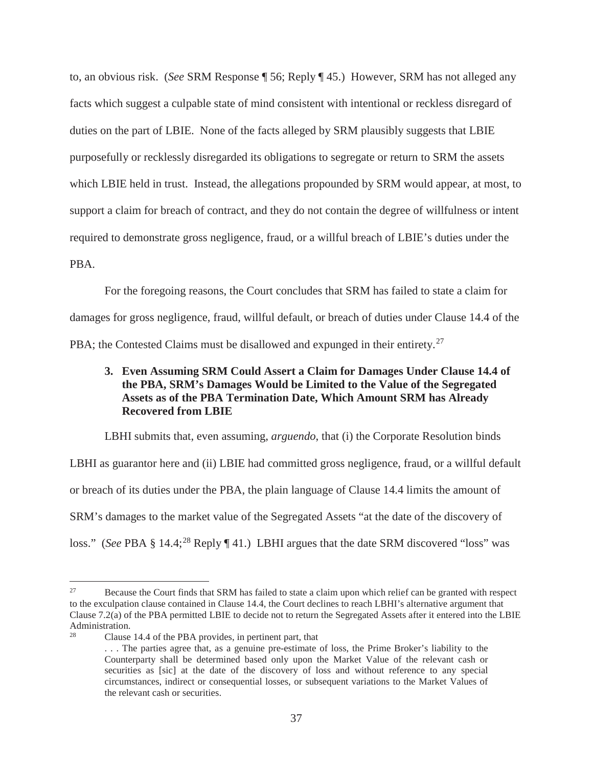to, an obvious risk. (*See* SRM Response ¶ 56; Reply ¶ 45.) However, SRM has not alleged any facts which suggest a culpable state of mind consistent with intentional or reckless disregard of duties on the part of LBIE. None of the facts alleged by SRM plausibly suggests that LBIE purposefully or recklessly disregarded its obligations to segregate or return to SRM the assets which LBIE held in trust. Instead, the allegations propounded by SRM would appear, at most, to support a claim for breach of contract, and they do not contain the degree of willfulness or intent required to demonstrate gross negligence, fraud, or a willful breach of LBIE's duties under the PBA.

For the foregoing reasons, the Court concludes that SRM has failed to state a claim for damages for gross negligence, fraud, willful default, or breach of duties under Clause 14.4 of the PBA; the Contested Claims must be disallowed and expunged in their entirety.[27]

### 3. Even Assuming SRM Could Assert a Claim for Damages Under Clause 14.4 of the PBA, SRM's Damages Would be Limited to the Value of the Segregated Assets as of the PBA Termination Date, Which Amount SRM has Already Recovered from LBIE

LBHI submits that, even assuming, *arguendo*, that (i) the Corporate Resolution binds LBHI as guarantor here and (ii) LBIE had committed gross negligence, fraud, or a willful default or breach of its duties under the PBA, the plain language of Clause 14.4 limits the amount of SRM's damages to the market value of the Segregated Assets "at the date of the discovery of loss." (*See* PBA § 14.4;[28] Reply ¶ 41.) LBHI argues that the date SRM discovered "loss" was

---

[27] Because the Court finds that SRM has failed to state a claim upon which relief can be granted with respect to the exculpation clause contained in Clause 14.4, the Court declines to reach LBHI's alternative argument that Clause 7.2(a) of the PBA permitted LBIE to decide not to return the Segregated Assets after it entered into the LBIE Administration.

[28] Clause 14.4 of the PBA provides, in pertinent part, that

> . . . The parties agree that, as a genuine pre-estimate of loss, the Prime Broker's liability to the Counterparty shall be determined based only upon the Market Value of the relevant cash or securities as [sic] at the date of the discovery of loss and without reference to any special circumstances, indirect or consequential losses, or subsequent variations to the Market Values of the relevant cash or securities.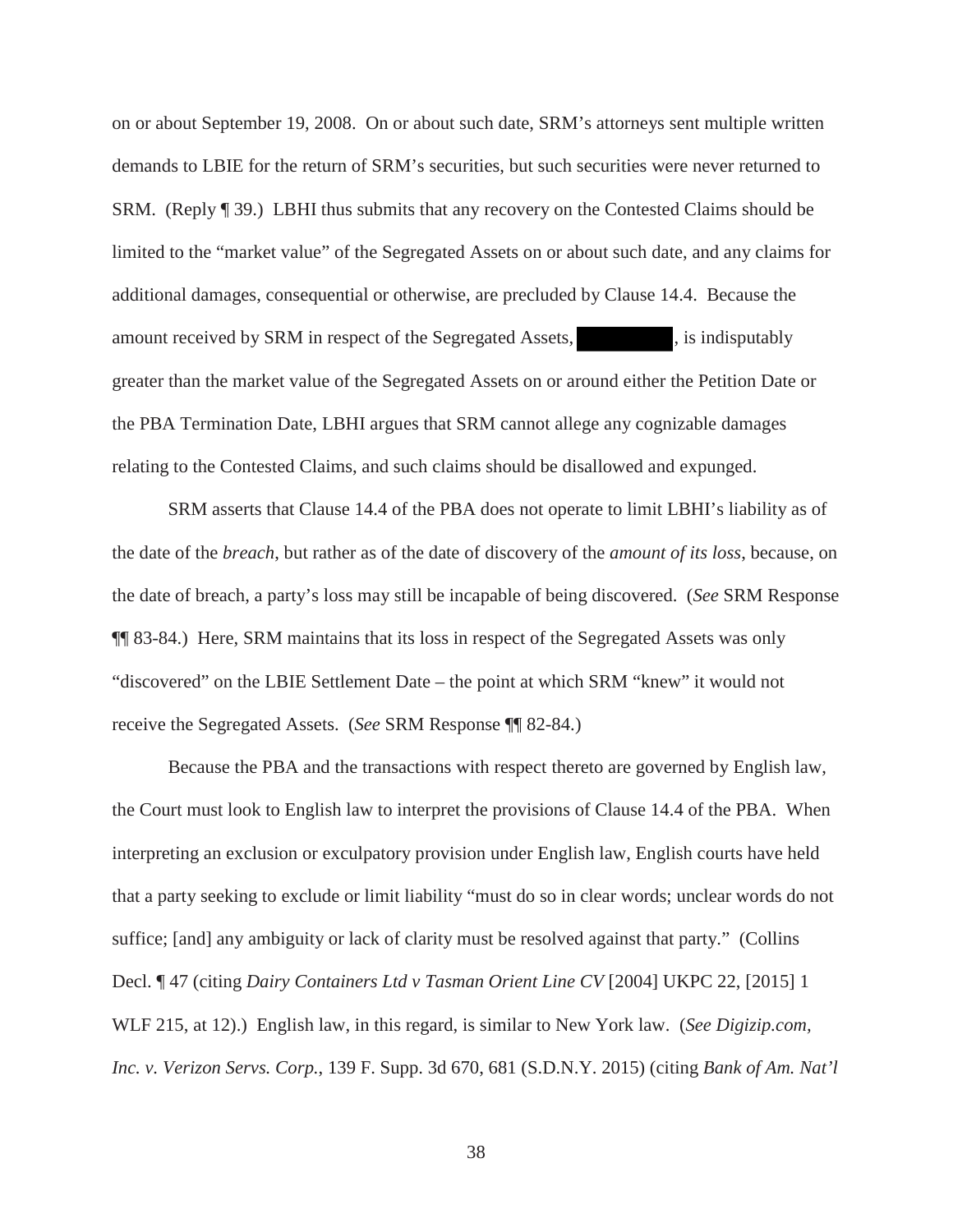on or about September 19, 2008. On or about such date, SRM's attorneys sent multiple written demands to LBIE for the return of SRM's securities, but such securities were never returned to SRM. (Reply ¶ 39.) LBHI thus submits that any recovery on the Contested Claims should be limited to the "market value" of the Segregated Assets on or about such date, and any claims for additional damages, consequential or otherwise, are precluded by Clause 14.4. Because the amount received by SRM in respect of the Segregated Assets, [REDACTED], is indisputably greater than the market value of the Segregated Assets on or around either the Petition Date or the PBA Termination Date, LBHI argues that SRM cannot allege any cognizable damages relating to the Contested Claims, and such claims should be disallowed and expunged.

SRM asserts that Clause 14.4 of the PBA does not operate to limit LBHI's liability as of the date of the *breach*, but rather as of the date of discovery of the *amount of its loss*, because, on the date of breach, a party's loss may still be incapable of being discovered. (*See* SRM Response ¶¶ 83-84.) Here, SRM maintains that its loss in respect of the Segregated Assets was only "discovered" on the LBIE Settlement Date – the point at which SRM "knew" it would not receive the Segregated Assets. (*See* SRM Response ¶¶ 82-84.)

Because the PBA and the transactions with respect thereto are governed by English law, the Court must look to English law to interpret the provisions of Clause 14.4 of the PBA. When interpreting an exclusion or exculpatory provision under English law, English courts have held that a party seeking to exclude or limit liability "must do so in clear words; unclear words do not suffice; [and] any ambiguity or lack of clarity must be resolved against that party." (Collins Decl. ¶ 47 (citing *Dairy Containers Ltd v Tasman Orient Line CV* [2004] UKPC 22, [2015] 1 WLF 215, at 12).) English law, in this regard, is similar to New York law. (*See Digizip.com, Inc. v. Verizon Servs. Corp.*, 139 F. Supp. 3d 670, 681 (S.D.N.Y. 2015) (citing *Bank of Am. Nat'l*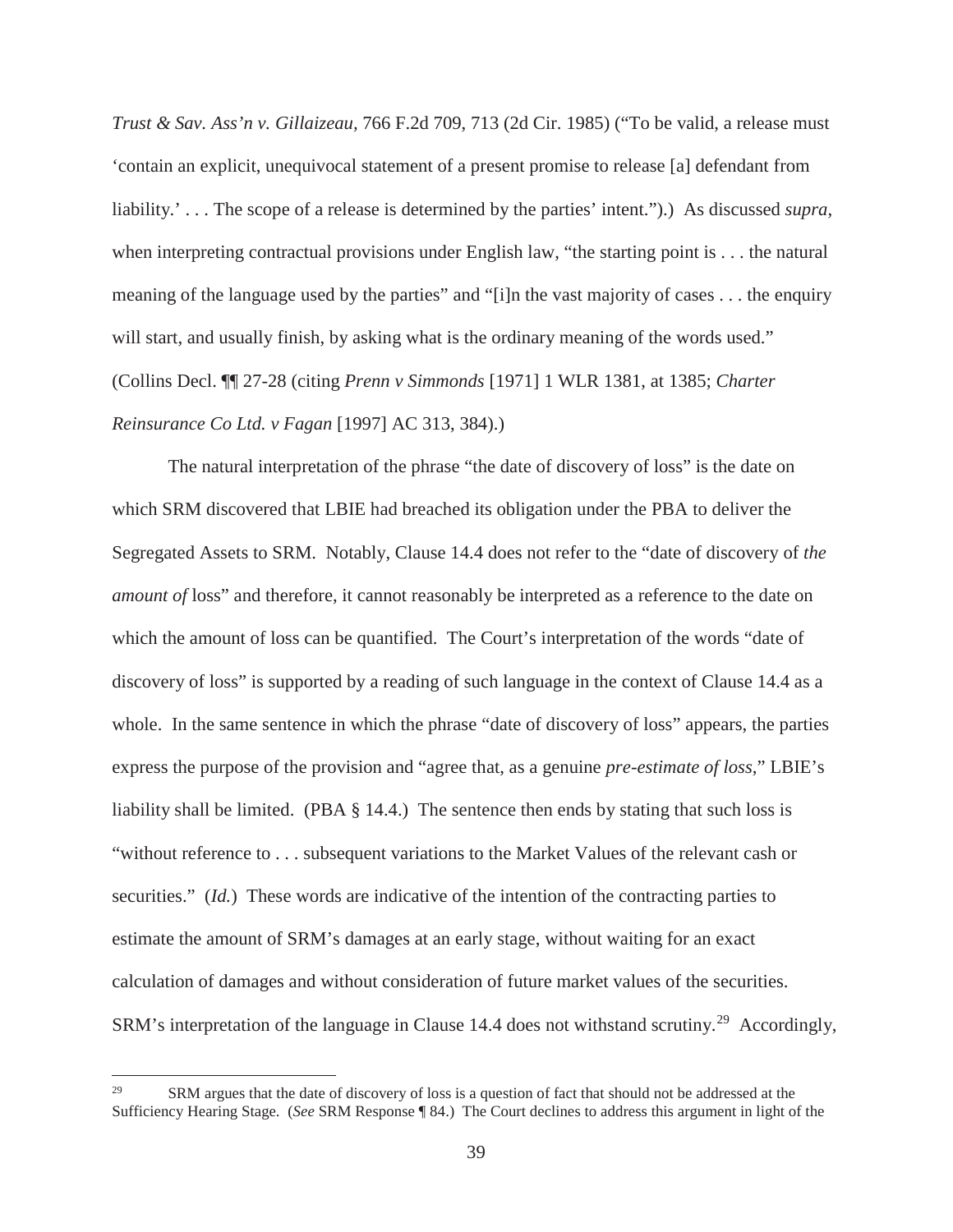*Trust & Sav. Ass'n v. Gillaizeau*, 766 F.2d 709, 713 (2d Cir. 1985) ("To be valid, a release must 'contain an explicit, unequivocal statement of a present promise to release [a] defendant from liability.' . . . The scope of a release is determined by the parties' intent.").) As discussed *supra*, when interpreting contractual provisions under English law, "the starting point is . . . the natural meaning of the language used by the parties" and "[i]n the vast majority of cases . . . the enquiry will start, and usually finish, by asking what is the ordinary meaning of the words used." (Collins Decl. ¶¶ 27-28 (citing *Prenn v Simmonds* [1971] 1 WLR 1381, at 1385; *Charter Reinsurance Co Ltd. v Fagan* [1997] AC 313, 384).)

The natural interpretation of the phrase "the date of discovery of loss" is the date on which SRM discovered that LBIE had breached its obligation under the PBA to deliver the Segregated Assets to SRM. Notably, Clause 14.4 does not refer to the "date of discovery of *the amount of* loss" and therefore, it cannot reasonably be interpreted as a reference to the date on which the amount of loss can be quantified. The Court's interpretation of the words "date of discovery of loss" is supported by a reading of such language in the context of Clause 14.4 as a whole. In the same sentence in which the phrase "date of discovery of loss" appears, the parties express the purpose of the provision and "agree that, as a genuine *pre-estimate of loss*," LBIE's liability shall be limited. (PBA § 14.4.) The sentence then ends by stating that such loss is "without reference to . . . subsequent variations to the Market Values of the relevant cash or securities." (*Id.*) These words are indicative of the intention of the contracting parties to estimate the amount of SRM's damages at an early stage, without waiting for an exact calculation of damages and without consideration of future market values of the securities. SRM's interpretation of the language in Clause 14.4 does not withstand scrutiny.[29] Accordingly,

[29] SRM argues that the date of discovery of loss is a question of fact that should not be addressed at the Sufficiency Hearing Stage. (*See* SRM Response ¶ 84.) The Court declines to address this argument in light of the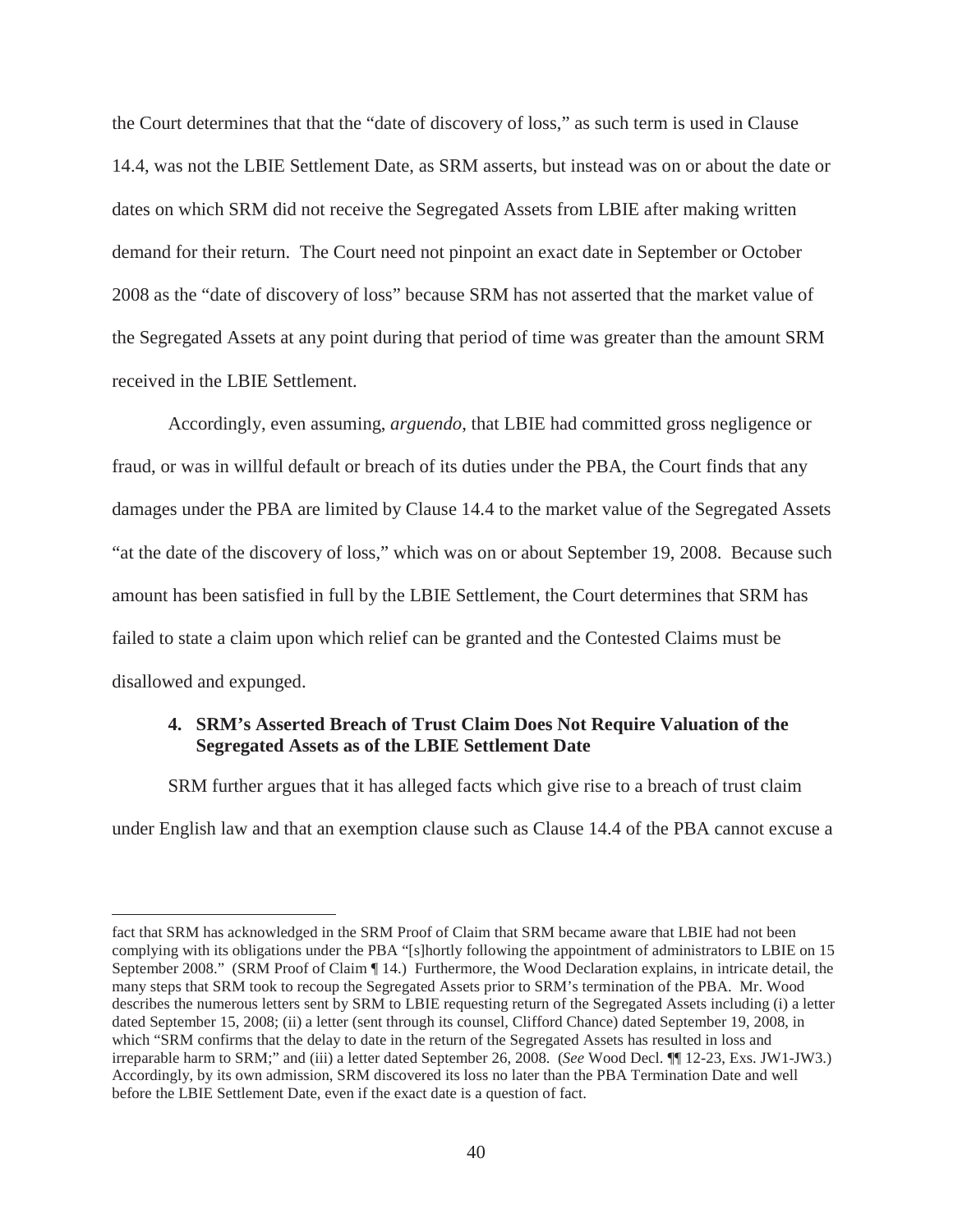the Court determines that that the "date of discovery of loss," as such term is used in Clause 14.4, was not the LBIE Settlement Date, as SRM asserts, but instead was on or about the date or dates on which SRM did not receive the Segregated Assets from LBIE after making written demand for their return. The Court need not pinpoint an exact date in September or October 2008 as the "date of discovery of loss" because SRM has not asserted that the market value of the Segregated Assets at any point during that period of time was greater than the amount SRM received in the LBIE Settlement.

Accordingly, even assuming, *arguendo*, that LBIE had committed gross negligence or fraud, or was in willful default or breach of its duties under the PBA, the Court finds that any damages under the PBA are limited by Clause 14.4 to the market value of the Segregated Assets "at the date of the discovery of loss," which was on or about September 19, 2008. Because such amount has been satisfied in full by the LBIE Settlement, the Court determines that SRM has failed to state a claim upon which relief can be granted and the Contested Claims must be disallowed and expunged.

#### 4. SRM's Asserted Breach of Trust Claim Does Not Require Valuation of the Segregated Assets as of the LBIE Settlement Date

SRM further argues that it has alleged facts which give rise to a breach of trust claim under English law and that an exemption clause such as Clause 14.4 of the PBA cannot excuse a

---

fact that SRM has acknowledged in the SRM Proof of Claim that SRM became aware that LBIE had not been complying with its obligations under the PBA "[s]hortly following the appointment of administrators to LBIE on 15 September 2008." (SRM Proof of Claim ¶ 14.) Furthermore, the Wood Declaration explains, in intricate detail, the many steps that SRM took to recoup the Segregated Assets prior to SRM's termination of the PBA. Mr. Wood describes the numerous letters sent by SRM to LBIE requesting return of the Segregated Assets including (i) a letter dated September 15, 2008; (ii) a letter (sent through its counsel, Clifford Chance) dated September 19, 2008, in which "SRM confirms that the delay to date in the return of the Segregated Assets has resulted in loss and irreparable harm to SRM;" and (iii) a letter dated September 26, 2008. (*See* Wood Decl. ¶¶ 12-23, Exs. JW1-JW3.) Accordingly, by its own admission, SRM discovered its loss no later than the PBA Termination Date and well before the LBIE Settlement Date, even if the exact date is a question of fact.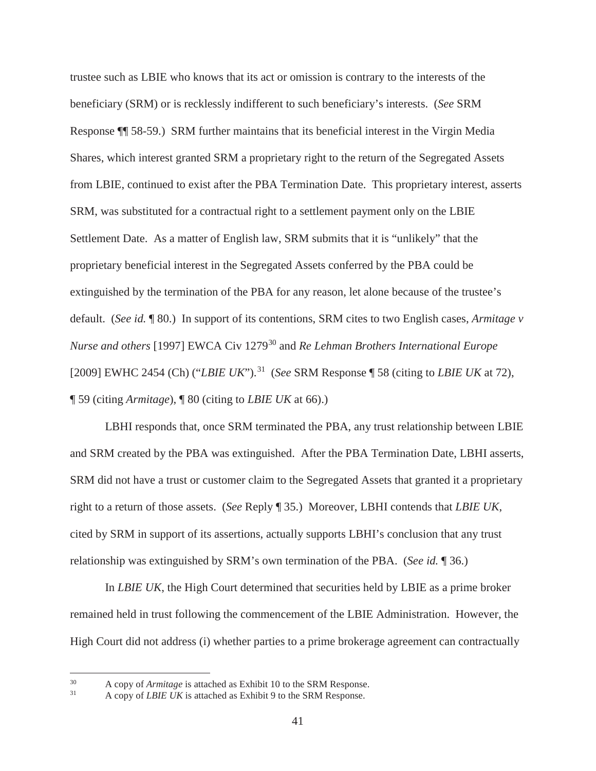trustee such as LBIE who knows that its act or omission is contrary to the interests of the beneficiary (SRM) or is recklessly indifferent to such beneficiary's interests. (*See* SRM Response ¶¶ 58-59.) SRM further maintains that its beneficial interest in the Virgin Media Shares, which interest granted SRM a proprietary right to the return of the Segregated Assets from LBIE, continued to exist after the PBA Termination Date. This proprietary interest, asserts SRM, was substituted for a contractual right to a settlement payment only on the LBIE Settlement Date. As a matter of English law, SRM submits that it is "unlikely" that the proprietary beneficial interest in the Segregated Assets conferred by the PBA could be extinguished by the termination of the PBA for any reason, let alone because of the trustee's default. (*See id.* ¶ 80.) In support of its contentions, SRM cites to two English cases, *Armitage v Nurse and others* [1997] EWCA Civ 1279[30] and *Re Lehman Brothers International Europe* [2009] EWHC 2454 (Ch) ("*LBIE UK*").[31] (*See* SRM Response ¶ 58 (citing to *LBIE UK* at 72), ¶ 59 (citing *Armitage*), ¶ 80 (citing to *LBIE UK* at 66).)

LBHI responds that, once SRM terminated the PBA, any trust relationship between LBIE and SRM created by the PBA was extinguished. After the PBA Termination Date, LBHI asserts, SRM did not have a trust or customer claim to the Segregated Assets that granted it a proprietary right to a return of those assets. (*See* Reply ¶ 35.) Moreover, LBHI contends that *LBIE UK*, cited by SRM in support of its assertions, actually supports LBHI's conclusion that any trust relationship was extinguished by SRM's own termination of the PBA. (*See id.* ¶ 36.)

In *LBIE UK*, the High Court determined that securities held by LBIE as a prime broker remained held in trust following the commencement of the LBIE Administration. However, the High Court did not address (i) whether parties to a prime brokerage agreement can contractually

---

[30] A copy of *Armitage* is attached as Exhibit 10 to the SRM Response.

[31] A copy of *LBIE UK* is attached as Exhibit 9 to the SRM Response.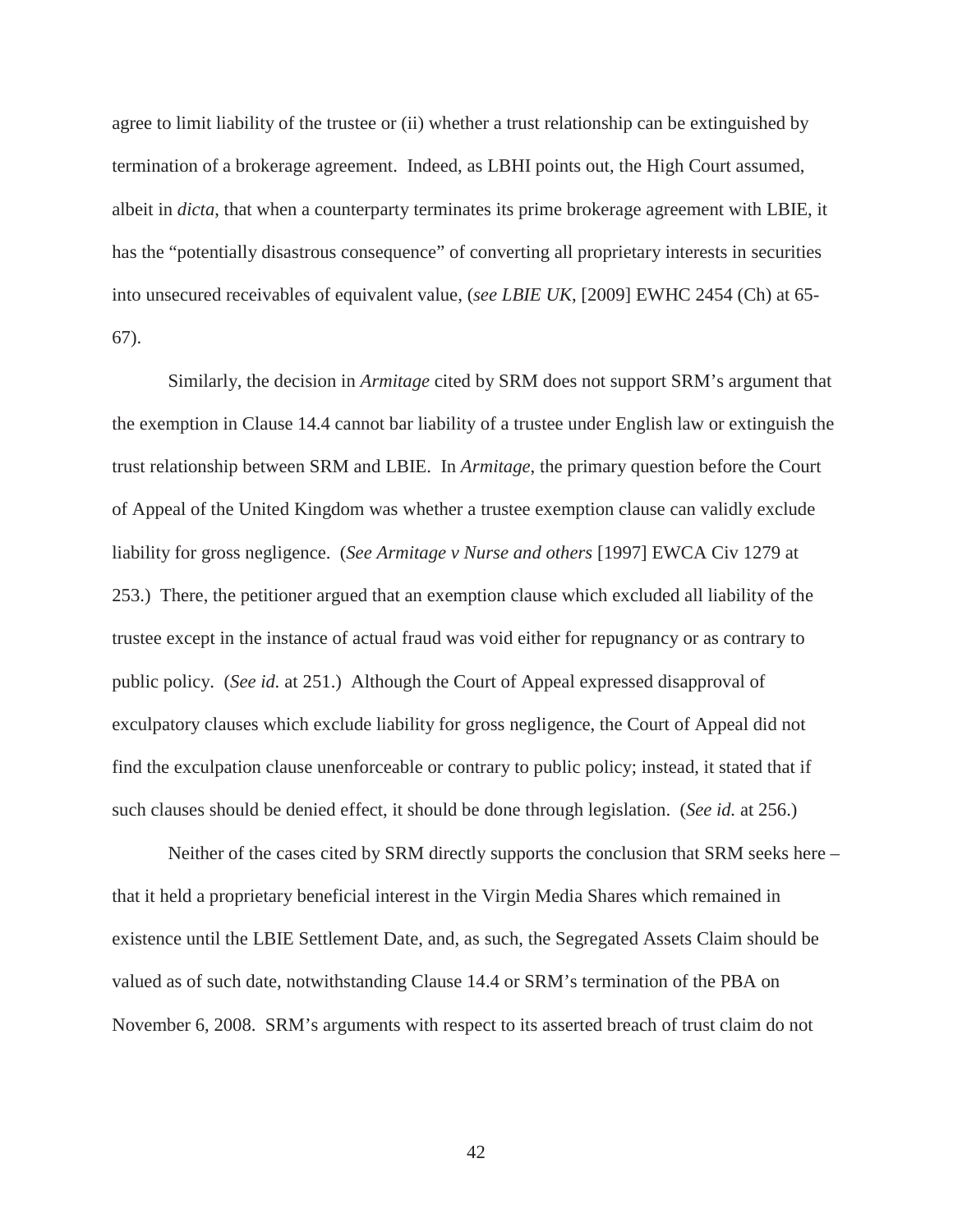agree to limit liability of the trustee or (ii) whether a trust relationship can be extinguished by termination of a brokerage agreement. Indeed, as LBHI points out, the High Court assumed, albeit in *dicta*, that when a counterparty terminates its prime brokerage agreement with LBIE, it has the "potentially disastrous consequence" of converting all proprietary interests in securities into unsecured receivables of equivalent value, (*see LBIE UK*, [2009] EWHC 2454 (Ch) at 65-67).

Similarly, the decision in *Armitage* cited by SRM does not support SRM's argument that the exemption in Clause 14.4 cannot bar liability of a trustee under English law or extinguish the trust relationship between SRM and LBIE. In *Armitage*, the primary question before the Court of Appeal of the United Kingdom was whether a trustee exemption clause can validly exclude liability for gross negligence. (*See Armitage v Nurse and others* [1997] EWCA Civ 1279 at 253.) There, the petitioner argued that an exemption clause which excluded all liability of the trustee except in the instance of actual fraud was void either for repugnancy or as contrary to public policy. (*See id.* at 251.) Although the Court of Appeal expressed disapproval of exculpatory clauses which exclude liability for gross negligence, the Court of Appeal did not find the exculpation clause unenforceable or contrary to public policy; instead, it stated that if such clauses should be denied effect, it should be done through legislation. (*See id.* at 256.)

Neither of the cases cited by SRM directly supports the conclusion that SRM seeks here – that it held a proprietary beneficial interest in the Virgin Media Shares which remained in existence until the LBIE Settlement Date, and, as such, the Segregated Assets Claim should be valued as of such date, notwithstanding Clause 14.4 or SRM's termination of the PBA on November 6, 2008. SRM's arguments with respect to its asserted breach of trust claim do not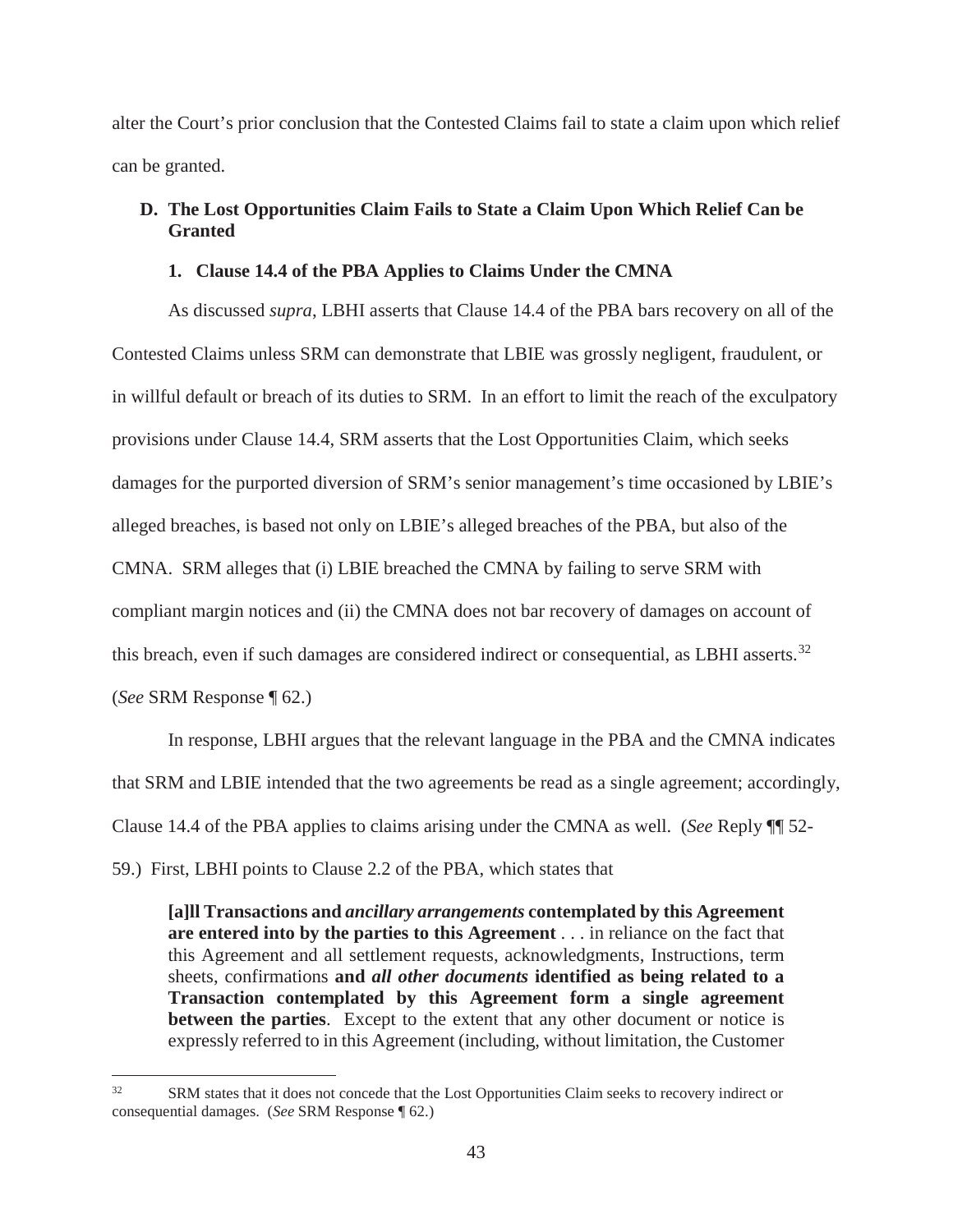alter the Court's prior conclusion that the Contested Claims fail to state a claim upon which relief can be granted.

### D. The Lost Opportunities Claim Fails to State a Claim Upon Which Relief Can be Granted

#### 1. Clause 14.4 of the PBA Applies to Claims Under the CMNA

As discussed *supra*, LBHI asserts that Clause 14.4 of the PBA bars recovery on all of the Contested Claims unless SRM can demonstrate that LBIE was grossly negligent, fraudulent, or in willful default or breach of its duties to SRM. In an effort to limit the reach of the exculpatory provisions under Clause 14.4, SRM asserts that the Lost Opportunities Claim, which seeks damages for the purported diversion of SRM's senior management's time occasioned by LBIE's alleged breaches, is based not only on LBIE's alleged breaches of the PBA, but also of the CMNA. SRM alleges that (i) LBIE breached the CMNA by failing to serve SRM with compliant margin notices and (ii) the CMNA does not bar recovery of damages on account of this breach, even if such damages are considered indirect or consequential, as LBHI asserts.[32] (*See* SRM Response ¶ 62.)

In response, LBHI argues that the relevant language in the PBA and the CMNA indicates that SRM and LBIE intended that the two agreements be read as a single agreement; accordingly, Clause 14.4 of the PBA applies to claims arising under the CMNA as well. (*See* Reply ¶¶ 52-59.) First, LBHI points to Clause 2.2 of the PBA, which states that

> **[a]ll Transactions and *ancillary arrangements* contemplated by this Agreement are entered into by the parties to this Agreement** . . . in reliance on the fact that this Agreement and all settlement requests, acknowledgments, Instructions, term sheets, confirmations **and *all other documents* identified as being related to a Transaction contemplated by this Agreement form a single agreement between the parties**. Except to the extent that any other document or notice is expressly referred to in this Agreement (including, without limitation, the Customer

---

[32] SRM states that it does not concede that the Lost Opportunities Claim seeks to recovery indirect or consequential damages. (*See* SRM Response ¶ 62.)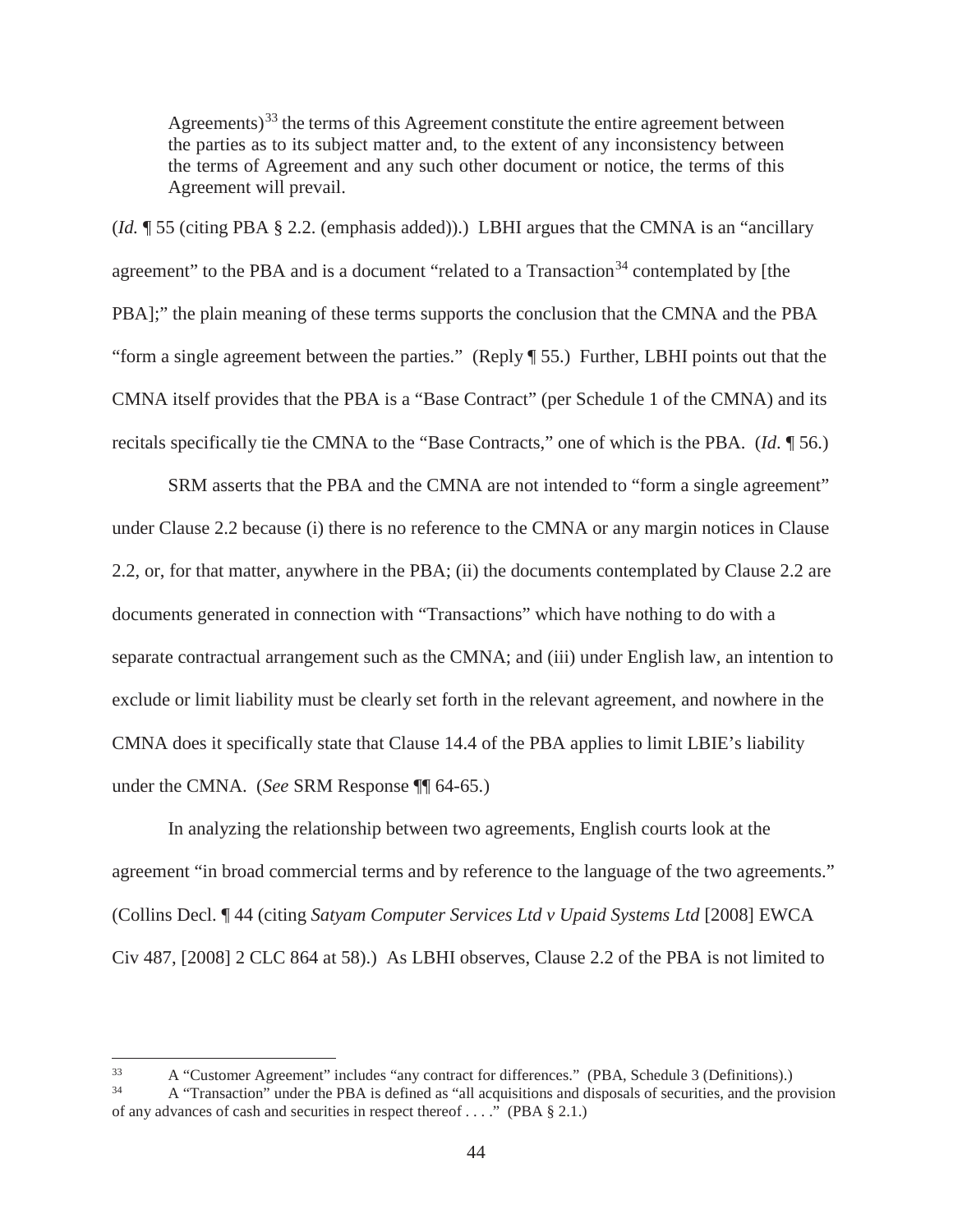> Agreements)[33] the terms of this Agreement constitute the entire agreement between the parties as to its subject matter and, to the extent of any inconsistency between the terms of Agreement and any such other document or notice, the terms of this Agreement will prevail.

(*Id.* ¶ 55 (citing PBA § 2.2. (emphasis added)).) LBHI argues that the CMNA is an "ancillary agreement" to the PBA and is a document "related to a Transaction[34] contemplated by [the PBA];" the plain meaning of these terms supports the conclusion that the CMNA and the PBA "form a single agreement between the parties." (Reply ¶ 55.) Further, LBHI points out that the CMNA itself provides that the PBA is a "Base Contract" (per Schedule 1 of the CMNA) and its recitals specifically tie the CMNA to the "Base Contracts," one of which is the PBA. (*Id*. ¶ 56.)

SRM asserts that the PBA and the CMNA are not intended to "form a single agreement" under Clause 2.2 because (i) there is no reference to the CMNA or any margin notices in Clause 2.2, or, for that matter, anywhere in the PBA; (ii) the documents contemplated by Clause 2.2 are documents generated in connection with "Transactions" which have nothing to do with a separate contractual arrangement such as the CMNA; and (iii) under English law, an intention to exclude or limit liability must be clearly set forth in the relevant agreement, and nowhere in the CMNA does it specifically state that Clause 14.4 of the PBA applies to limit LBIE's liability under the CMNA. (*See* SRM Response ¶¶ 64-65.)

In analyzing the relationship between two agreements, English courts look at the agreement "in broad commercial terms and by reference to the language of the two agreements." (Collins Decl. ¶ 44 (citing *Satyam Computer Services Ltd v Upaid Systems Ltd* [2008] EWCA Civ 487, [2008] 2 CLC 864 at 58).) As LBHI observes, Clause 2.2 of the PBA is not limited to

---

[33] A "Customer Agreement" includes "any contract for differences." (PBA, Schedule 3 (Definitions).)

[34] A "Transaction" under the PBA is defined as "all acquisitions and disposals of securities, and the provision of any advances of cash and securities in respect thereof . . . ." (PBA § 2.1.)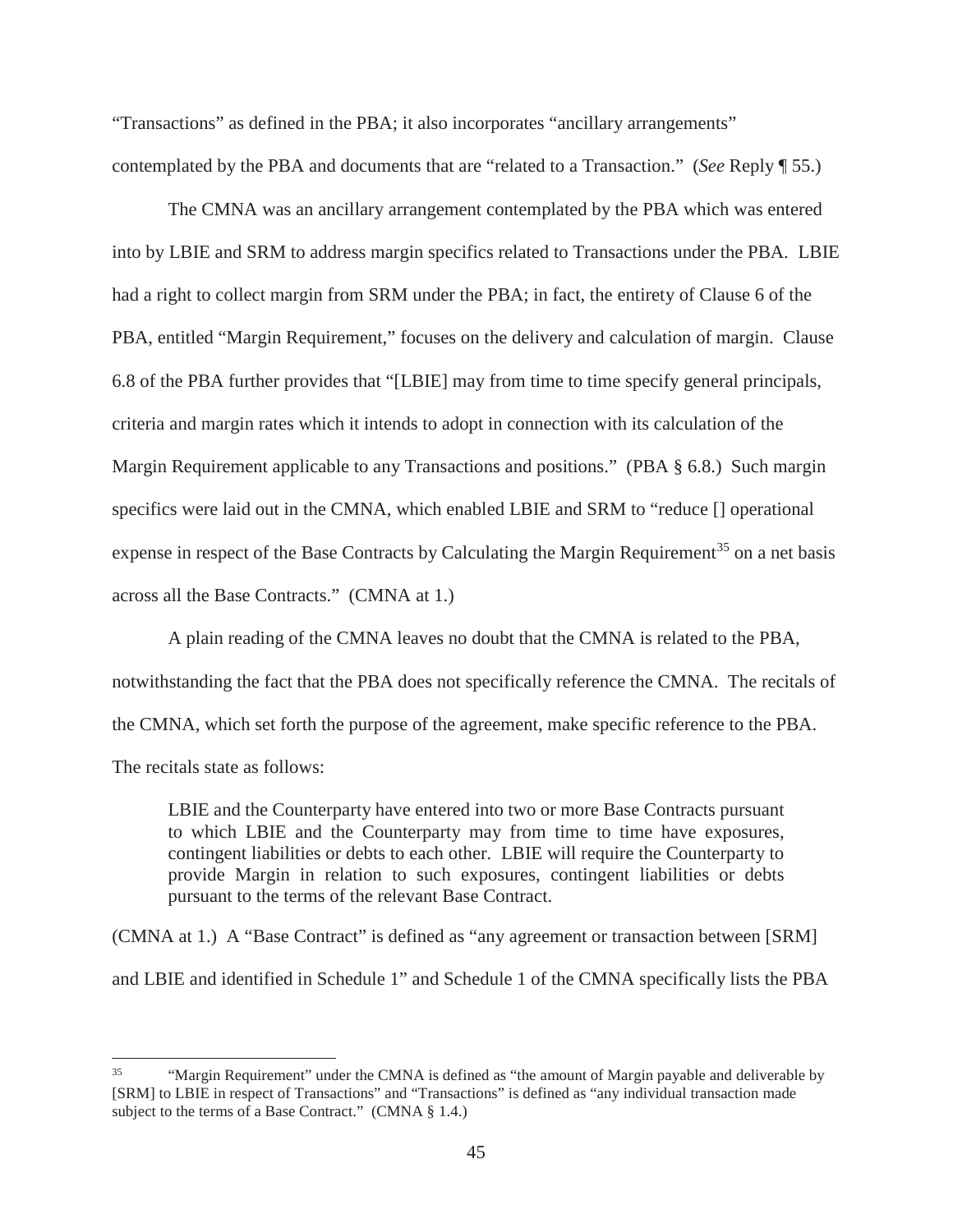"Transactions" as defined in the PBA; it also incorporates "ancillary arrangements" contemplated by the PBA and documents that are "related to a Transaction." (*See* Reply ¶ 55.)

The CMNA was an ancillary arrangement contemplated by the PBA which was entered into by LBIE and SRM to address margin specifics related to Transactions under the PBA. LBIE had a right to collect margin from SRM under the PBA; in fact, the entirety of Clause 6 of the PBA, entitled "Margin Requirement," focuses on the delivery and calculation of margin. Clause 6.8 of the PBA further provides that "[LBIE] may from time to time specify general principals, criteria and margin rates which it intends to adopt in connection with its calculation of the Margin Requirement applicable to any Transactions and positions." (PBA § 6.8.) Such margin specifics were laid out in the CMNA, which enabled LBIE and SRM to "reduce [] operational expense in respect of the Base Contracts by Calculating the Margin Requirement[35] on a net basis across all the Base Contracts." (CMNA at 1.)

A plain reading of the CMNA leaves no doubt that the CMNA is related to the PBA, notwithstanding the fact that the PBA does not specifically reference the CMNA. The recitals of the CMNA, which set forth the purpose of the agreement, make specific reference to the PBA. The recitals state as follows:

> LBIE and the Counterparty have entered into two or more Base Contracts pursuant to which LBIE and the Counterparty may from time to time have exposures, contingent liabilities or debts to each other. LBIE will require the Counterparty to provide Margin in relation to such exposures, contingent liabilities or debts pursuant to the terms of the relevant Base Contract.

(CMNA at 1.) A "Base Contract" is defined as "any agreement or transaction between [SRM] and LBIE and identified in Schedule 1" and Schedule 1 of the CMNA specifically lists the PBA

---

[35] "Margin Requirement" under the CMNA is defined as "the amount of Margin payable and deliverable by [SRM] to LBIE in respect of Transactions" and "Transactions" is defined as "any individual transaction made subject to the terms of a Base Contract." (CMNA § 1.4.)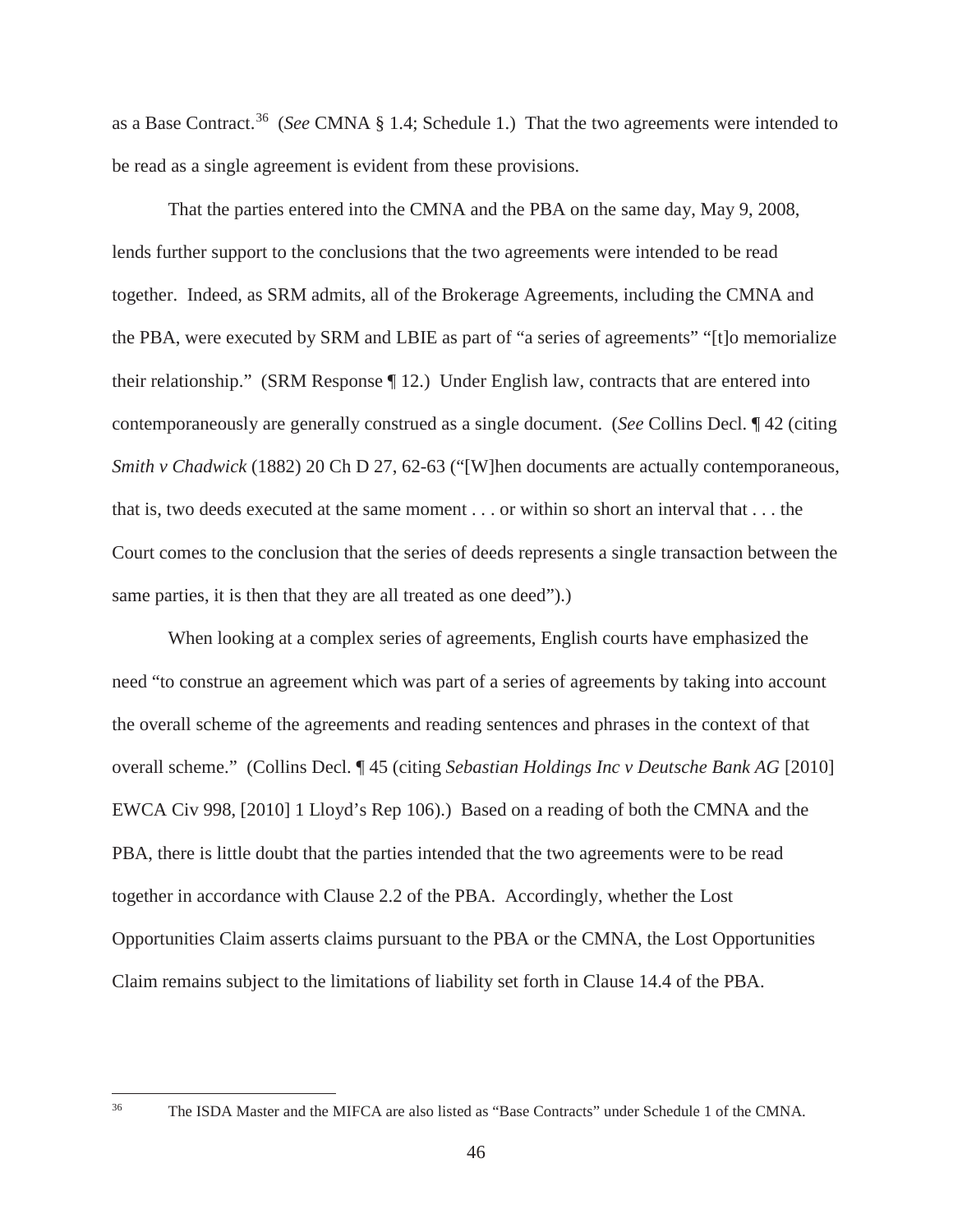as a Base Contract.[36] (*See* CMNA § 1.4; Schedule 1.) That the two agreements were intended to be read as a single agreement is evident from these provisions.

That the parties entered into the CMNA and the PBA on the same day, May 9, 2008, lends further support to the conclusions that the two agreements were intended to be read together. Indeed, as SRM admits, all of the Brokerage Agreements, including the CMNA and the PBA, were executed by SRM and LBIE as part of "a series of agreements" "[t]o memorialize their relationship." (SRM Response ¶ 12.) Under English law, contracts that are entered into contemporaneously are generally construed as a single document. (*See* Collins Decl. ¶ 42 (citing *Smith v Chadwick* (1882) 20 Ch D 27, 62-63 ("[W]hen documents are actually contemporaneous, that is, two deeds executed at the same moment . . . or within so short an interval that . . . the Court comes to the conclusion that the series of deeds represents a single transaction between the same parties, it is then that they are all treated as one deed").)

When looking at a complex series of agreements, English courts have emphasized the need "to construe an agreement which was part of a series of agreements by taking into account the overall scheme of the agreements and reading sentences and phrases in the context of that overall scheme." (Collins Decl. ¶ 45 (citing *Sebastian Holdings Inc v Deutsche Bank AG* [2010] EWCA Civ 998, [2010] 1 Lloyd's Rep 106).) Based on a reading of both the CMNA and the PBA, there is little doubt that the parties intended that the two agreements were to be read together in accordance with Clause 2.2 of the PBA. Accordingly, whether the Lost Opportunities Claim asserts claims pursuant to the PBA or the CMNA, the Lost Opportunities Claim remains subject to the limitations of liability set forth in Clause 14.4 of the PBA.

---

[36] The ISDA Master and the MIFCA are also listed as "Base Contracts" under Schedule 1 of the CMNA.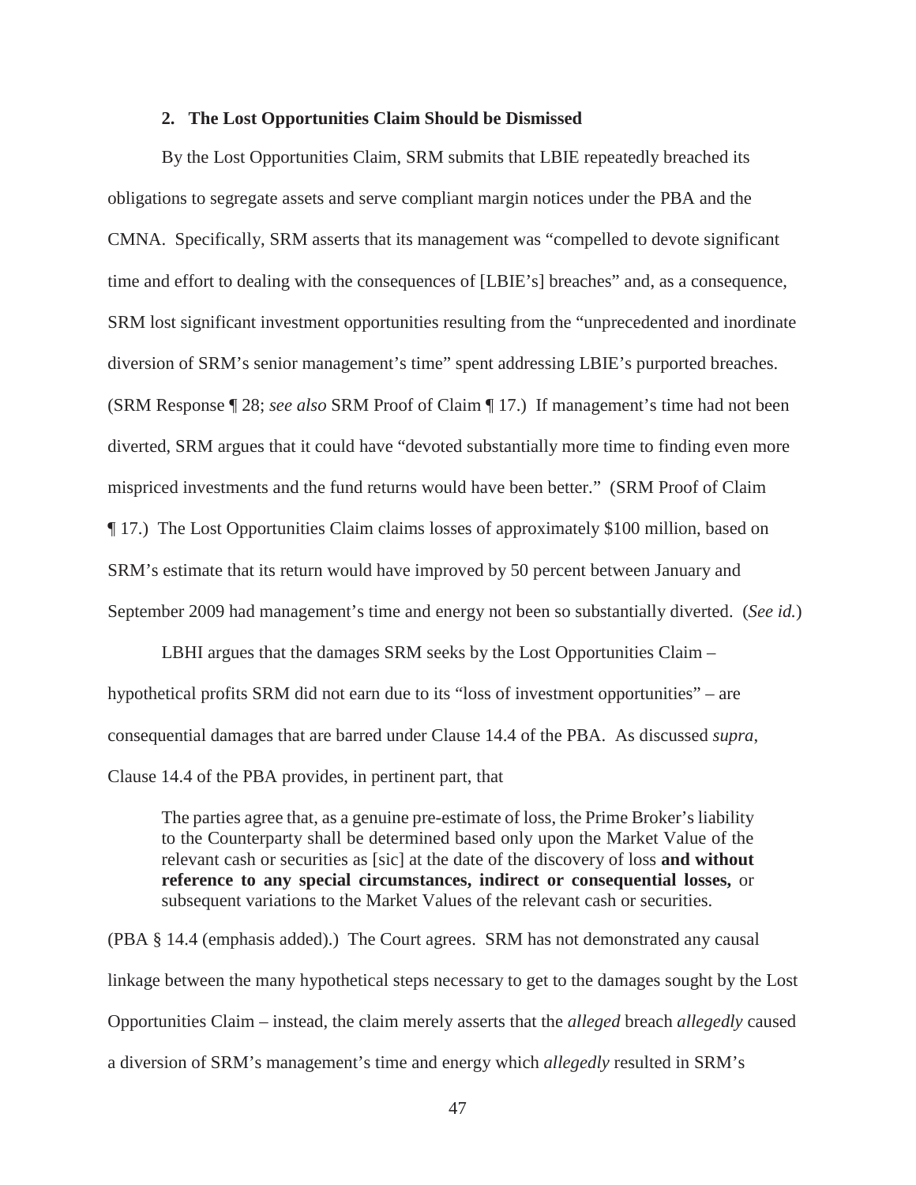### 2. The Lost Opportunities Claim Should be Dismissed

By the Lost Opportunities Claim, SRM submits that LBIE repeatedly breached its obligations to segregate assets and serve compliant margin notices under the PBA and the CMNA. Specifically, SRM asserts that its management was "compelled to devote significant time and effort to dealing with the consequences of [LBIE's] breaches" and, as a consequence, SRM lost significant investment opportunities resulting from the "unprecedented and inordinate diversion of SRM's senior management's time" spent addressing LBIE's purported breaches. (SRM Response ¶ 28; *see also* SRM Proof of Claim ¶ 17.) If management's time had not been diverted, SRM argues that it could have "devoted substantially more time to finding even more mispriced investments and the fund returns would have been better." (SRM Proof of Claim ¶ 17.) The Lost Opportunities Claim claims losses of approximately $100 million, based on SRM's estimate that its return would have improved by 50 percent between January and September 2009 had management's time and energy not been so substantially diverted. (*See id.*)

LBHI argues that the damages SRM seeks by the Lost Opportunities Claim – hypothetical profits SRM did not earn due to its "loss of investment opportunities" – are consequential damages that are barred under Clause 14.4 of the PBA. As discussed *supra*, Clause 14.4 of the PBA provides, in pertinent part, that

> The parties agree that, as a genuine pre-estimate of loss, the Prime Broker's liability to the Counterparty shall be determined based only upon the Market Value of the relevant cash or securities as [sic] at the date of the discovery of loss **and without reference to any special circumstances, indirect or consequential losses,** or subsequent variations to the Market Values of the relevant cash or securities.

(PBA § 14.4 (emphasis added).) The Court agrees. SRM has not demonstrated any causal linkage between the many hypothetical steps necessary to get to the damages sought by the Lost Opportunities Claim – instead, the claim merely asserts that the *alleged* breach *allegedly* caused a diversion of SRM's management's time and energy which *allegedly* resulted in SRM's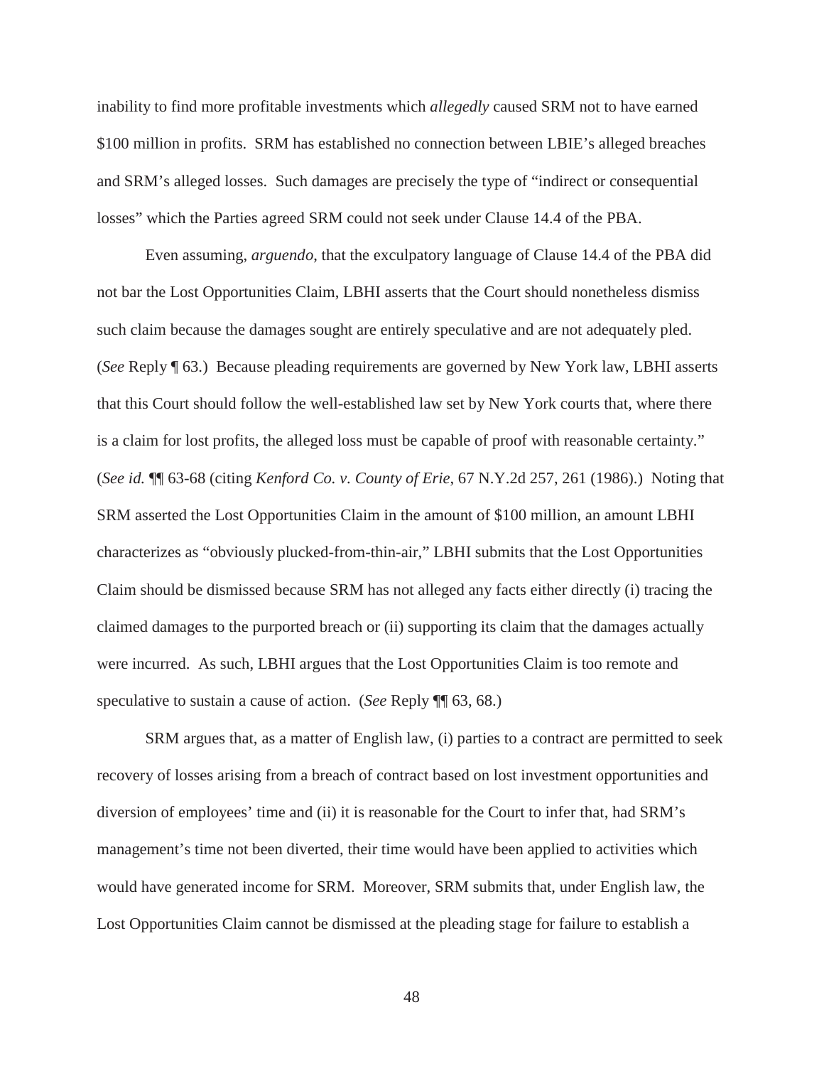inability to find more profitable investments which *allegedly* caused SRM not to have earned $100 million in profits. SRM has established no connection between LBIE's alleged breaches and SRM's alleged losses. Such damages are precisely the type of "indirect or consequential losses" which the Parties agreed SRM could not seek under Clause 14.4 of the PBA.

Even assuming, *arguendo*, that the exculpatory language of Clause 14.4 of the PBA did not bar the Lost Opportunities Claim, LBHI asserts that the Court should nonetheless dismiss such claim because the damages sought are entirely speculative and are not adequately pled. (*See* Reply ¶ 63.) Because pleading requirements are governed by New York law, LBHI asserts that this Court should follow the well-established law set by New York courts that, where there is a claim for lost profits, the alleged loss must be capable of proof with reasonable certainty." (*See id.* ¶¶ 63-68 (citing *Kenford Co. v. County of Erie*, 67 N.Y.2d 257, 261 (1986).) Noting that SRM asserted the Lost Opportunities Claim in the amount of $100 million, an amount LBHI characterizes as "obviously plucked-from-thin-air," LBHI submits that the Lost Opportunities Claim should be dismissed because SRM has not alleged any facts either directly (i) tracing the claimed damages to the purported breach or (ii) supporting its claim that the damages actually were incurred. As such, LBHI argues that the Lost Opportunities Claim is too remote and speculative to sustain a cause of action. (*See* Reply ¶¶ 63, 68.)

SRM argues that, as a matter of English law, (i) parties to a contract are permitted to seek recovery of losses arising from a breach of contract based on lost investment opportunities and diversion of employees' time and (ii) it is reasonable for the Court to infer that, had SRM's management's time not been diverted, their time would have been applied to activities which would have generated income for SRM. Moreover, SRM submits that, under English law, the Lost Opportunities Claim cannot be dismissed at the pleading stage for failure to establish a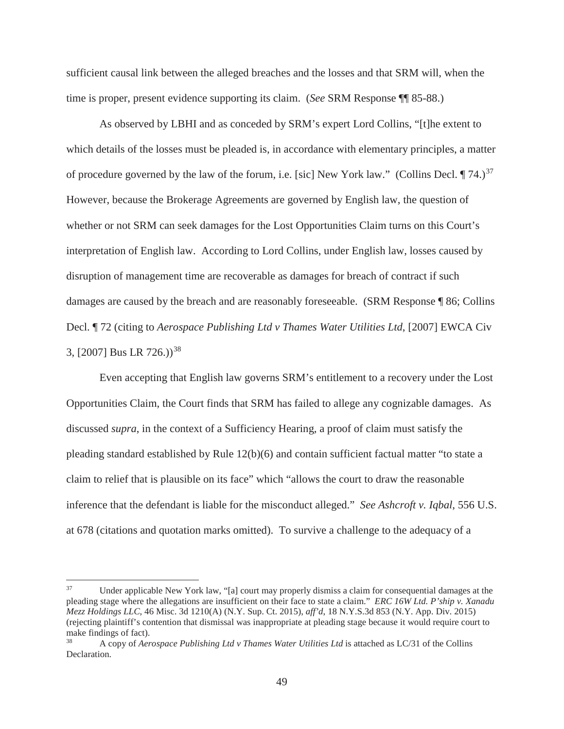sufficient causal link between the alleged breaches and the losses and that SRM will, when the time is proper, present evidence supporting its claim. (*See* SRM Response ¶¶ 85-88.)

As observed by LBHI and as conceded by SRM's expert Lord Collins, "[t]he extent to which details of the losses must be pleaded is, in accordance with elementary principles, a matter of procedure governed by the law of the forum, i.e. [sic] New York law." (Collins Decl. ¶ 74.)[37] However, because the Brokerage Agreements are governed by English law, the question of whether or not SRM can seek damages for the Lost Opportunities Claim turns on this Court's interpretation of English law. According to Lord Collins, under English law, losses caused by disruption of management time are recoverable as damages for breach of contract if such damages are caused by the breach and are reasonably foreseeable. (SRM Response ¶ 86; Collins Decl. ¶ 72 (citing to *Aerospace Publishing Ltd v Thames Water Utilities Ltd*, [2007] EWCA Civ 3, [2007] Bus LR 726.))[38]

Even accepting that English law governs SRM's entitlement to a recovery under the Lost Opportunities Claim, the Court finds that SRM has failed to allege any cognizable damages. As discussed *supra*, in the context of a Sufficiency Hearing, a proof of claim must satisfy the pleading standard established by Rule 12(b)(6) and contain sufficient factual matter "to state a claim to relief that is plausible on its face" which "allows the court to draw the reasonable inference that the defendant is liable for the misconduct alleged." *See Ashcroft v. Iqbal*, 556 U.S. at 678 (citations and quotation marks omitted). To survive a challenge to the adequacy of a

---

[37] Under applicable New York law, "[a] court may properly dismiss a claim for consequential damages at the pleading stage where the allegations are insufficient on their face to state a claim." *ERC 16W Ltd. P'ship v. Xanadu Mezz Holdings LLC*, 46 Misc. 3d 1210(A) (N.Y. Sup. Ct. 2015), *aff'd*, 18 N.Y.S.3d 853 (N.Y. App. Div. 2015) (rejecting plaintiff's contention that dismissal was inappropriate at pleading stage because it would require court to make findings of fact).

[38] A copy of *Aerospace Publishing Ltd v Thames Water Utilities Ltd* is attached as LC/31 of the Collins Declaration.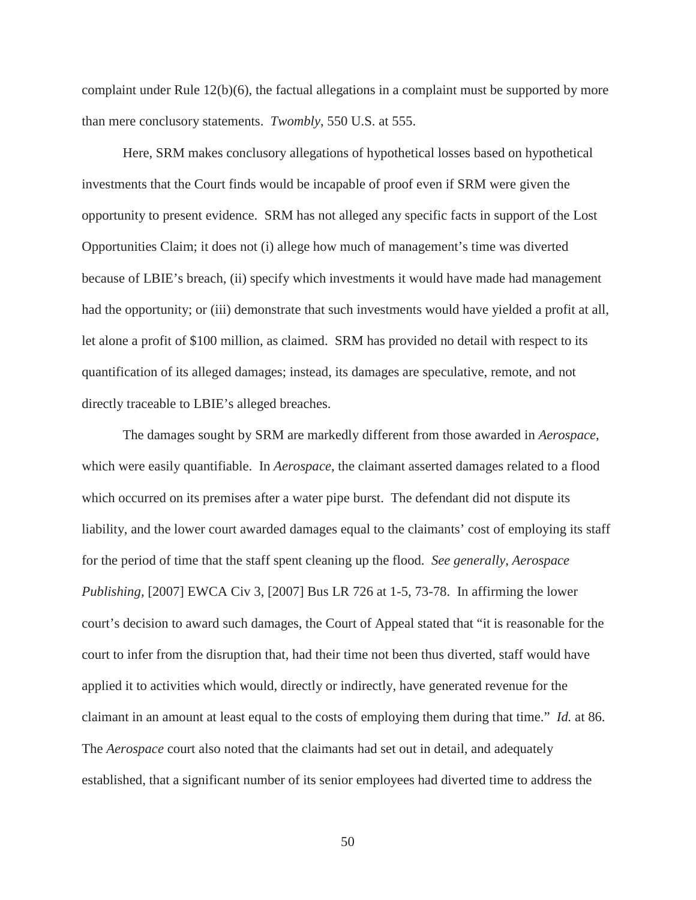complaint under Rule 12(b)(6), the factual allegations in a complaint must be supported by more than mere conclusory statements. *Twombly*, 550 U.S. at 555.

Here, SRM makes conclusory allegations of hypothetical losses based on hypothetical investments that the Court finds would be incapable of proof even if SRM were given the opportunity to present evidence. SRM has not alleged any specific facts in support of the Lost Opportunities Claim; it does not (i) allege how much of management's time was diverted because of LBIE's breach, (ii) specify which investments it would have made had management had the opportunity; or (iii) demonstrate that such investments would have yielded a profit at all, let alone a profit of $100 million, as claimed. SRM has provided no detail with respect to its quantification of its alleged damages; instead, its damages are speculative, remote, and not directly traceable to LBIE's alleged breaches.

The damages sought by SRM are markedly different from those awarded in *Aerospace*, which were easily quantifiable. In *Aerospace*, the claimant asserted damages related to a flood which occurred on its premises after a water pipe burst. The defendant did not dispute its liability, and the lower court awarded damages equal to the claimants' cost of employing its staff for the period of time that the staff spent cleaning up the flood. *See generally*, *Aerospace Publishing*, [2007] EWCA Civ 3, [2007] Bus LR 726 at 1-5, 73-78. In affirming the lower court's decision to award such damages, the Court of Appeal stated that "it is reasonable for the court to infer from the disruption that, had their time not been thus diverted, staff would have applied it to activities which would, directly or indirectly, have generated revenue for the claimant in an amount at least equal to the costs of employing them during that time." *Id.* at 86. The *Aerospace* court also noted that the claimants had set out in detail, and adequately established, that a significant number of its senior employees had diverted time to address the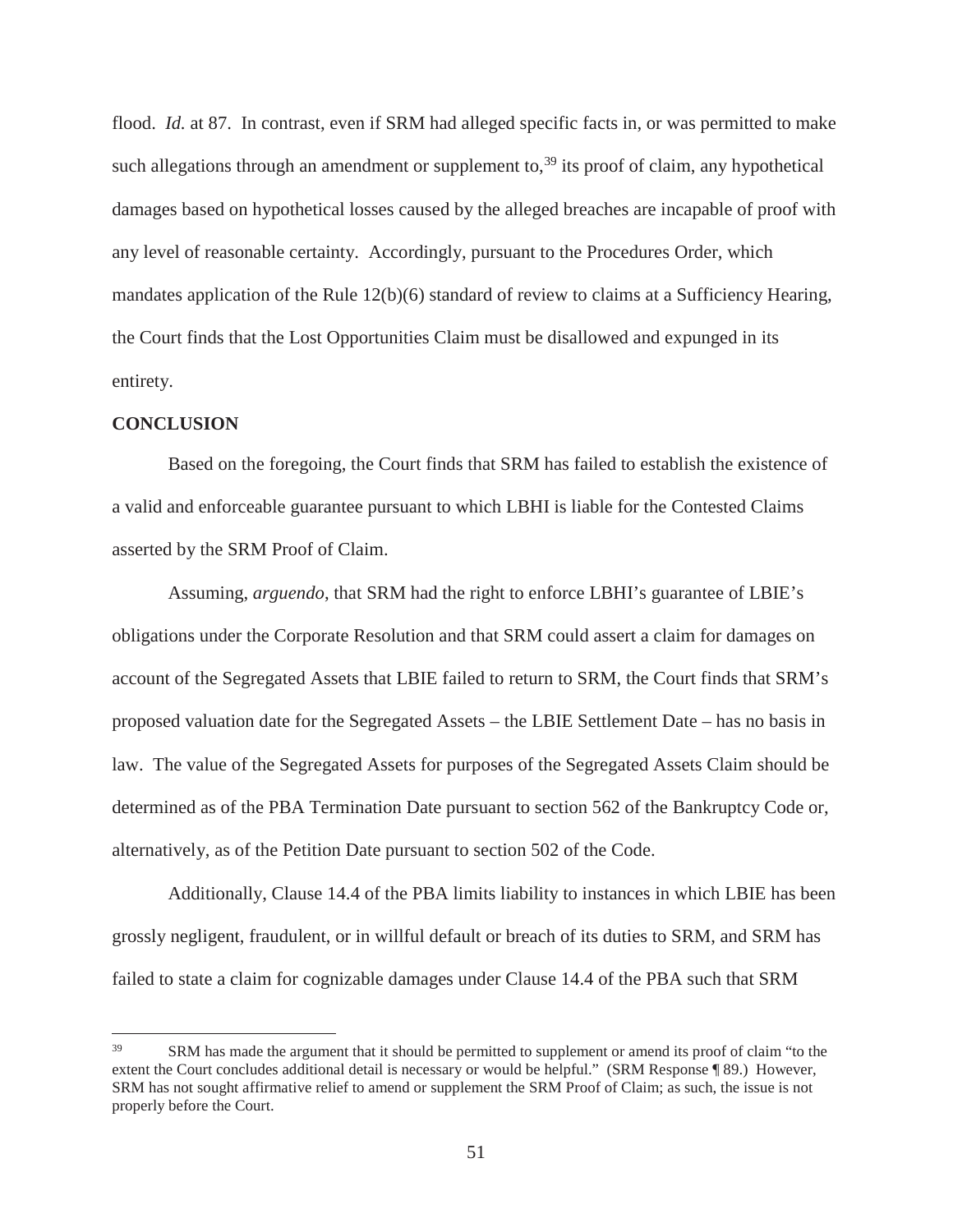flood. *Id.* at 87. In contrast, even if SRM had alleged specific facts in, or was permitted to make such allegations through an amendment or supplement to,[39] its proof of claim, any hypothetical damages based on hypothetical losses caused by the alleged breaches are incapable of proof with any level of reasonable certainty. Accordingly, pursuant to the Procedures Order, which mandates application of the Rule 12(b)(6) standard of review to claims at a Sufficiency Hearing, the Court finds that the Lost Opportunities Claim must be disallowed and expunged in its entirety.

**CONCLUSION**

Based on the foregoing, the Court finds that SRM has failed to establish the existence of a valid and enforceable guarantee pursuant to which LBHI is liable for the Contested Claims asserted by the SRM Proof of Claim.

Assuming, *arguendo*, that SRM had the right to enforce LBHI's guarantee of LBIE's obligations under the Corporate Resolution and that SRM could assert a claim for damages on account of the Segregated Assets that LBIE failed to return to SRM, the Court finds that SRM's proposed valuation date for the Segregated Assets – the LBIE Settlement Date – has no basis in law. The value of the Segregated Assets for purposes of the Segregated Assets Claim should be determined as of the PBA Termination Date pursuant to section 562 of the Bankruptcy Code or, alternatively, as of the Petition Date pursuant to section 502 of the Code.

Additionally, Clause 14.4 of the PBA limits liability to instances in which LBIE has been grossly negligent, fraudulent, or in willful default or breach of its duties to SRM, and SRM has failed to state a claim for cognizable damages under Clause 14.4 of the PBA such that SRM

---

[39] SRM has made the argument that it should be permitted to supplement or amend its proof of claim "to the extent the Court concludes additional detail is necessary or would be helpful." (SRM Response ¶ 89.) However, SRM has not sought affirmative relief to amend or supplement the SRM Proof of Claim; as such, the issue is not properly before the Court.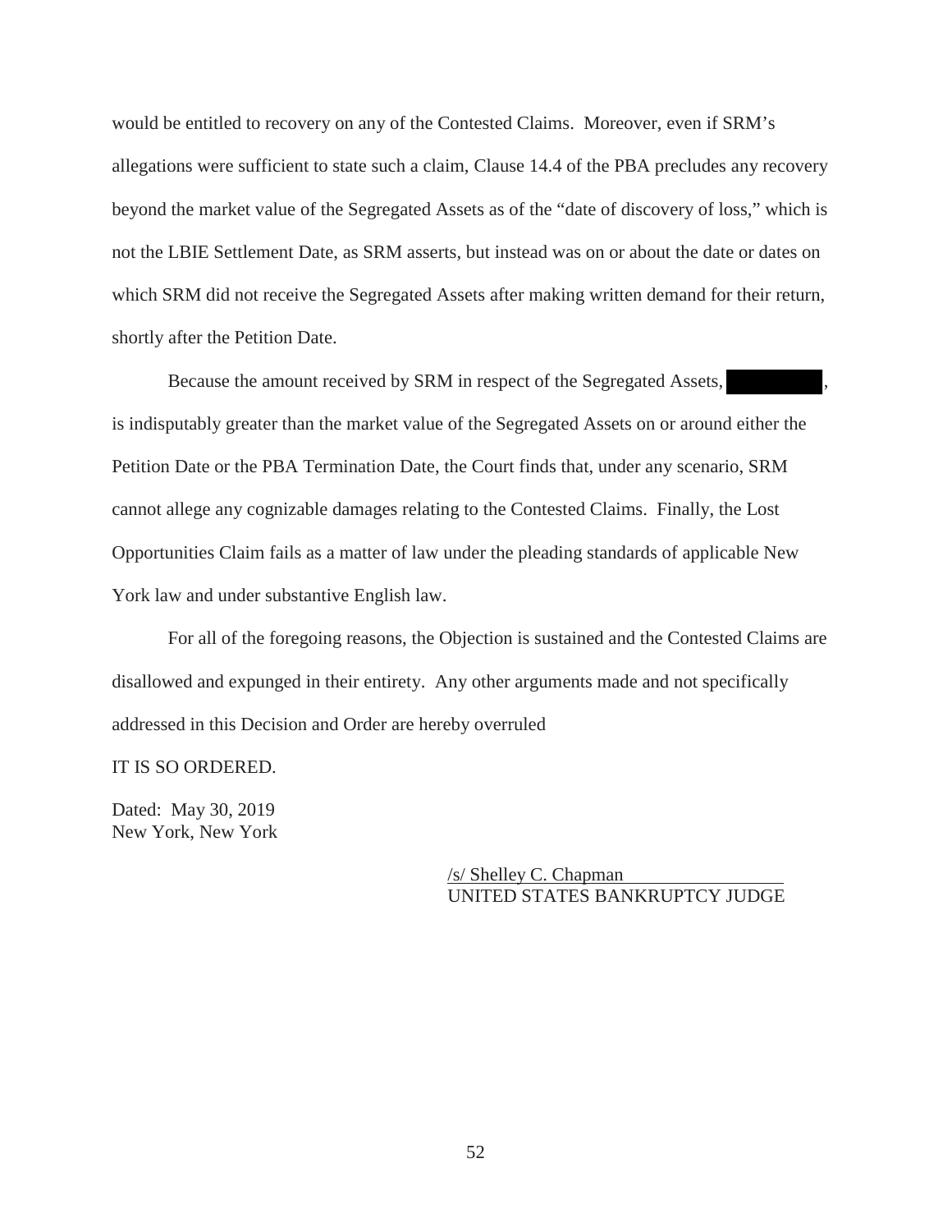would be entitled to recovery on any of the Contested Claims. Moreover, even if SRM's allegations were sufficient to state such a claim, Clause 14.4 of the PBA precludes any recovery beyond the market value of the Segregated Assets as of the "date of discovery of loss," which is not the LBIE Settlement Date, as SRM asserts, but instead was on or about the date or dates on which SRM did not receive the Segregated Assets after making written demand for their return, shortly after the Petition Date.

Because the amount received by SRM in respect of the Segregated Assets, ████████, is indisputably greater than the market value of the Segregated Assets on or around either the Petition Date or the PBA Termination Date, the Court finds that, under any scenario, SRM cannot allege any cognizable damages relating to the Contested Claims. Finally, the Lost Opportunities Claim fails as a matter of law under the pleading standards of applicable New York law and under substantive English law.

For all of the foregoing reasons, the Objection is sustained and the Contested Claims are disallowed and expunged in their entirety. Any other arguments made and not specifically addressed in this Decision and Order are hereby overruled

IT IS SO ORDERED.

Dated: May 30, 2019
New York, New York

/s/ Shelley C. Chapman
UNITED STATES BANKRUPTCY JUDGE